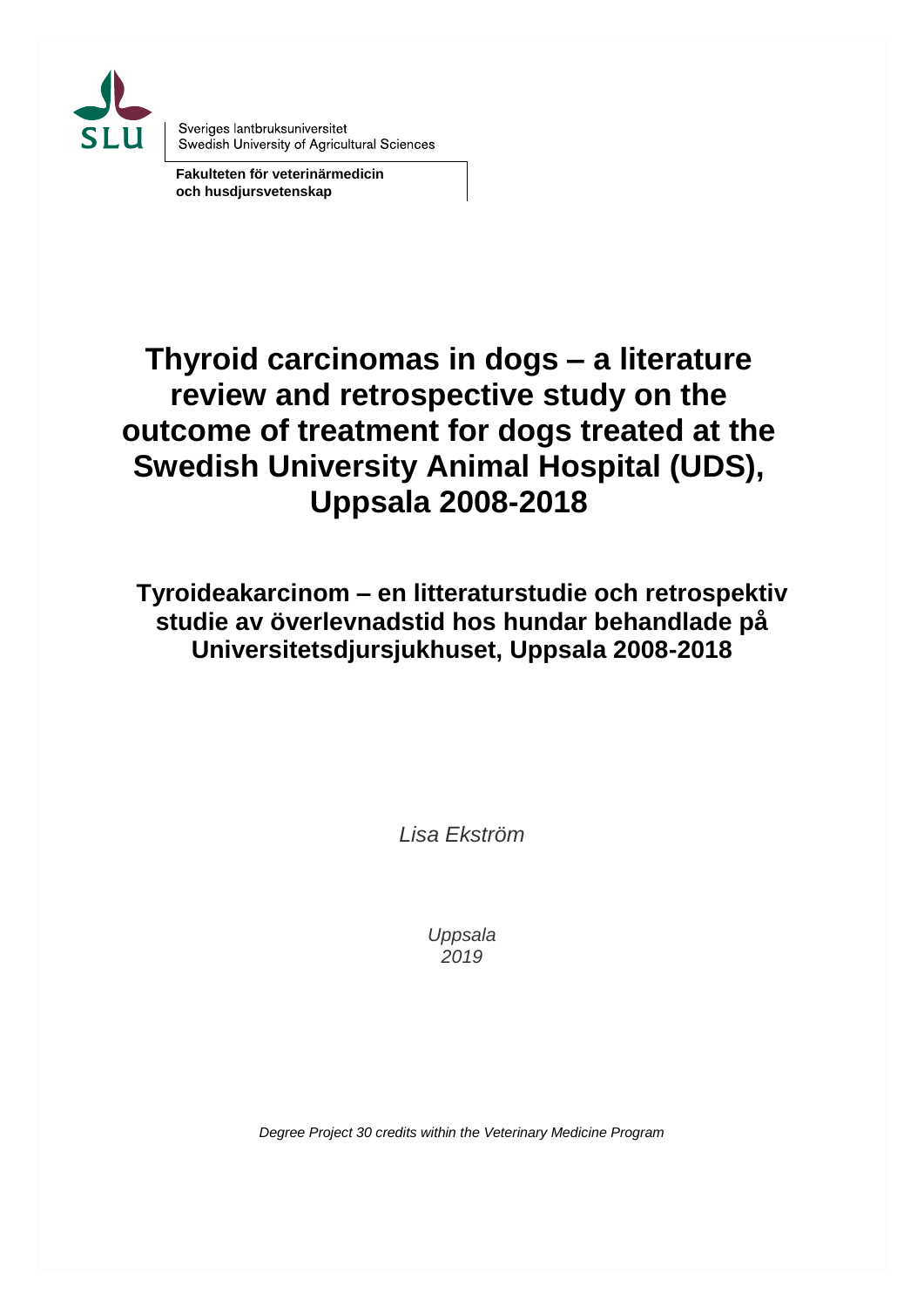Sveriges lantbruksuniversitet
Swedish University of Agricultural Sciences

**Fakulteten för veterinärmedicin och husdjursvetenskap**

# Thyroid carcinomas in dogs – a literature review and retrospective study on the outcome of treatment for dogs treated at the Swedish University Animal Hospital (UDS), Uppsala 2008-2018

## Tyroideakarcinom – en litteraturstudie och retrospektiv studie av överlevnadstid hos hundar behandlade på Universitetsdjursjukhuset, Uppsala 2008-2018

*Lisa Ekström*

*Uppsala*
*2019*

*Degree Project 30 credits within the Veterinary Medicine Program*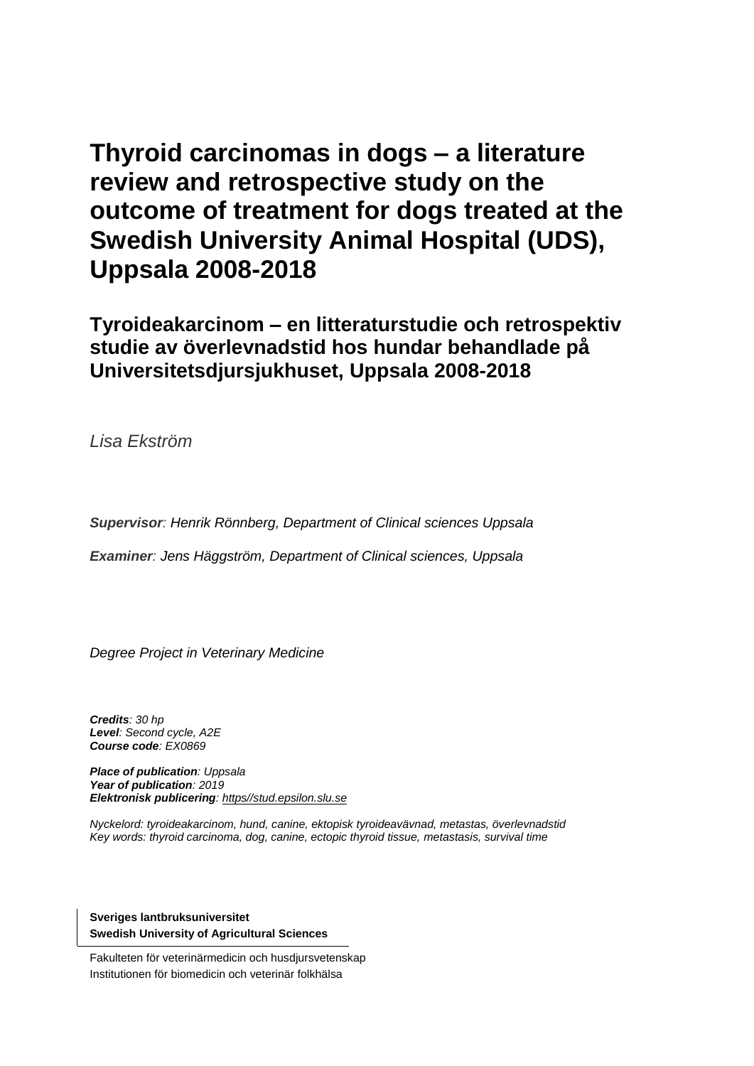# Thyroid carcinomas in dogs – a literature review and retrospective study on the outcome of treatment for dogs treated at the Swedish University Animal Hospital (UDS), Uppsala 2008-2018

## Tyroideakarcinom – en litteraturstudie och retrospektiv studie av överlevnadstid hos hundar behandlade på Universitetsdjursjukhuset, Uppsala 2008-2018

*Lisa Ekström*

***Supervisor**: Henrik Rönnberg, Department of Clinical sciences Uppsala*

***Examiner**: Jens Häggström, Department of Clinical sciences, Uppsala*

*Degree Project in Veterinary Medicine*

***Credits**: 30 hp*
***Level**: Second cycle, A2E*
***Course code**: EX0869*

***Place of publication**: Uppsala*
***Year of publication**: 2019*
***Elektronisk publicering**: https//stud.epsilon.slu.se*

*Nyckelord: tyroideakarcinom, hund, canine, ektopisk tyroideavävnad, metastas, överlevnadstid*
*Key words: thyroid carcinoma, dog, canine, ectopic thyroid tissue, metastasis, survival time*

**Sveriges lantbruksuniversitet**
**Swedish University of Agricultural Sciences**

Fakulteten för veterinärmedicin och husdjursvetenskap
Institutionen för biomedicin och veterinär folkhälsa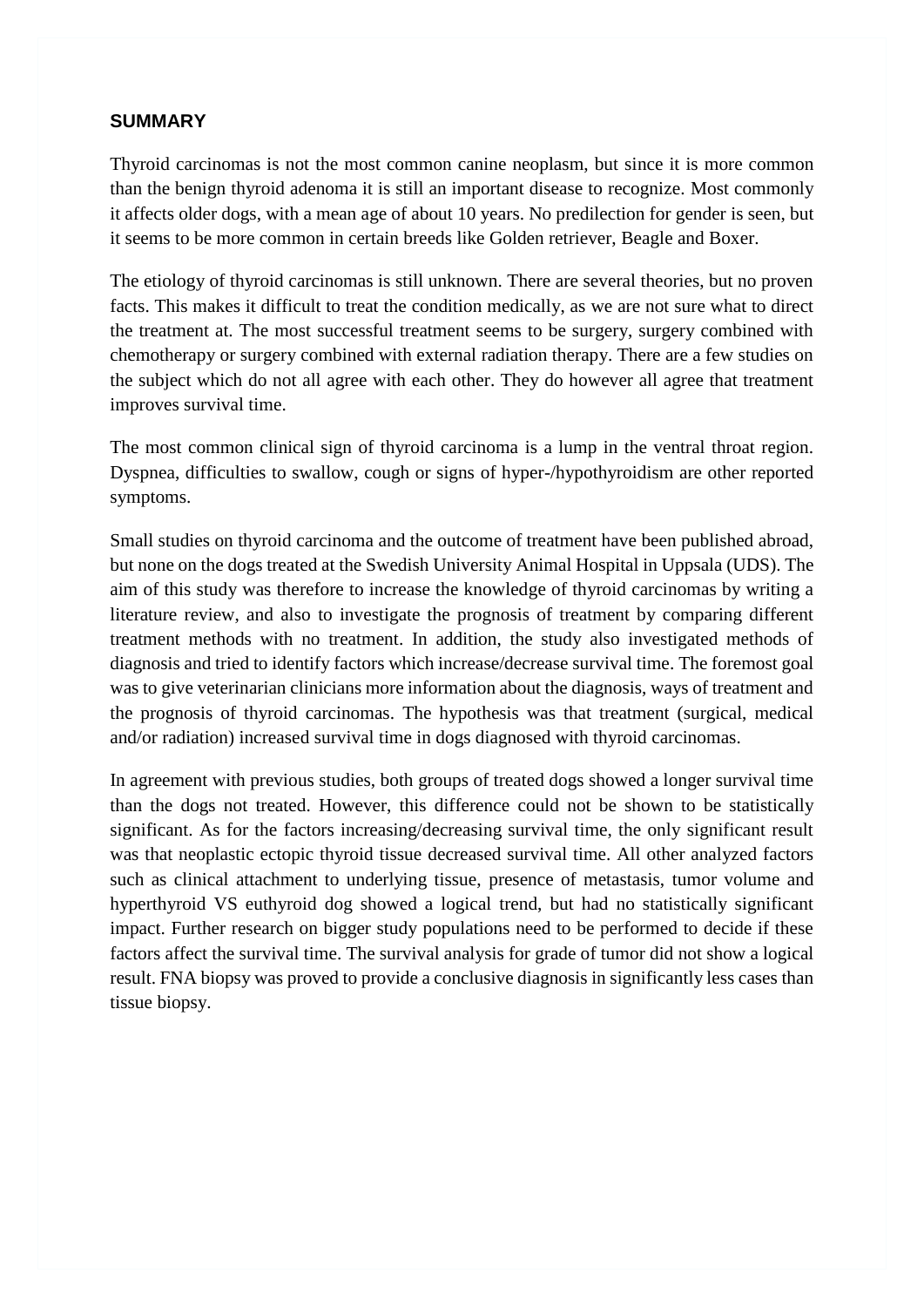## SUMMARY

Thyroid carcinomas is not the most common canine neoplasm, but since it is more common than the benign thyroid adenoma it is still an important disease to recognize. Most commonly it affects older dogs, with a mean age of about 10 years. No predilection for gender is seen, but it seems to be more common in certain breeds like Golden retriever, Beagle and Boxer.

The etiology of thyroid carcinomas is still unknown. There are several theories, but no proven facts. This makes it difficult to treat the condition medically, as we are not sure what to direct the treatment at. The most successful treatment seems to be surgery, surgery combined with chemotherapy or surgery combined with external radiation therapy. There are a few studies on the subject which do not all agree with each other. They do however all agree that treatment improves survival time.

The most common clinical sign of thyroid carcinoma is a lump in the ventral throat region. Dyspnea, difficulties to swallow, cough or signs of hyper-/hypothyroidism are other reported symptoms.

Small studies on thyroid carcinoma and the outcome of treatment have been published abroad, but none on the dogs treated at the Swedish University Animal Hospital in Uppsala (UDS). The aim of this study was therefore to increase the knowledge of thyroid carcinomas by writing a literature review, and also to investigate the prognosis of treatment by comparing different treatment methods with no treatment. In addition, the study also investigated methods of diagnosis and tried to identify factors which increase/decrease survival time. The foremost goal was to give veterinarian clinicians more information about the diagnosis, ways of treatment and the prognosis of thyroid carcinomas. The hypothesis was that treatment (surgical, medical and/or radiation) increased survival time in dogs diagnosed with thyroid carcinomas.

In agreement with previous studies, both groups of treated dogs showed a longer survival time than the dogs not treated. However, this difference could not be shown to be statistically significant. As for the factors increasing/decreasing survival time, the only significant result was that neoplastic ectopic thyroid tissue decreased survival time. All other analyzed factors such as clinical attachment to underlying tissue, presence of metastasis, tumor volume and hyperthyroid VS euthyroid dog showed a logical trend, but had no statistically significant impact. Further research on bigger study populations need to be performed to decide if these factors affect the survival time. The survival analysis for grade of tumor did not show a logical result. FNA biopsy was proved to provide a conclusive diagnosis in significantly less cases than tissue biopsy.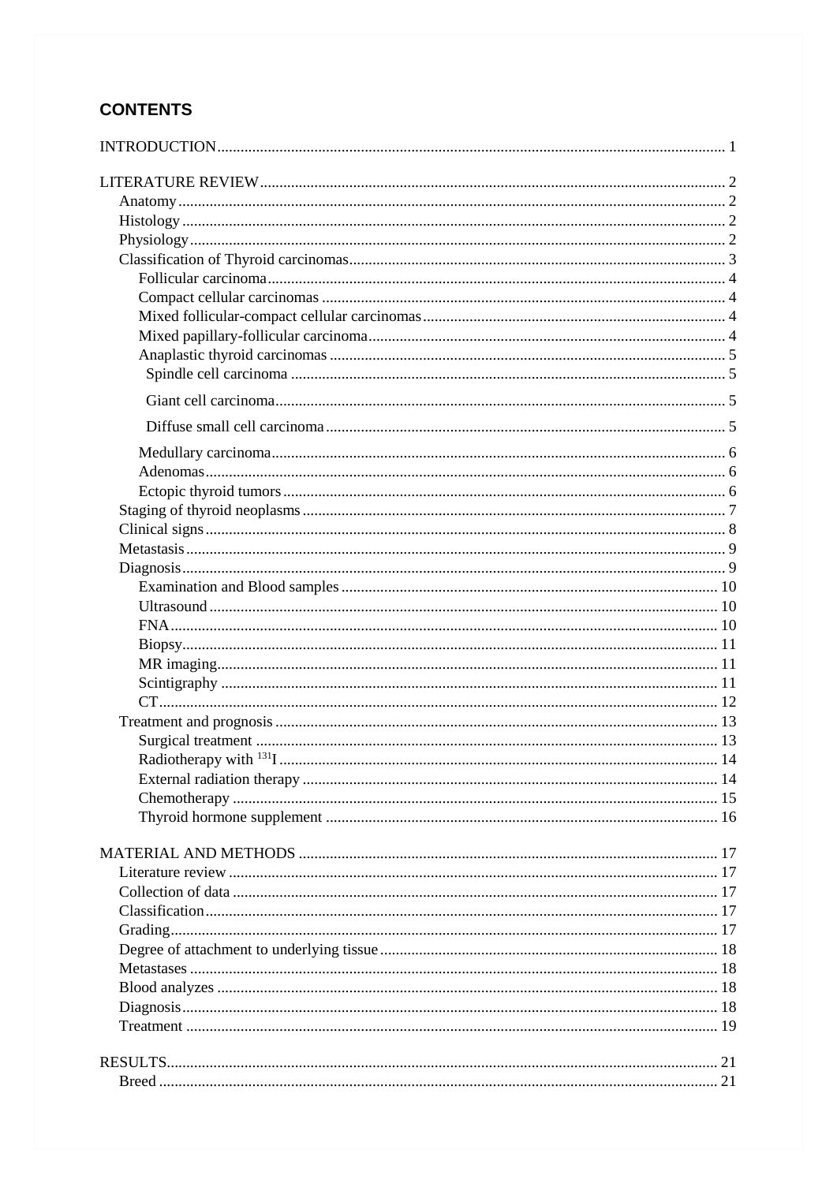# CONTENTS

INTRODUCTION ........ 1

LITERATURE REVIEW ........ 2
- Anatomy ........ 2
- Histology ........ 2
- Physiology ........ 2
- Classification of Thyroid carcinomas ........ 3
  - Follicular carcinoma ........ 4
  - Compact cellular carcinomas ........ 4
  - Mixed follicular-compact cellular carcinomas ........ 4
  - Mixed papillary-follicular carcinoma ........ 4
  - Anaplastic thyroid carcinomas ........ 5
    - Spindle cell carcinoma ........ 5
    - Giant cell carcinoma ........ 5
    - Diffuse small cell carcinoma ........ 5
  - Medullary carcinoma ........ 6
  - Adenomas ........ 6
  - Ectopic thyroid tumors ........ 6
- Staging of thyroid neoplasms ........ 7
- Clinical signs ........ 8
- Metastasis ........ 9
- Diagnosis ........ 9
  - Examination and Blood samples ........ 10
  - Ultrasound ........ 10
  - FNA ........ 10
  - Biopsy ........ 11
  - MR imaging ........ 11
  - Scintigraphy ........ 11
  - CT ........ 12
- Treatment and prognosis ........ 13
  - Surgical treatment ........ 13
  - Radiotherapy with $^{131}$I ........ 14
  - External radiation therapy ........ 14
  - Chemotherapy ........ 15
  - Thyroid hormone supplement ........ 16

MATERIAL AND METHODS ........ 17
- Literature review ........ 17
- Collection of data ........ 17
- Classification ........ 17
- Grading ........ 17
- Degree of attachment to underlying tissue ........ 18
- Metastases ........ 18
- Blood analyzes ........ 18
- Diagnosis ........ 18
- Treatment ........ 19

RESULTS ........ 21
- Breed ........ 21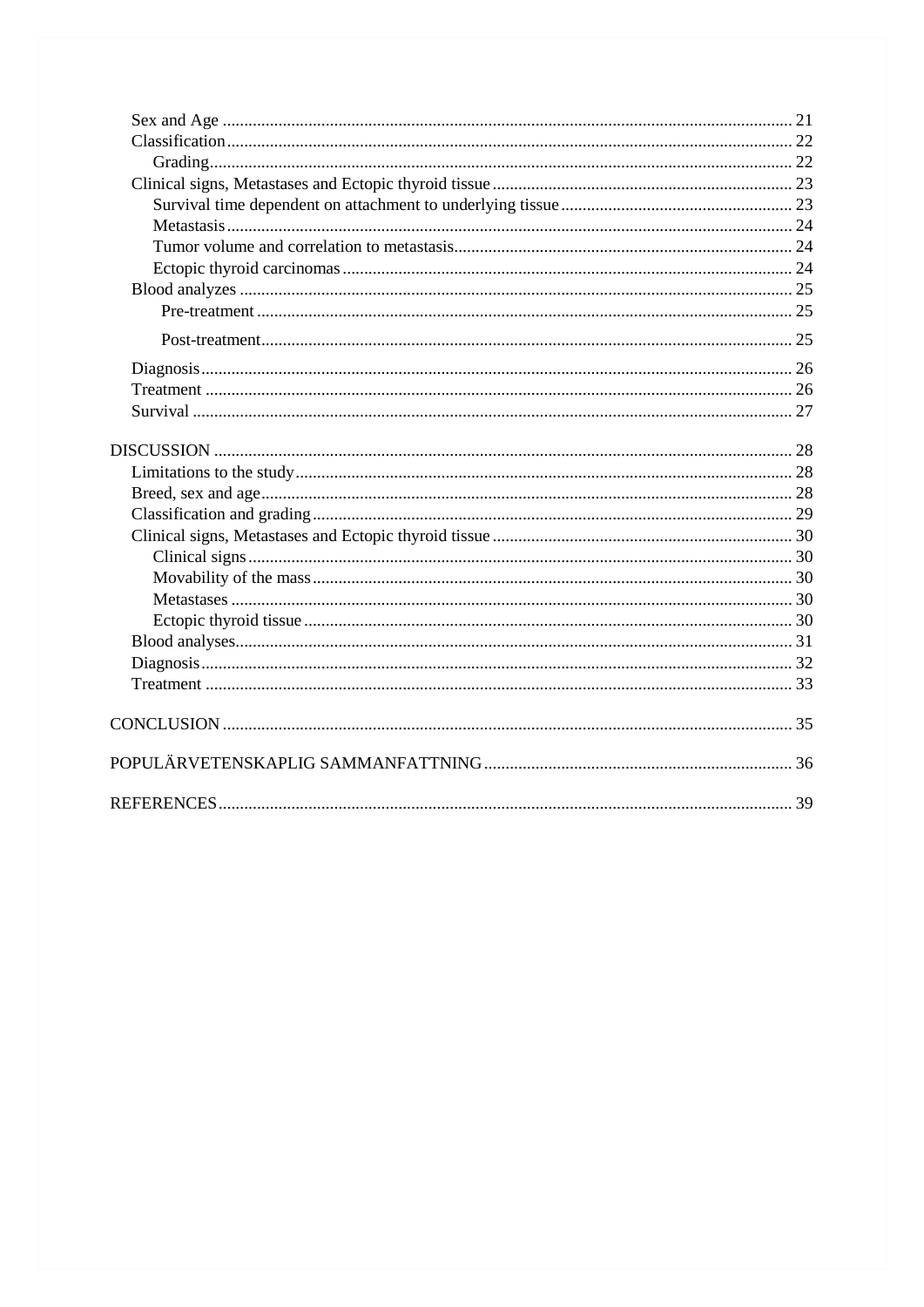Sex and Age ..... 21
Classification ..... 22
Grading ..... 22
Clinical signs, Metastases and Ectopic thyroid tissue ..... 23
Survival time dependent on attachment to underlying tissue ..... 23
Metastasis ..... 24
Tumor volume and correlation to metastasis ..... 24
Ectopic thyroid carcinomas ..... 24
Blood analyzes ..... 25
Pre-treatment ..... 25
Post-treatment ..... 25
Diagnosis ..... 26
Treatment ..... 26
Survival ..... 27

DISCUSSION ..... 28
Limitations to the study ..... 28
Breed, sex and age ..... 28
Classification and grading ..... 29
Clinical signs, Metastases and Ectopic thyroid tissue ..... 30
Clinical signs ..... 30
Movability of the mass ..... 30
Metastases ..... 30
Ectopic thyroid tissue ..... 30
Blood analyses ..... 31
Diagnosis ..... 32
Treatment ..... 33

CONCLUSION ..... 35

POPULÄRVETENSKAPLIG SAMMANFATTNING ..... 36

REFERENCES ..... 39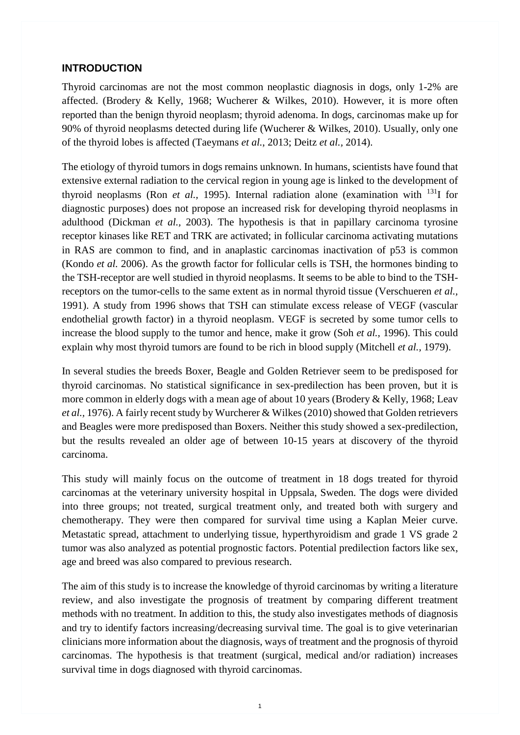## INTRODUCTION

Thyroid carcinomas are not the most common neoplastic diagnosis in dogs, only 1-2% are affected. (Brodery & Kelly, 1968; Wucherer & Wilkes, 2010). However, it is more often reported than the benign thyroid neoplasm; thyroid adenoma. In dogs, carcinomas make up for 90% of thyroid neoplasms detected during life (Wucherer & Wilkes, 2010). Usually, only one of the thyroid lobes is affected (Taeymans *et al.*, 2013; Deitz *et al.*, 2014).

The etiology of thyroid tumors in dogs remains unknown. In humans, scientists have found that extensive external radiation to the cervical region in young age is linked to the development of thyroid neoplasms (Ron *et al.*, 1995). Internal radiation alone (examination with $^{131}$I for diagnostic purposes) does not propose an increased risk for developing thyroid neoplasms in adulthood (Dickman *et al.*, 2003). The hypothesis is that in papillary carcinoma tyrosine receptor kinases like RET and TRK are activated; in follicular carcinoma activating mutations in RAS are common to find, and in anaplastic carcinomas inactivation of p53 is common (Kondo *et al.* 2006). As the growth factor for follicular cells is TSH, the hormones binding to the TSH-receptor are well studied in thyroid neoplasms. It seems to be able to bind to the TSH-receptors on the tumor-cells to the same extent as in normal thyroid tissue (Verschueren *et al.*, 1991). A study from 1996 shows that TSH can stimulate excess release of VEGF (vascular endothelial growth factor) in a thyroid neoplasm. VEGF is secreted by some tumor cells to increase the blood supply to the tumor and hence, make it grow (Soh *et al.*, 1996). This could explain why most thyroid tumors are found to be rich in blood supply (Mitchell *et al.*, 1979).

In several studies the breeds Boxer, Beagle and Golden Retriever seem to be predisposed for thyroid carcinomas. No statistical significance in sex-predilection has been proven, but it is more common in elderly dogs with a mean age of about 10 years (Brodery & Kelly, 1968; Leav *et al.*, 1976). A fairly recent study by Wurcherer & Wilkes (2010) showed that Golden retrievers and Beagles were more predisposed than Boxers. Neither this study showed a sex-predilection, but the results revealed an older age of between 10-15 years at discovery of the thyroid carcinoma.

This study will mainly focus on the outcome of treatment in 18 dogs treated for thyroid carcinomas at the veterinary university hospital in Uppsala, Sweden. The dogs were divided into three groups; not treated, surgical treatment only, and treated both with surgery and chemotherapy. They were then compared for survival time using a Kaplan Meier curve. Metastatic spread, attachment to underlying tissue, hyperthyroidism and grade 1 VS grade 2 tumor was also analyzed as potential prognostic factors. Potential predilection factors like sex, age and breed was also compared to previous research.

The aim of this study is to increase the knowledge of thyroid carcinomas by writing a literature review, and also investigate the prognosis of treatment by comparing different treatment methods with no treatment. In addition to this, the study also investigates methods of diagnosis and try to identify factors increasing/decreasing survival time. The goal is to give veterinarian clinicians more information about the diagnosis, ways of treatment and the prognosis of thyroid carcinomas. The hypothesis is that treatment (surgical, medical and/or radiation) increases survival time in dogs diagnosed with thyroid carcinomas.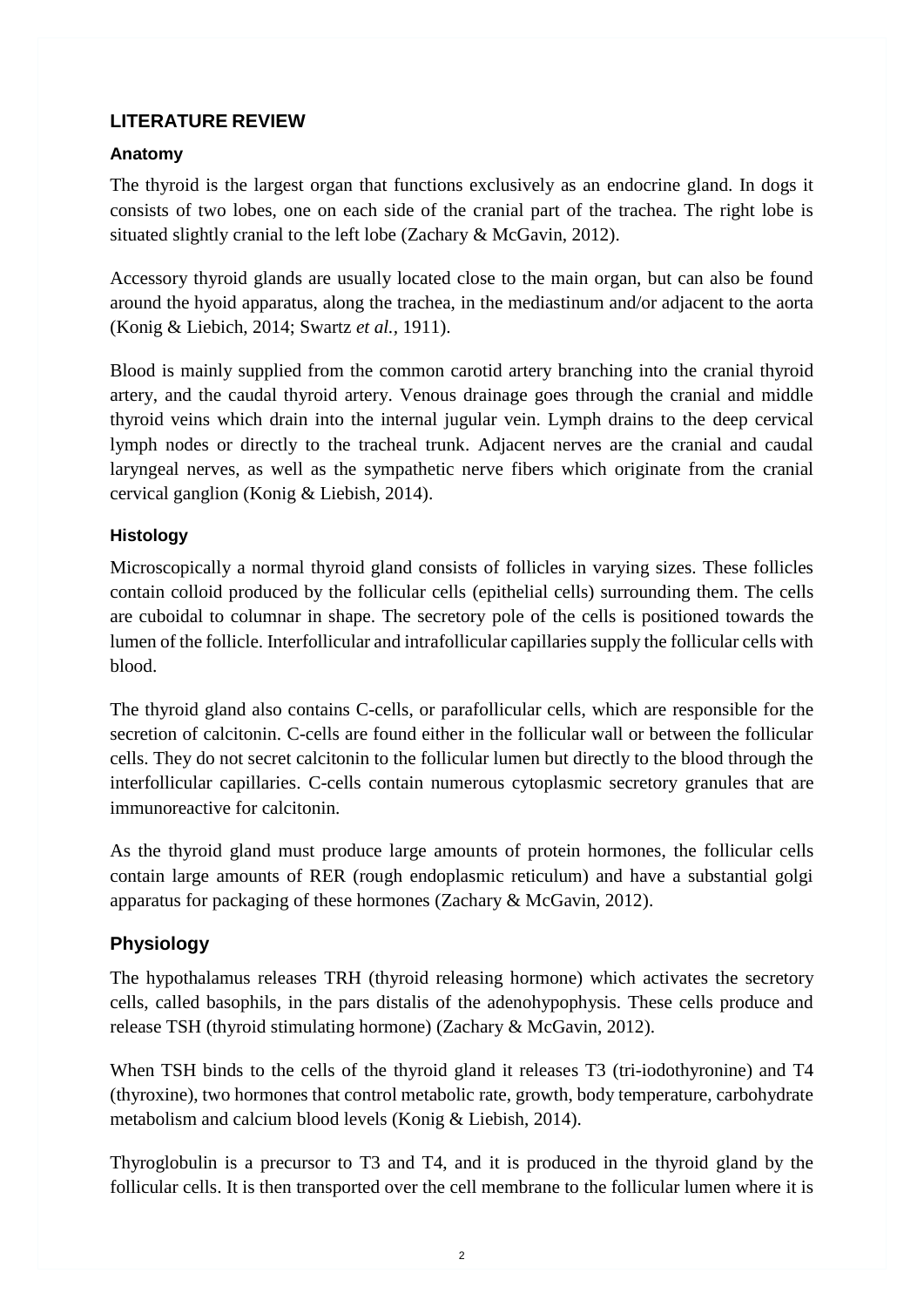## LITERATURE REVIEW

### Anatomy

The thyroid is the largest organ that functions exclusively as an endocrine gland. In dogs it consists of two lobes, one on each side of the cranial part of the trachea. The right lobe is situated slightly cranial to the left lobe (Zachary & McGavin, 2012).

Accessory thyroid glands are usually located close to the main organ, but can also be found around the hyoid apparatus, along the trachea, in the mediastinum and/or adjacent to the aorta (Konig & Liebich, 2014; Swartz *et al.*, 1911).

Blood is mainly supplied from the common carotid artery branching into the cranial thyroid artery, and the caudal thyroid artery. Venous drainage goes through the cranial and middle thyroid veins which drain into the internal jugular vein. Lymph drains to the deep cervical lymph nodes or directly to the tracheal trunk. Adjacent nerves are the cranial and caudal laryngeal nerves, as well as the sympathetic nerve fibers which originate from the cranial cervical ganglion (Konig & Liebish, 2014).

### Histology

Microscopically a normal thyroid gland consists of follicles in varying sizes. These follicles contain colloid produced by the follicular cells (epithelial cells) surrounding them. The cells are cuboidal to columnar in shape. The secretory pole of the cells is positioned towards the lumen of the follicle. Interfollicular and intrafollicular capillaries supply the follicular cells with blood.

The thyroid gland also contains C-cells, or parafollicular cells, which are responsible for the secretion of calcitonin. C-cells are found either in the follicular wall or between the follicular cells. They do not secret calcitonin to the follicular lumen but directly to the blood through the interfollicular capillaries. C-cells contain numerous cytoplasmic secretory granules that are immunoreactive for calcitonin.

As the thyroid gland must produce large amounts of protein hormones, the follicular cells contain large amounts of RER (rough endoplasmic reticulum) and have a substantial golgi apparatus for packaging of these hormones (Zachary & McGavin, 2012).

### Physiology

The hypothalamus releases TRH (thyroid releasing hormone) which activates the secretory cells, called basophils, in the pars distalis of the adenohypophysis. These cells produce and release TSH (thyroid stimulating hormone) (Zachary & McGavin, 2012).

When TSH binds to the cells of the thyroid gland it releases T3 (tri-iodothyronine) and T4 (thyroxine), two hormones that control metabolic rate, growth, body temperature, carbohydrate metabolism and calcium blood levels (Konig & Liebish, 2014).

Thyroglobulin is a precursor to T3 and T4, and it is produced in the thyroid gland by the follicular cells. It is then transported over the cell membrane to the follicular lumen where it is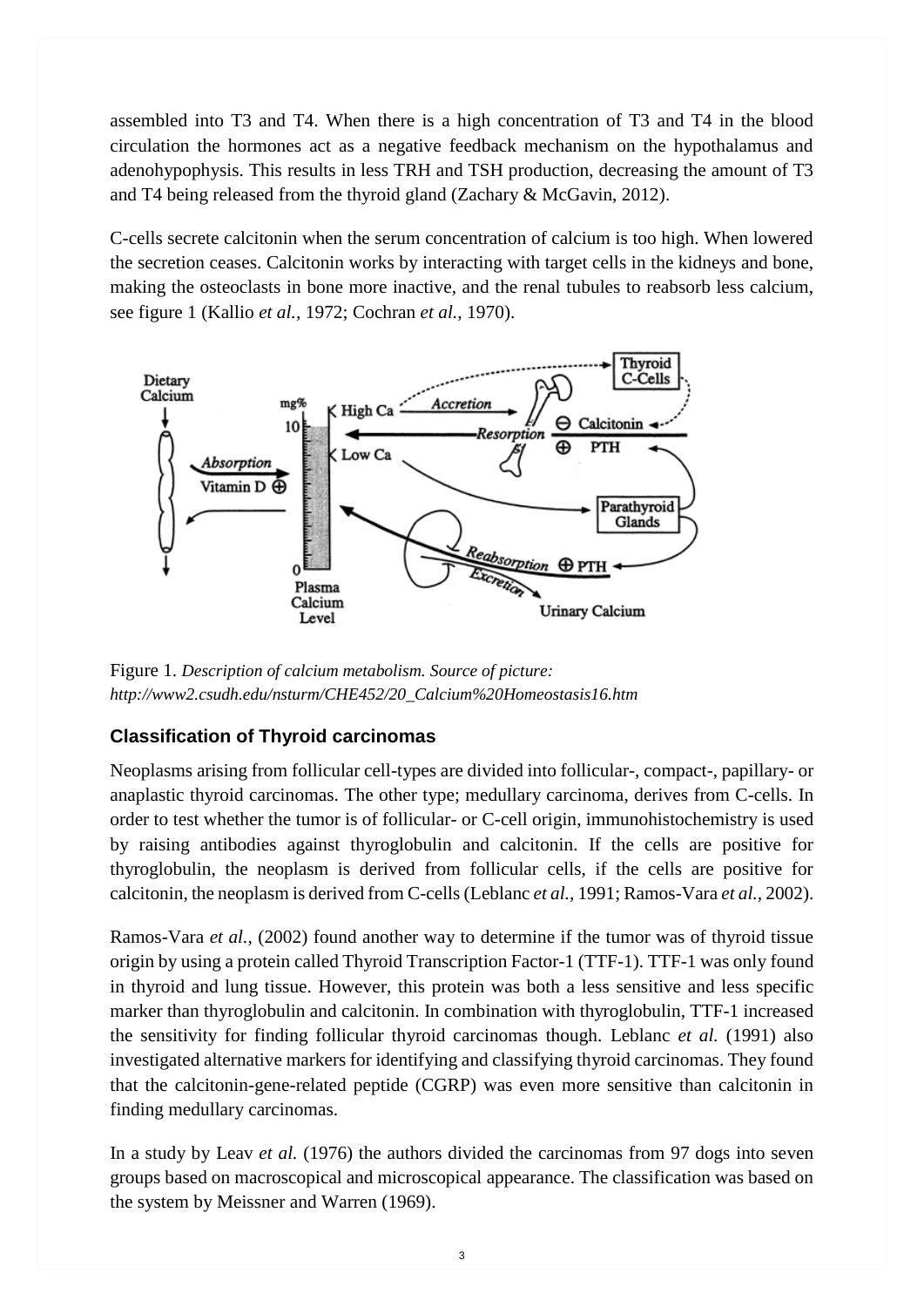assembled into T3 and T4. When there is a high concentration of T3 and T4 in the blood circulation the hormones act as a negative feedback mechanism on the hypothalamus and adenohypophysis. This results in less TRH and TSH production, decreasing the amount of T3 and T4 being released from the thyroid gland (Zachary & McGavin, 2012).

C-cells secrete calcitonin when the serum concentration of calcium is too high. When lowered the secretion ceases. Calcitonin works by interacting with target cells in the kidneys and bone, making the osteoclasts in bone more inactive, and the renal tubules to reabsorb less calcium, see figure 1 (Kallio *et al.,* 1972; Cochran *et al.,* 1970).

Figure 1. *Description of calcium metabolism. Source of picture: http://www2.csudh.edu/nsturm/CHE452/20_Calcium%20Homeostasis16.htm*

### Classification of Thyroid carcinomas

Neoplasms arising from follicular cell-types are divided into follicular-, compact-, papillary- or anaplastic thyroid carcinomas. The other type; medullary carcinoma, derives from C-cells. In order to test whether the tumor is of follicular- or C-cell origin, immunohistochemistry is used by raising antibodies against thyroglobulin and calcitonin. If the cells are positive for thyroglobulin, the neoplasm is derived from follicular cells, if the cells are positive for calcitonin, the neoplasm is derived from C-cells (Leblanc *et al.,* 1991; Ramos-Vara *et al.,* 2002).

Ramos-Vara *et al.,* (2002) found another way to determine if the tumor was of thyroid tissue origin by using a protein called Thyroid Transcription Factor-1 (TTF-1). TTF-1 was only found in thyroid and lung tissue. However, this protein was both a less sensitive and less specific marker than thyroglobulin and calcitonin. In combination with thyroglobulin, TTF-1 increased the sensitivity for finding follicular thyroid carcinomas though. Leblanc *et al.* (1991) also investigated alternative markers for identifying and classifying thyroid carcinomas. They found that the calcitonin-gene-related peptide (CGRP) was even more sensitive than calcitonin in finding medullary carcinomas.

In a study by Leav *et al.* (1976) the authors divided the carcinomas from 97 dogs into seven groups based on macroscopical and microscopical appearance. The classification was based on the system by Meissner and Warren (1969).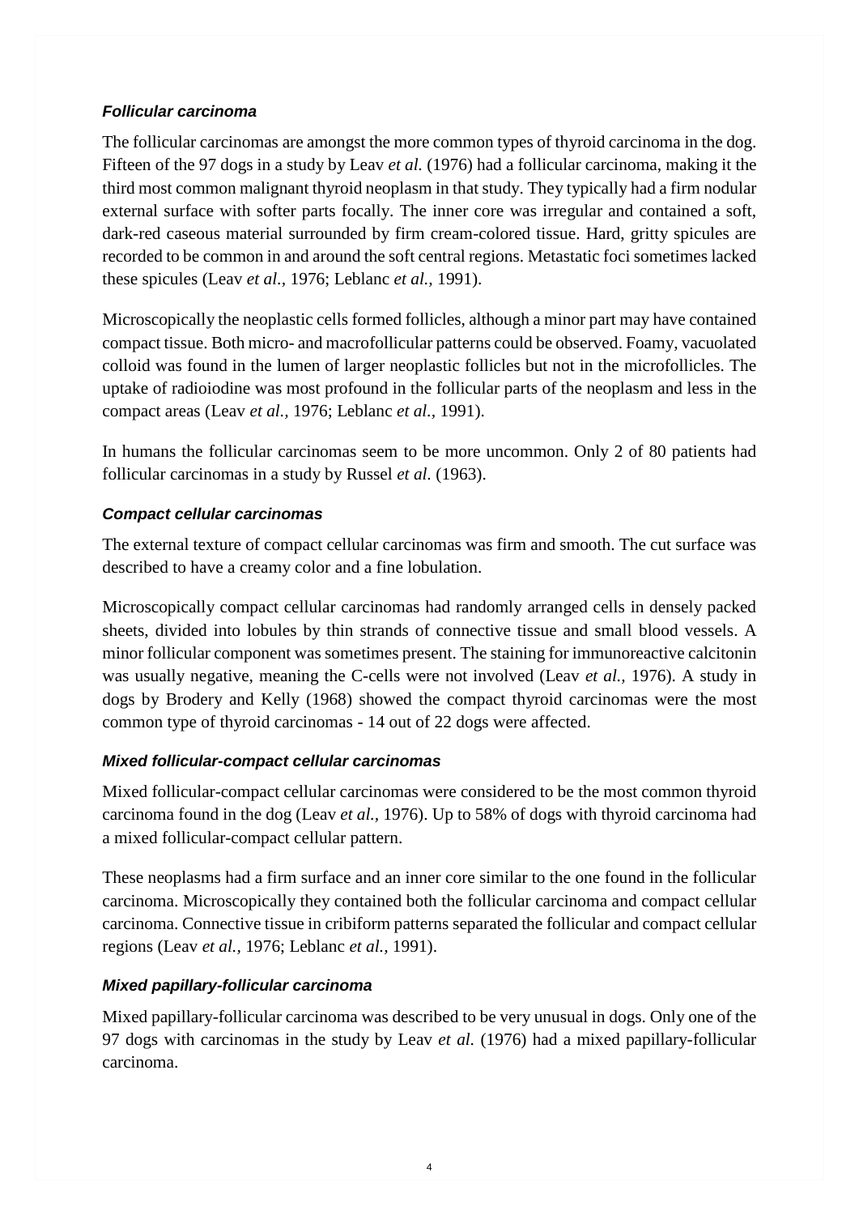### *Follicular carcinoma*

The follicular carcinomas are amongst the more common types of thyroid carcinoma in the dog. Fifteen of the 97 dogs in a study by Leav *et al.* (1976) had a follicular carcinoma, making it the third most common malignant thyroid neoplasm in that study. They typically had a firm nodular external surface with softer parts focally. The inner core was irregular and contained a soft, dark-red caseous material surrounded by firm cream-colored tissue. Hard, gritty spicules are recorded to be common in and around the soft central regions. Metastatic foci sometimes lacked these spicules (Leav *et al.*, 1976; Leblanc *et al.*, 1991).

Microscopically the neoplastic cells formed follicles, although a minor part may have contained compact tissue. Both micro- and macrofollicular patterns could be observed. Foamy, vacuolated colloid was found in the lumen of larger neoplastic follicles but not in the microfollicles. The uptake of radioiodine was most profound in the follicular parts of the neoplasm and less in the compact areas (Leav *et al.*, 1976; Leblanc *et al.*, 1991).

In humans the follicular carcinomas seem to be more uncommon. Only 2 of 80 patients had follicular carcinomas in a study by Russel *et al.* (1963).

### *Compact cellular carcinomas*

The external texture of compact cellular carcinomas was firm and smooth. The cut surface was described to have a creamy color and a fine lobulation.

Microscopically compact cellular carcinomas had randomly arranged cells in densely packed sheets, divided into lobules by thin strands of connective tissue and small blood vessels. A minor follicular component was sometimes present. The staining for immunoreactive calcitonin was usually negative, meaning the C-cells were not involved (Leav *et al.*, 1976). A study in dogs by Brodery and Kelly (1968) showed the compact thyroid carcinomas were the most common type of thyroid carcinomas - 14 out of 22 dogs were affected.

### *Mixed follicular-compact cellular carcinomas*

Mixed follicular-compact cellular carcinomas were considered to be the most common thyroid carcinoma found in the dog (Leav *et al.*, 1976). Up to 58% of dogs with thyroid carcinoma had a mixed follicular-compact cellular pattern.

These neoplasms had a firm surface and an inner core similar to the one found in the follicular carcinoma. Microscopically they contained both the follicular carcinoma and compact cellular carcinoma. Connective tissue in cribiform patterns separated the follicular and compact cellular regions (Leav *et al.*, 1976; Leblanc *et al.*, 1991).

### *Mixed papillary-follicular carcinoma*

Mixed papillary-follicular carcinoma was described to be very unusual in dogs. Only one of the 97 dogs with carcinomas in the study by Leav *et al.* (1976) had a mixed papillary-follicular carcinoma.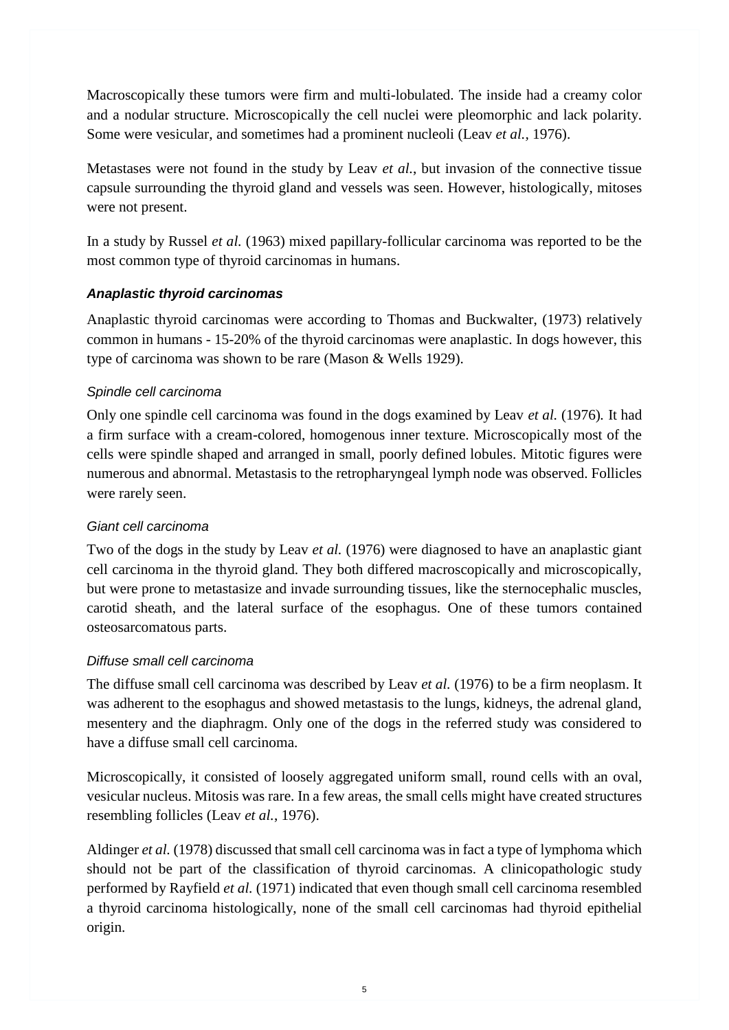Macroscopically these tumors were firm and multi-lobulated. The inside had a creamy color and a nodular structure. Microscopically the cell nuclei were pleomorphic and lack polarity. Some were vesicular, and sometimes had a prominent nucleoli (Leav *et al.*, 1976).

Metastases were not found in the study by Leav *et al.*, but invasion of the connective tissue capsule surrounding the thyroid gland and vessels was seen. However, histologically, mitoses were not present.

In a study by Russel *et al.* (1963) mixed papillary-follicular carcinoma was reported to be the most common type of thyroid carcinomas in humans.

### *Anaplastic thyroid carcinomas*

Anaplastic thyroid carcinomas were according to Thomas and Buckwalter, (1973) relatively common in humans - 15-20% of the thyroid carcinomas were anaplastic. In dogs however, this type of carcinoma was shown to be rare (Mason & Wells 1929).

#### *Spindle cell carcinoma*

Only one spindle cell carcinoma was found in the dogs examined by Leav *et al.* (1976)*.* It had a firm surface with a cream-colored, homogenous inner texture. Microscopically most of the cells were spindle shaped and arranged in small, poorly defined lobules. Mitotic figures were numerous and abnormal. Metastasis to the retropharyngeal lymph node was observed. Follicles were rarely seen.

#### *Giant cell carcinoma*

Two of the dogs in the study by Leav *et al.* (1976) were diagnosed to have an anaplastic giant cell carcinoma in the thyroid gland. They both differed macroscopically and microscopically, but were prone to metastasize and invade surrounding tissues, like the sternocephalic muscles, carotid sheath, and the lateral surface of the esophagus. One of these tumors contained osteosarcomatous parts.

#### *Diffuse small cell carcinoma*

The diffuse small cell carcinoma was described by Leav *et al.* (1976) to be a firm neoplasm. It was adherent to the esophagus and showed metastasis to the lungs, kidneys, the adrenal gland, mesentery and the diaphragm. Only one of the dogs in the referred study was considered to have a diffuse small cell carcinoma.

Microscopically, it consisted of loosely aggregated uniform small, round cells with an oval, vesicular nucleus. Mitosis was rare. In a few areas, the small cells might have created structures resembling follicles (Leav *et al.*, 1976).

Aldinger *et al.* (1978) discussed that small cell carcinoma was in fact a type of lymphoma which should not be part of the classification of thyroid carcinomas. A clinicopathologic study performed by Rayfield *et al.* (1971) indicated that even though small cell carcinoma resembled a thyroid carcinoma histologically, none of the small cell carcinomas had thyroid epithelial origin.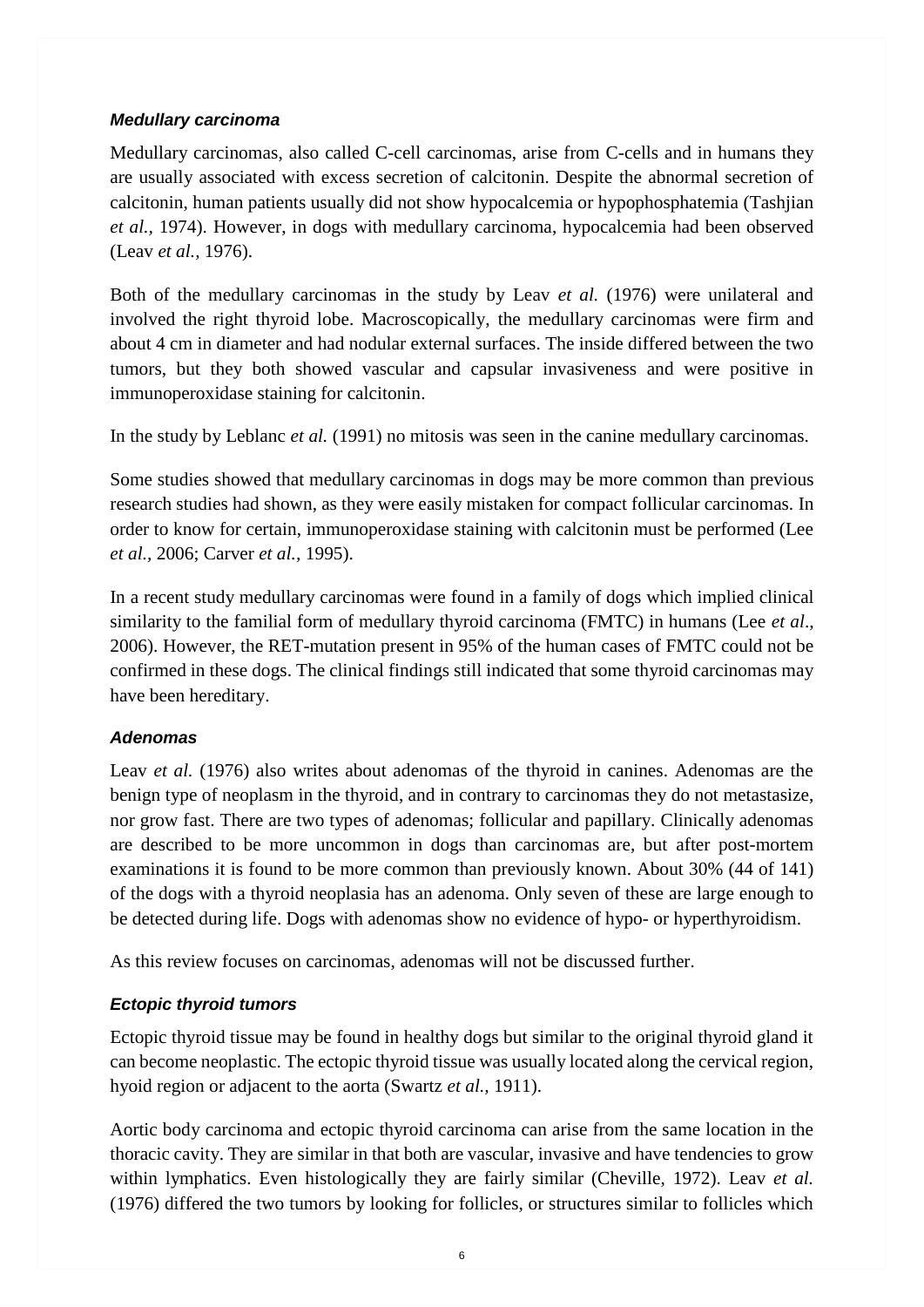### *Medullary carcinoma*

Medullary carcinomas, also called C-cell carcinomas, arise from C-cells and in humans they are usually associated with excess secretion of calcitonin. Despite the abnormal secretion of calcitonin, human patients usually did not show hypocalcemia or hypophosphatemia (Tashjian *et al.*, 1974). However, in dogs with medullary carcinoma, hypocalcemia had been observed (Leav *et al.*, 1976).

Both of the medullary carcinomas in the study by Leav *et al.* (1976) were unilateral and involved the right thyroid lobe. Macroscopically, the medullary carcinomas were firm and about 4 cm in diameter and had nodular external surfaces. The inside differed between the two tumors, but they both showed vascular and capsular invasiveness and were positive in immunoperoxidase staining for calcitonin.

In the study by Leblanc *et al.* (1991) no mitosis was seen in the canine medullary carcinomas.

Some studies showed that medullary carcinomas in dogs may be more common than previous research studies had shown, as they were easily mistaken for compact follicular carcinomas. In order to know for certain, immunoperoxidase staining with calcitonin must be performed (Lee *et al.*, 2006; Carver *et al.*, 1995).

In a recent study medullary carcinomas were found in a family of dogs which implied clinical similarity to the familial form of medullary thyroid carcinoma (FMTC) in humans (Lee *et al*., 2006). However, the RET-mutation present in 95% of the human cases of FMTC could not be confirmed in these dogs. The clinical findings still indicated that some thyroid carcinomas may have been hereditary.

### *Adenomas*

Leav *et al.* (1976) also writes about adenomas of the thyroid in canines. Adenomas are the benign type of neoplasm in the thyroid, and in contrary to carcinomas they do not metastasize, nor grow fast. There are two types of adenomas; follicular and papillary. Clinically adenomas are described to be more uncommon in dogs than carcinomas are, but after post-mortem examinations it is found to be more common than previously known. About 30% (44 of 141) of the dogs with a thyroid neoplasia has an adenoma. Only seven of these are large enough to be detected during life. Dogs with adenomas show no evidence of hypo- or hyperthyroidism.

As this review focuses on carcinomas, adenomas will not be discussed further.

### *Ectopic thyroid tumors*

Ectopic thyroid tissue may be found in healthy dogs but similar to the original thyroid gland it can become neoplastic. The ectopic thyroid tissue was usually located along the cervical region, hyoid region or adjacent to the aorta (Swartz *et al.*, 1911).

Aortic body carcinoma and ectopic thyroid carcinoma can arise from the same location in the thoracic cavity. They are similar in that both are vascular, invasive and have tendencies to grow within lymphatics. Even histologically they are fairly similar (Cheville, 1972). Leav *et al.* (1976) differed the two tumors by looking for follicles, or structures similar to follicles which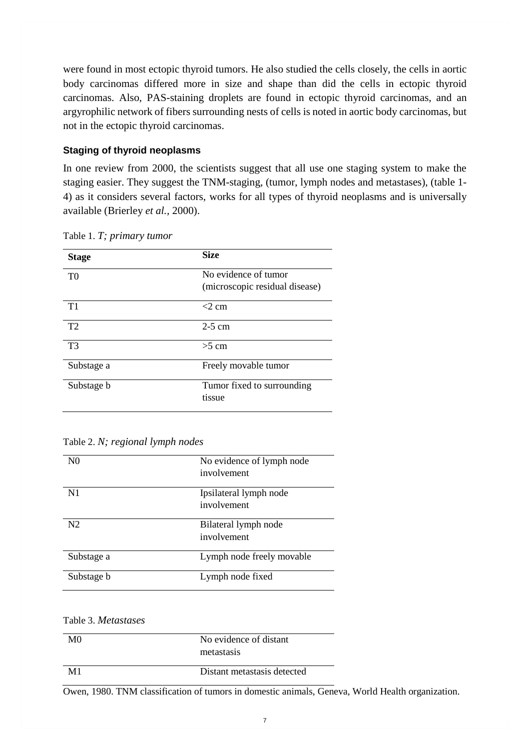were found in most ectopic thyroid tumors. He also studied the cells closely, the cells in aortic body carcinomas differed more in size and shape than did the cells in ectopic thyroid carcinomas. Also, PAS-staining droplets are found in ectopic thyroid carcinomas, and an argyrophilic network of fibers surrounding nests of cells is noted in aortic body carcinomas, but not in the ectopic thyroid carcinomas.

### Staging of thyroid neoplasms

In one review from 2000, the scientists suggest that all use one staging system to make the staging easier. They suggest the TNM-staging, (tumor, lymph nodes and metastases), (table 1-4) as it considers several factors, works for all types of thyroid neoplasms and is universally available (Brierley *et al.,* 2000).

Table 1. *T; primary tumor*

| **Stage** | **Size** |
|---|---|
| T0 | No evidence of tumor (microscopic residual disease) |
| T1 | <2 cm |
| T2 | 2-5 cm |
| T3 | >5 cm |
| Substage a | Freely movable tumor |
| Substage b | Tumor fixed to surrounding tissue |

Table 2. *N; regional lymph nodes*

| | |
|---|---|
| N0 | No evidence of lymph node involvement |
| N1 | Ipsilateral lymph node involvement |
| N2 | Bilateral lymph node involvement |
| Substage a | Lymph node freely movable |
| Substage b | Lymph node fixed |

Table 3. *Metastases*

| | |
|---|---|
| M0 | No evidence of distant metastasis |
| M1 | Distant metastasis detected |

Owen, 1980. TNM classification of tumors in domestic animals, Geneva, World Health organization.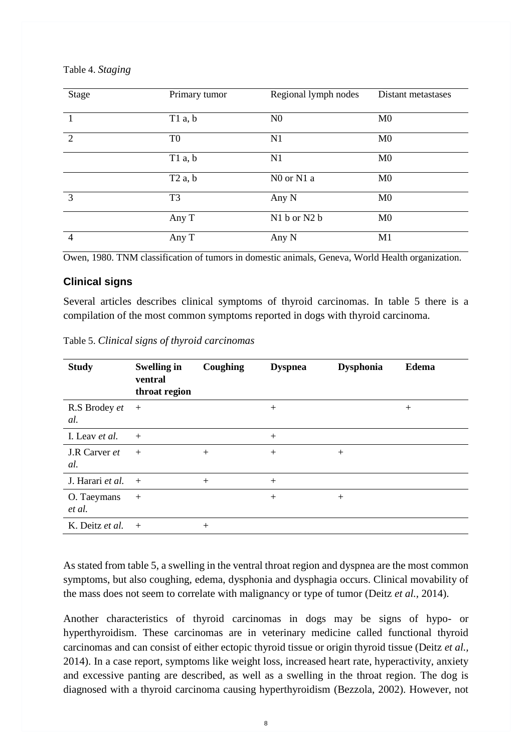Table 4. *Staging*

| Stage | Primary tumor | Regional lymph nodes | Distant metastases |
|---|---|---|---|
| 1 | T1 a, b | N0 | M0 |
| 2 | T0 | N1 | M0 |
| | T1 a, b | N1 | M0 |
| | T2 a, b | N0 or N1 a | M0 |
| 3 | T3 | Any N | M0 |
| | Any T | N1 b or N2 b | M0 |
| 4 | Any T | Any N | M1 |

Owen, 1980. TNM classification of tumors in domestic animals, Geneva, World Health organization.

## Clinical signs

Several articles describes clinical symptoms of thyroid carcinomas. In table 5 there is a compilation of the most common symptoms reported in dogs with thyroid carcinoma.

Table 5. *Clinical signs of thyroid carcinomas*

| **Study** | **Swelling in ventral throat region** | **Coughing** | **Dyspnea** | **Dysphonia** | **Edema** |
|---|---|---|---|---|---|
| R.S Brodey *et al.* | + | | + | | + |
| I. Leav *et al.* | + | | + | | |
| J.R Carver *et al.* | + | + | + | + | |
| J. Harari *et al.* | + | + | + | | |
| O. Taeymans *et al.* | + | | + | + | |
| K. Deitz *et al.* | + | + | | | |

As stated from table 5, a swelling in the ventral throat region and dyspnea are the most common symptoms, but also coughing, edema, dysphonia and dysphagia occurs. Clinical movability of the mass does not seem to correlate with malignancy or type of tumor (Deitz *et al.*, 2014).

Another characteristics of thyroid carcinomas in dogs may be signs of hypo- or hyperthyroidism. These carcinomas are in veterinary medicine called functional thyroid carcinomas and can consist of either ectopic thyroid tissue or origin thyroid tissue (Deitz *et al.,* 2014). In a case report, symptoms like weight loss, increased heart rate, hyperactivity, anxiety and excessive panting are described, as well as a swelling in the throat region. The dog is diagnosed with a thyroid carcinoma causing hyperthyroidism (Bezzola, 2002). However, not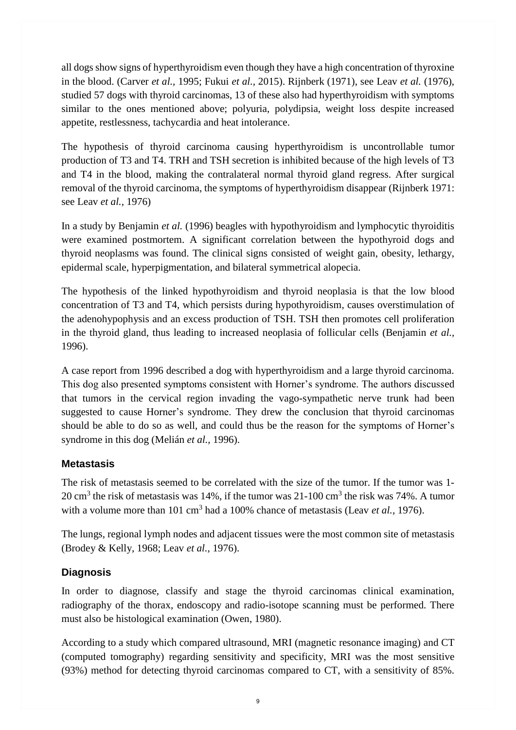all dogs show signs of hyperthyroidism even though they have a high concentration of thyroxine in the blood. (Carver *et al.*, 1995; Fukui *et al.*, 2015). Rijnberk (1971), see Leav *et al.* (1976), studied 57 dogs with thyroid carcinomas, 13 of these also had hyperthyroidism with symptoms similar to the ones mentioned above; polyuria, polydipsia, weight loss despite increased appetite, restlessness, tachycardia and heat intolerance.

The hypothesis of thyroid carcinoma causing hyperthyroidism is uncontrollable tumor production of T3 and T4. TRH and TSH secretion is inhibited because of the high levels of T3 and T4 in the blood, making the contralateral normal thyroid gland regress. After surgical removal of the thyroid carcinoma, the symptoms of hyperthyroidism disappear (Rijnberk 1971: see Leav *et al.*, 1976)

In a study by Benjamin *et al.* (1996) beagles with hypothyroidism and lymphocytic thyroiditis were examined postmortem. A significant correlation between the hypothyroid dogs and thyroid neoplasms was found. The clinical signs consisted of weight gain, obesity, lethargy, epidermal scale, hyperpigmentation, and bilateral symmetrical alopecia.

The hypothesis of the linked hypothyroidism and thyroid neoplasia is that the low blood concentration of T3 and T4, which persists during hypothyroidism, causes overstimulation of the adenohypophysis and an excess production of TSH. TSH then promotes cell proliferation in the thyroid gland, thus leading to increased neoplasia of follicular cells (Benjamin *et al.*, 1996).

A case report from 1996 described a dog with hyperthyroidism and a large thyroid carcinoma. This dog also presented symptoms consistent with Horner's syndrome. The authors discussed that tumors in the cervical region invading the vago-sympathetic nerve trunk had been suggested to cause Horner's syndrome. They drew the conclusion that thyroid carcinomas should be able to do so as well, and could thus be the reason for the symptoms of Horner's syndrome in this dog (Melián *et al.*, 1996).

### Metastasis

The risk of metastasis seemed to be correlated with the size of the tumor. If the tumor was 1-20 $cm^3$ the risk of metastasis was 14%, if the tumor was 21-100 $cm^3$ the risk was 74%. A tumor with a volume more than 101 $cm^3$ had a 100% chance of metastasis (Leav *et al.*, 1976).

The lungs, regional lymph nodes and adjacent tissues were the most common site of metastasis (Brodey & Kelly, 1968; Leav *et al.*, 1976).

### Diagnosis

In order to diagnose, classify and stage the thyroid carcinomas clinical examination, radiography of the thorax, endoscopy and radio-isotope scanning must be performed. There must also be histological examination (Owen, 1980).

According to a study which compared ultrasound, MRI (magnetic resonance imaging) and CT (computed tomography) regarding sensitivity and specificity, MRI was the most sensitive (93%) method for detecting thyroid carcinomas compared to CT, with a sensitivity of 85%.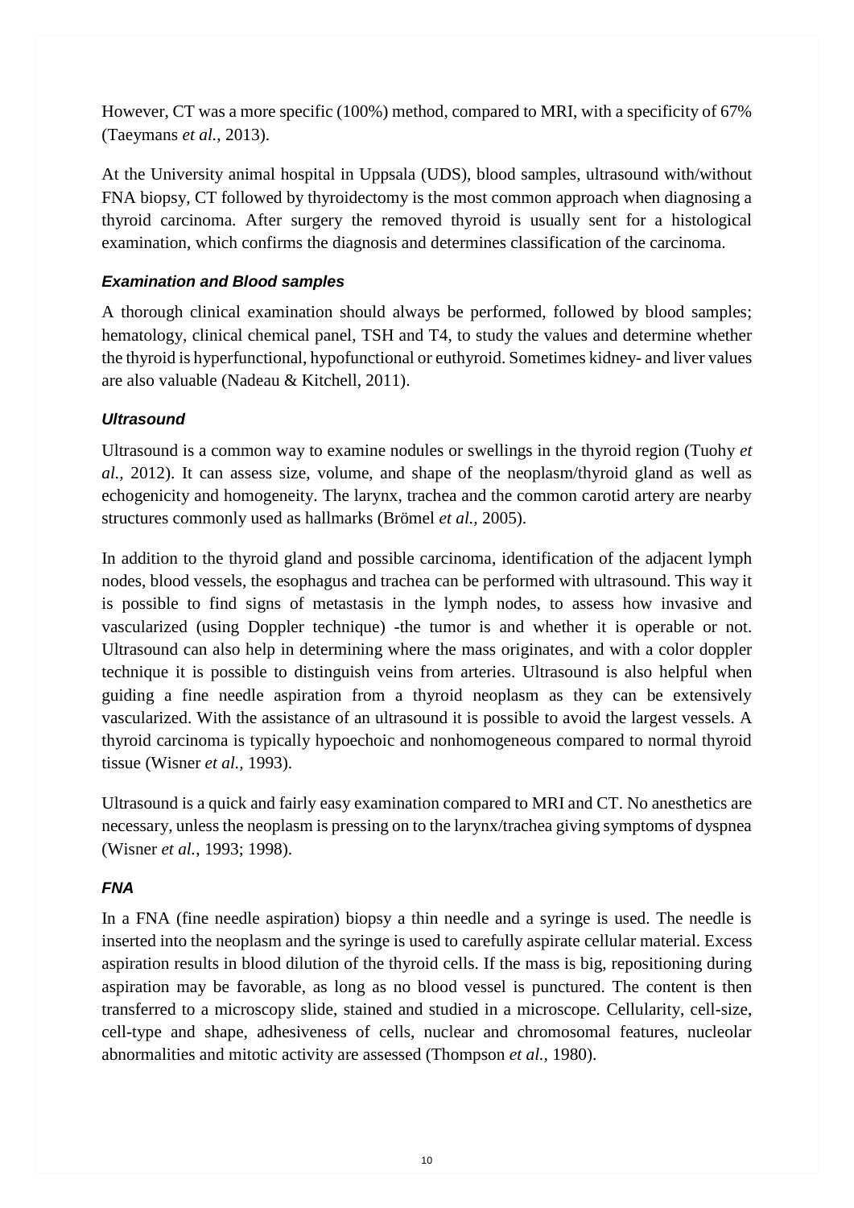However, CT was a more specific (100%) method, compared to MRI, with a specificity of 67% (Taeymans *et al.*, 2013).

At the University animal hospital in Uppsala (UDS), blood samples, ultrasound with/without FNA biopsy, CT followed by thyroidectomy is the most common approach when diagnosing a thyroid carcinoma. After surgery the removed thyroid is usually sent for a histological examination, which confirms the diagnosis and determines classification of the carcinoma.

### *Examination and Blood samples*

A thorough clinical examination should always be performed, followed by blood samples; hematology, clinical chemical panel, TSH and T4, to study the values and determine whether the thyroid is hyperfunctional, hypofunctional or euthyroid. Sometimes kidney- and liver values are also valuable (Nadeau & Kitchell, 2011).

### *Ultrasound*

Ultrasound is a common way to examine nodules or swellings in the thyroid region (Tuohy *et al.,* 2012). It can assess size, volume, and shape of the neoplasm/thyroid gland as well as echogenicity and homogeneity. The larynx, trachea and the common carotid artery are nearby structures commonly used as hallmarks (Brömel *et al.,* 2005).

In addition to the thyroid gland and possible carcinoma, identification of the adjacent lymph nodes, blood vessels, the esophagus and trachea can be performed with ultrasound. This way it is possible to find signs of metastasis in the lymph nodes, to assess how invasive and vascularized (using Doppler technique) -the tumor is and whether it is operable or not. Ultrasound can also help in determining where the mass originates, and with a color doppler technique it is possible to distinguish veins from arteries. Ultrasound is also helpful when guiding a fine needle aspiration from a thyroid neoplasm as they can be extensively vascularized. With the assistance of an ultrasound it is possible to avoid the largest vessels. A thyroid carcinoma is typically hypoechoic and nonhomogeneous compared to normal thyroid tissue (Wisner *et al.,* 1993).

Ultrasound is a quick and fairly easy examination compared to MRI and CT. No anesthetics are necessary, unless the neoplasm is pressing on to the larynx/trachea giving symptoms of dyspnea (Wisner *et al.*, 1993; 1998).

### *FNA*

In a FNA (fine needle aspiration) biopsy a thin needle and a syringe is used. The needle is inserted into the neoplasm and the syringe is used to carefully aspirate cellular material. Excess aspiration results in blood dilution of the thyroid cells. If the mass is big, repositioning during aspiration may be favorable, as long as no blood vessel is punctured. The content is then transferred to a microscopy slide, stained and studied in a microscope. Cellularity, cell-size, cell-type and shape, adhesiveness of cells, nuclear and chromosomal features, nucleolar abnormalities and mitotic activity are assessed (Thompson *et al.,* 1980).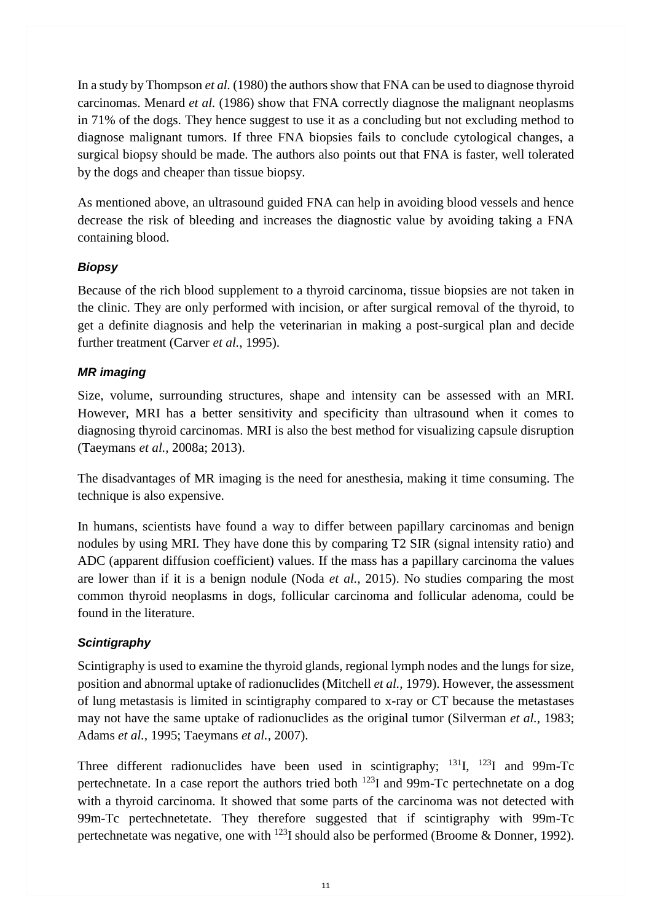In a study by Thompson *et al.* (1980) the authors show that FNA can be used to diagnose thyroid carcinomas. Menard *et al.* (1986) show that FNA correctly diagnose the malignant neoplasms in 71% of the dogs. They hence suggest to use it as a concluding but not excluding method to diagnose malignant tumors. If three FNA biopsies fails to conclude cytological changes, a surgical biopsy should be made. The authors also points out that FNA is faster, well tolerated by the dogs and cheaper than tissue biopsy.

As mentioned above, an ultrasound guided FNA can help in avoiding blood vessels and hence decrease the risk of bleeding and increases the diagnostic value by avoiding taking a FNA containing blood.

#### *Biopsy*

Because of the rich blood supplement to a thyroid carcinoma, tissue biopsies are not taken in the clinic. They are only performed with incision, or after surgical removal of the thyroid, to get a definite diagnosis and help the veterinarian in making a post-surgical plan and decide further treatment (Carver *et al.*, 1995).

#### *MR imaging*

Size, volume, surrounding structures, shape and intensity can be assessed with an MRI. However, MRI has a better sensitivity and specificity than ultrasound when it comes to diagnosing thyroid carcinomas. MRI is also the best method for visualizing capsule disruption (Taeymans *et al.*, 2008a; 2013).

The disadvantages of MR imaging is the need for anesthesia, making it time consuming. The technique is also expensive.

In humans, scientists have found a way to differ between papillary carcinomas and benign nodules by using MRI. They have done this by comparing T2 SIR (signal intensity ratio) and ADC (apparent diffusion coefficient) values. If the mass has a papillary carcinoma the values are lower than if it is a benign nodule (Noda *et al.*, 2015). No studies comparing the most common thyroid neoplasms in dogs, follicular carcinoma and follicular adenoma, could be found in the literature.

#### *Scintigraphy*

Scintigraphy is used to examine the thyroid glands, regional lymph nodes and the lungs for size, position and abnormal uptake of radionuclides (Mitchell *et al.*, 1979). However, the assessment of lung metastasis is limited in scintigraphy compared to x-ray or CT because the metastases may not have the same uptake of radionuclides as the original tumor (Silverman *et al.*, 1983; Adams *et al.*, 1995; Taeymans *et al.*, 2007).

Three different radionuclides have been used in scintigraphy; $^{131}I$, $^{123}I$ and 99m-Tc pertechnetate. In a case report the authors tried both $^{123}I$ and 99m-Tc pertechnetate on a dog with a thyroid carcinoma. It showed that some parts of the carcinoma was not detected with 99m-Tc pertechnetetate. They therefore suggested that if scintigraphy with 99m-Tc pertechnetate was negative, one with $^{123}I$ should also be performed (Broome & Donner, 1992).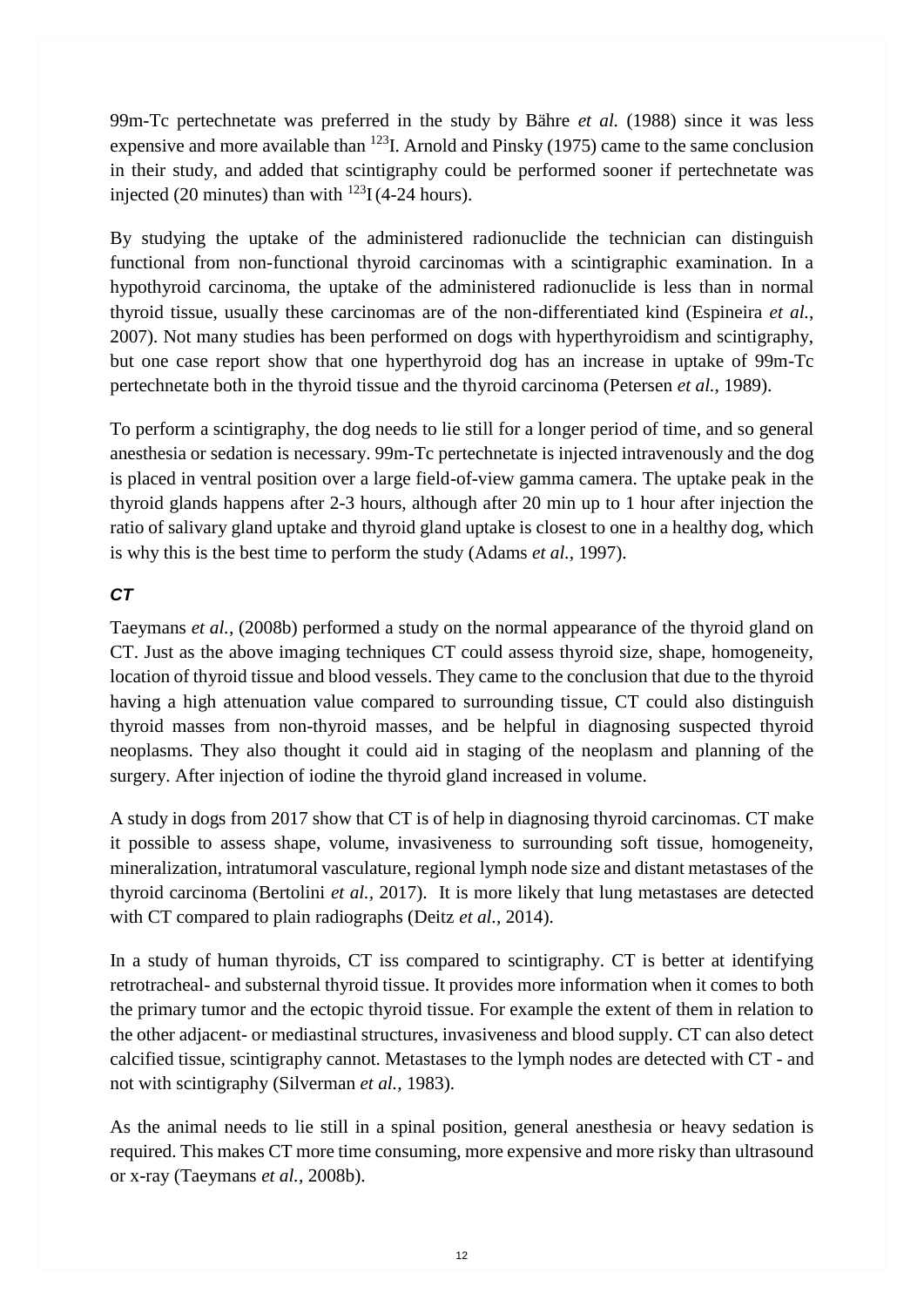99m-Tc pertechnetate was preferred in the study by Bähre *et al.* (1988) since it was less expensive and more available than $^{123}$I. Arnold and Pinsky (1975) came to the same conclusion in their study, and added that scintigraphy could be performed sooner if pertechnetate was injected (20 minutes) than with $^{123}$I (4-24 hours).

By studying the uptake of the administered radionuclide the technician can distinguish functional from non-functional thyroid carcinomas with a scintigraphic examination. In a hypothyroid carcinoma, the uptake of the administered radionuclide is less than in normal thyroid tissue, usually these carcinomas are of the non-differentiated kind (Espineira *et al.*, 2007). Not many studies has been performed on dogs with hyperthyroidism and scintigraphy, but one case report show that one hyperthyroid dog has an increase in uptake of 99m-Tc pertechnetate both in the thyroid tissue and the thyroid carcinoma (Petersen *et al.*, 1989).

To perform a scintigraphy, the dog needs to lie still for a longer period of time, and so general anesthesia or sedation is necessary. 99m-Tc pertechnetate is injected intravenously and the dog is placed in ventral position over a large field-of-view gamma camera. The uptake peak in the thyroid glands happens after 2-3 hours, although after 20 min up to 1 hour after injection the ratio of salivary gland uptake and thyroid gland uptake is closest to one in a healthy dog, which is why this is the best time to perform the study (Adams *et al.*, 1997).

### *CT*

Taeymans *et al.*, (2008b) performed a study on the normal appearance of the thyroid gland on CT. Just as the above imaging techniques CT could assess thyroid size, shape, homogeneity, location of thyroid tissue and blood vessels. They came to the conclusion that due to the thyroid having a high attenuation value compared to surrounding tissue, CT could also distinguish thyroid masses from non-thyroid masses, and be helpful in diagnosing suspected thyroid neoplasms. They also thought it could aid in staging of the neoplasm and planning of the surgery. After injection of iodine the thyroid gland increased in volume.

A study in dogs from 2017 show that CT is of help in diagnosing thyroid carcinomas. CT make it possible to assess shape, volume, invasiveness to surrounding soft tissue, homogeneity, mineralization, intratumoral vasculature, regional lymph node size and distant metastases of the thyroid carcinoma (Bertolini *et al.*, 2017). It is more likely that lung metastases are detected with CT compared to plain radiographs (Deitz *et al.*, 2014).

In a study of human thyroids, CT iss compared to scintigraphy. CT is better at identifying retrotracheal- and substernal thyroid tissue. It provides more information when it comes to both the primary tumor and the ectopic thyroid tissue. For example the extent of them in relation to the other adjacent- or mediastinal structures, invasiveness and blood supply. CT can also detect calcified tissue, scintigraphy cannot. Metastases to the lymph nodes are detected with CT - and not with scintigraphy (Silverman *et al.*, 1983).

As the animal needs to lie still in a spinal position, general anesthesia or heavy sedation is required. This makes CT more time consuming, more expensive and more risky than ultrasound or x-ray (Taeymans *et al.*, 2008b).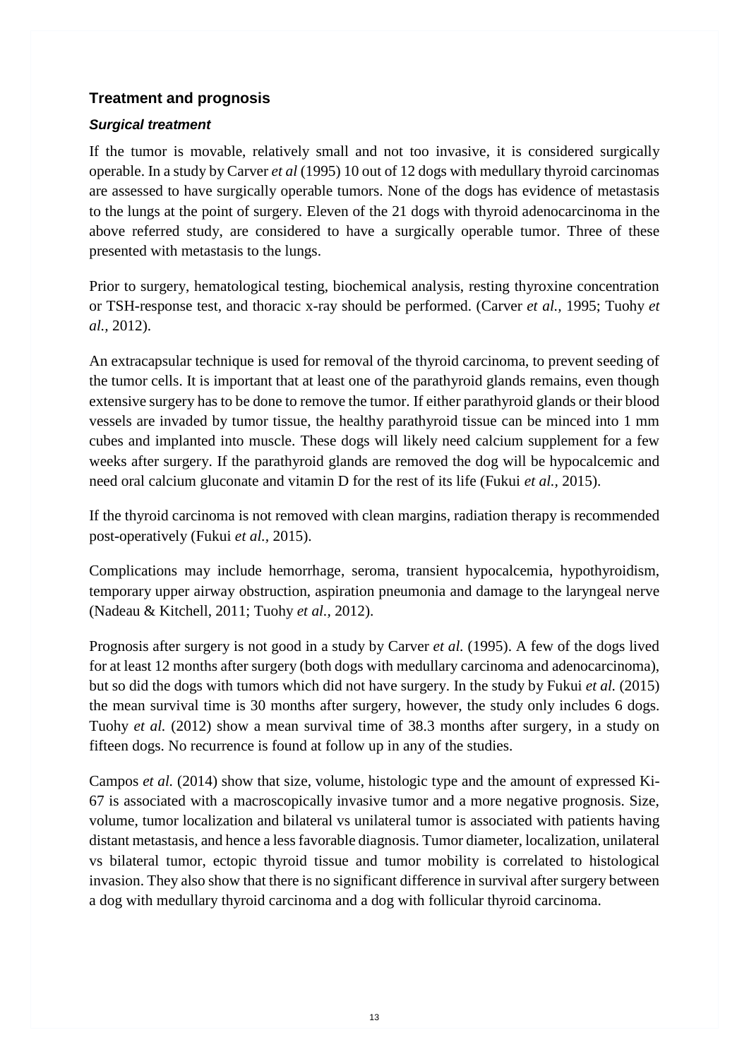## Treatment and prognosis

### *Surgical treatment*

If the tumor is movable, relatively small and not too invasive, it is considered surgically operable. In a study by Carver *et al* (1995) 10 out of 12 dogs with medullary thyroid carcinomas are assessed to have surgically operable tumors. None of the dogs has evidence of metastasis to the lungs at the point of surgery. Eleven of the 21 dogs with thyroid adenocarcinoma in the above referred study, are considered to have a surgically operable tumor. Three of these presented with metastasis to the lungs.

Prior to surgery, hematological testing, biochemical analysis, resting thyroxine concentration or TSH-response test, and thoracic x-ray should be performed. (Carver *et al.,* 1995; Tuohy *et al.,* 2012).

An extracapsular technique is used for removal of the thyroid carcinoma, to prevent seeding of the tumor cells. It is important that at least one of the parathyroid glands remains, even though extensive surgery has to be done to remove the tumor. If either parathyroid glands or their blood vessels are invaded by tumor tissue, the healthy parathyroid tissue can be minced into 1 mm cubes and implanted into muscle. These dogs will likely need calcium supplement for a few weeks after surgery. If the parathyroid glands are removed the dog will be hypocalcemic and need oral calcium gluconate and vitamin D for the rest of its life (Fukui *et al.,* 2015).

If the thyroid carcinoma is not removed with clean margins, radiation therapy is recommended post-operatively (Fukui *et al.,* 2015).

Complications may include hemorrhage, seroma, transient hypocalcemia, hypothyroidism, temporary upper airway obstruction, aspiration pneumonia and damage to the laryngeal nerve (Nadeau & Kitchell, 2011; Tuohy *et al.,* 2012).

Prognosis after surgery is not good in a study by Carver *et al.* (1995). A few of the dogs lived for at least 12 months after surgery (both dogs with medullary carcinoma and adenocarcinoma), but so did the dogs with tumors which did not have surgery. In the study by Fukui *et al.* (2015) the mean survival time is 30 months after surgery, however, the study only includes 6 dogs. Tuohy *et al.* (2012) show a mean survival time of 38.3 months after surgery, in a study on fifteen dogs. No recurrence is found at follow up in any of the studies.

Campos *et al.* (2014) show that size, volume, histologic type and the amount of expressed Ki-67 is associated with a macroscopically invasive tumor and a more negative prognosis. Size, volume, tumor localization and bilateral vs unilateral tumor is associated with patients having distant metastasis, and hence a less favorable diagnosis. Tumor diameter, localization, unilateral vs bilateral tumor, ectopic thyroid tissue and tumor mobility is correlated to histological invasion. They also show that there is no significant difference in survival after surgery between a dog with medullary thyroid carcinoma and a dog with follicular thyroid carcinoma.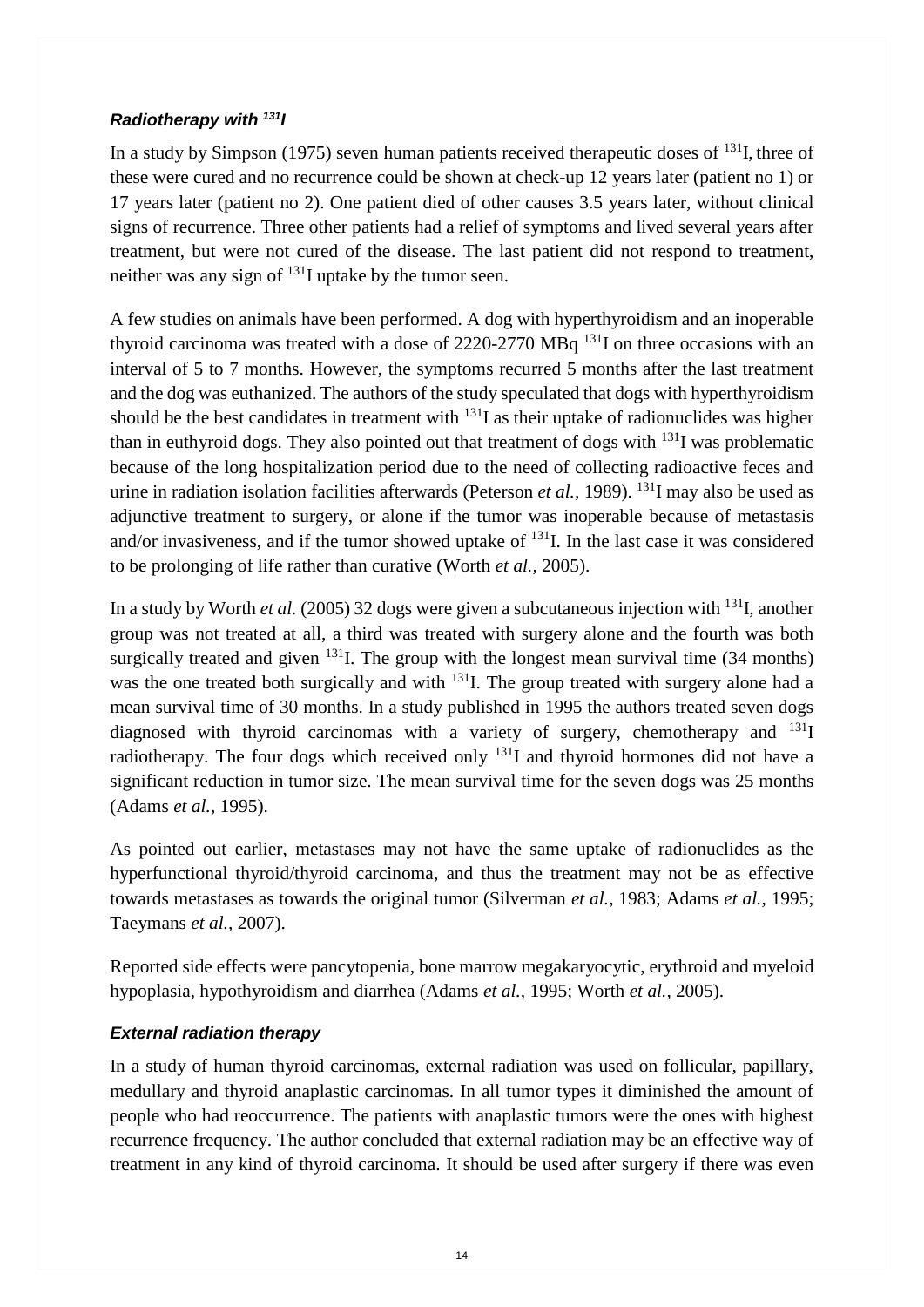### *Radiotherapy with $^{131}I$*

In a study by Simpson (1975) seven human patients received therapeutic doses of $^{131}$I, three of these were cured and no recurrence could be shown at check-up 12 years later (patient no 1) or 17 years later (patient no 2). One patient died of other causes 3.5 years later, without clinical signs of recurrence. Three other patients had a relief of symptoms and lived several years after treatment, but were not cured of the disease. The last patient did not respond to treatment, neither was any sign of $^{131}$I uptake by the tumor seen.

A few studies on animals have been performed. A dog with hyperthyroidism and an inoperable thyroid carcinoma was treated with a dose of 2220-2770 MBq $^{131}$I on three occasions with an interval of 5 to 7 months. However, the symptoms recurred 5 months after the last treatment and the dog was euthanized. The authors of the study speculated that dogs with hyperthyroidism should be the best candidates in treatment with $^{131}$I as their uptake of radionuclides was higher than in euthyroid dogs. They also pointed out that treatment of dogs with $^{131}$I was problematic because of the long hospitalization period due to the need of collecting radioactive feces and urine in radiation isolation facilities afterwards (Peterson *et al.*, 1989). $^{131}$I may also be used as adjunctive treatment to surgery, or alone if the tumor was inoperable because of metastasis and/or invasiveness, and if the tumor showed uptake of $^{131}$I. In the last case it was considered to be prolonging of life rather than curative (Worth *et al.*, 2005).

In a study by Worth *et al.* (2005) 32 dogs were given a subcutaneous injection with $^{131}$I, another group was not treated at all, a third was treated with surgery alone and the fourth was both surgically treated and given $^{131}$I. The group with the longest mean survival time (34 months) was the one treated both surgically and with $^{131}$I. The group treated with surgery alone had a mean survival time of 30 months. In a study published in 1995 the authors treated seven dogs diagnosed with thyroid carcinomas with a variety of surgery, chemotherapy and $^{131}$I radiotherapy. The four dogs which received only $^{131}$I and thyroid hormones did not have a significant reduction in tumor size. The mean survival time for the seven dogs was 25 months (Adams *et al.*, 1995).

As pointed out earlier, metastases may not have the same uptake of radionuclides as the hyperfunctional thyroid/thyroid carcinoma, and thus the treatment may not be as effective towards metastases as towards the original tumor (Silverman *et al.*, 1983; Adams *et al.*, 1995; Taeymans *et al.*, 2007).

Reported side effects were pancytopenia, bone marrow megakaryocytic, erythroid and myeloid hypoplasia, hypothyroidism and diarrhea (Adams *et al.*, 1995; Worth *et al.*, 2005).

### *External radiation therapy*

In a study of human thyroid carcinomas, external radiation was used on follicular, papillary, medullary and thyroid anaplastic carcinomas. In all tumor types it diminished the amount of people who had reoccurrence. The patients with anaplastic tumors were the ones with highest recurrence frequency. The author concluded that external radiation may be an effective way of treatment in any kind of thyroid carcinoma. It should be used after surgery if there was even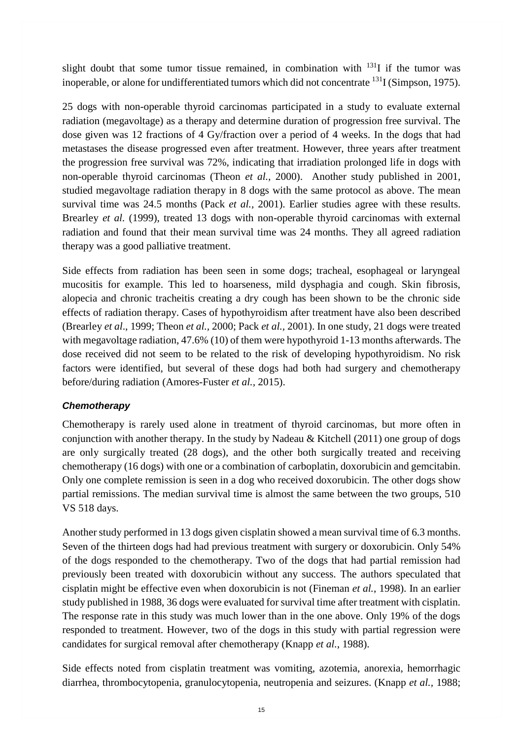slight doubt that some tumor tissue remained, in combination with $^{131}$I if the tumor was inoperable, or alone for undifferentiated tumors which did not concentrate $^{131}$I (Simpson, 1975).

25 dogs with non-operable thyroid carcinomas participated in a study to evaluate external radiation (megavoltage) as a therapy and determine duration of progression free survival. The dose given was 12 fractions of 4 Gy/fraction over a period of 4 weeks. In the dogs that had metastases the disease progressed even after treatment. However, three years after treatment the progression free survival was 72%, indicating that irradiation prolonged life in dogs with non-operable thyroid carcinomas (Theon *et al.,* 2000). Another study published in 2001, studied megavoltage radiation therapy in 8 dogs with the same protocol as above. The mean survival time was 24.5 months (Pack *et al.,* 2001). Earlier studies agree with these results. Brearley *et al*. (1999), treated 13 dogs with non-operable thyroid carcinomas with external radiation and found that their mean survival time was 24 months. They all agreed radiation therapy was a good palliative treatment.

Side effects from radiation has been seen in some dogs; tracheal, esophageal or laryngeal mucositis for example. This led to hoarseness, mild dysphagia and cough. Skin fibrosis, alopecia and chronic tracheitis creating a dry cough has been shown to be the chronic side effects of radiation therapy. Cases of hypothyroidism after treatment have also been described (Brearley *et al*., 1999; Theon *et al.,* 2000; Pack *et al.,* 2001). In one study, 21 dogs were treated with megavoltage radiation, 47.6% (10) of them were hypothyroid 1-13 months afterwards. The dose received did not seem to be related to the risk of developing hypothyroidism. No risk factors were identified, but several of these dogs had both had surgery and chemotherapy before/during radiation (Amores-Fuster *et al.,* 2015).

### *Chemotherapy*

Chemotherapy is rarely used alone in treatment of thyroid carcinomas, but more often in conjunction with another therapy. In the study by Nadeau & Kitchell (2011) one group of dogs are only surgically treated (28 dogs), and the other both surgically treated and receiving chemotherapy (16 dogs) with one or a combination of carboplatin, doxorubicin and gemcitabin. Only one complete remission is seen in a dog who received doxorubicin. The other dogs show partial remissions. The median survival time is almost the same between the two groups, 510 VS 518 days.

Another study performed in 13 dogs given cisplatin showed a mean survival time of 6.3 months. Seven of the thirteen dogs had had previous treatment with surgery or doxorubicin. Only 54% of the dogs responded to the chemotherapy. Two of the dogs that had partial remission had previously been treated with doxorubicin without any success. The authors speculated that cisplatin might be effective even when doxorubicin is not (Fineman *et al.*, 1998). In an earlier study published in 1988, 36 dogs were evaluated for survival time after treatment with cisplatin. The response rate in this study was much lower than in the one above. Only 19% of the dogs responded to treatment. However, two of the dogs in this study with partial regression were candidates for surgical removal after chemotherapy (Knapp *et al*., 1988).

Side effects noted from cisplatin treatment was vomiting, azotemia, anorexia, hemorrhagic diarrhea, thrombocytopenia, granulocytopenia, neutropenia and seizures. (Knapp *et al.,* 1988;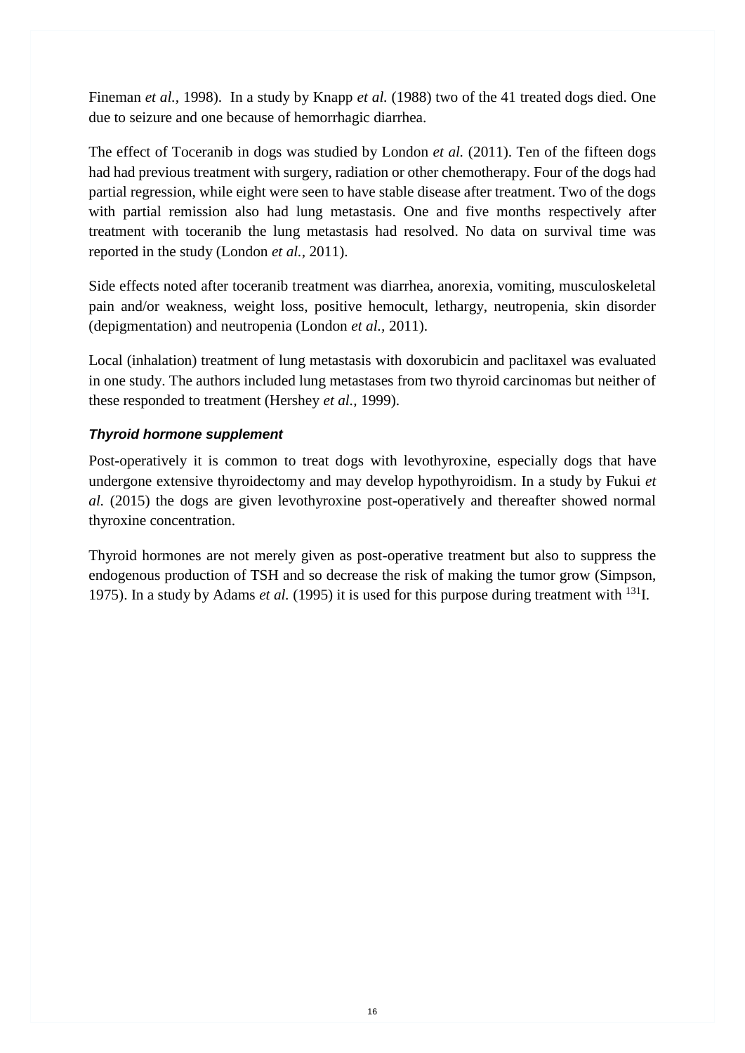Fineman *et al.,* 1998). In a study by Knapp *et al.* (1988) two of the 41 treated dogs died. One due to seizure and one because of hemorrhagic diarrhea.

The effect of Toceranib in dogs was studied by London *et al.* (2011). Ten of the fifteen dogs had had previous treatment with surgery, radiation or other chemotherapy. Four of the dogs had partial regression, while eight were seen to have stable disease after treatment. Two of the dogs with partial remission also had lung metastasis. One and five months respectively after treatment with toceranib the lung metastasis had resolved. No data on survival time was reported in the study (London *et al.,* 2011).

Side effects noted after toceranib treatment was diarrhea, anorexia, vomiting, musculoskeletal pain and/or weakness, weight loss, positive hemocult, lethargy, neutropenia, skin disorder (depigmentation) and neutropenia (London *et al.,* 2011).

Local (inhalation) treatment of lung metastasis with doxorubicin and paclitaxel was evaluated in one study. The authors included lung metastases from two thyroid carcinomas but neither of these responded to treatment (Hershey *et al.,* 1999).

#### ***Thyroid hormone supplement***

Post-operatively it is common to treat dogs with levothyroxine, especially dogs that have undergone extensive thyroidectomy and may develop hypothyroidism. In a study by Fukui *et al.* (2015) the dogs are given levothyroxine post-operatively and thereafter showed normal thyroxine concentration.

Thyroid hormones are not merely given as post-operative treatment but also to suppress the endogenous production of TSH and so decrease the risk of making the tumor grow (Simpson, 1975). In a study by Adams *et al.* (1995) it is used for this purpose during treatment with $^{131}$I.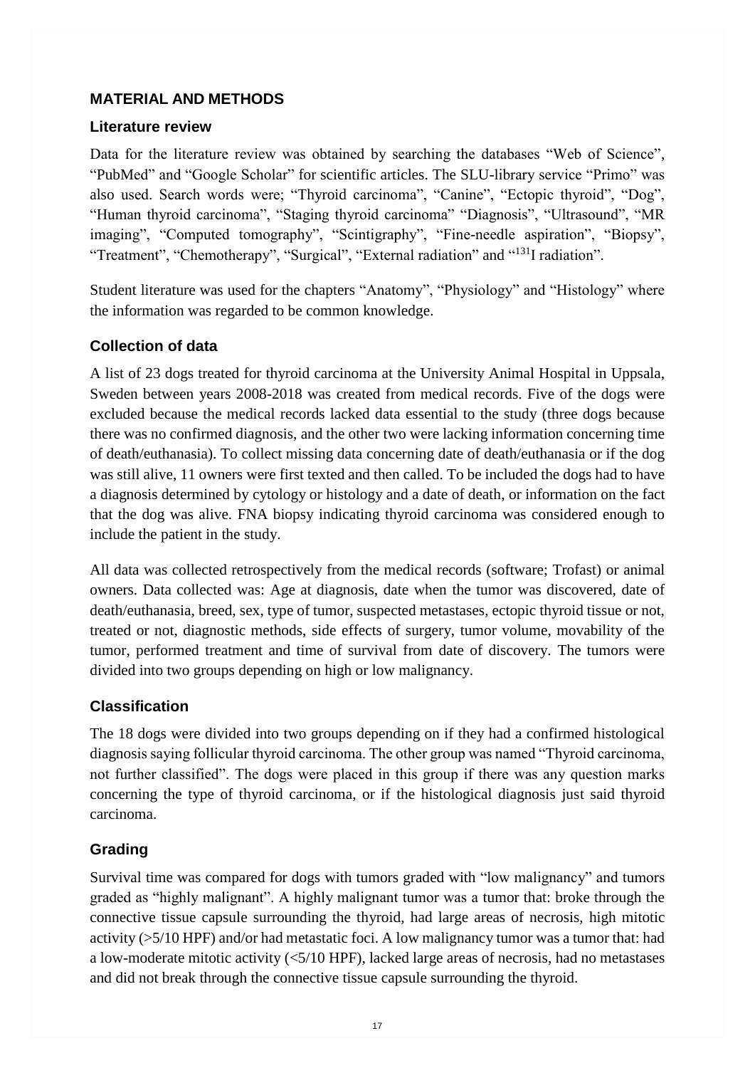## MATERIAL AND METHODS

### Literature review

Data for the literature review was obtained by searching the databases "Web of Science", "PubMed" and "Google Scholar" for scientific articles. The SLU-library service "Primo" was also used. Search words were; "Thyroid carcinoma", "Canine", "Ectopic thyroid", "Dog", "Human thyroid carcinoma", "Staging thyroid carcinoma" "Diagnosis", "Ultrasound", "MR imaging", "Computed tomography", "Scintigraphy", "Fine-needle aspiration", "Biopsy", "Treatment", "Chemotherapy", "Surgical", "External radiation" and "$^{131}$I radiation".

Student literature was used for the chapters "Anatomy", "Physiology" and "Histology" where the information was regarded to be common knowledge.

### Collection of data

A list of 23 dogs treated for thyroid carcinoma at the University Animal Hospital in Uppsala, Sweden between years 2008-2018 was created from medical records. Five of the dogs were excluded because the medical records lacked data essential to the study (three dogs because there was no confirmed diagnosis, and the other two were lacking information concerning time of death/euthanasia). To collect missing data concerning date of death/euthanasia or if the dog was still alive, 11 owners were first texted and then called. To be included the dogs had to have a diagnosis determined by cytology or histology and a date of death, or information on the fact that the dog was alive. FNA biopsy indicating thyroid carcinoma was considered enough to include the patient in the study.

All data was collected retrospectively from the medical records (software; Trofast) or animal owners. Data collected was: Age at diagnosis, date when the tumor was discovered, date of death/euthanasia, breed, sex, type of tumor, suspected metastases, ectopic thyroid tissue or not, treated or not, diagnostic methods, side effects of surgery, tumor volume, movability of the tumor, performed treatment and time of survival from date of discovery. The tumors were divided into two groups depending on high or low malignancy.

### Classification

The 18 dogs were divided into two groups depending on if they had a confirmed histological diagnosis saying follicular thyroid carcinoma. The other group was named "Thyroid carcinoma, not further classified". The dogs were placed in this group if there was any question marks concerning the type of thyroid carcinoma, or if the histological diagnosis just said thyroid carcinoma.

### Grading

Survival time was compared for dogs with tumors graded with "low malignancy" and tumors graded as "highly malignant". A highly malignant tumor was a tumor that: broke through the connective tissue capsule surrounding the thyroid, had large areas of necrosis, high mitotic activity (>5/10 HPF) and/or had metastatic foci. A low malignancy tumor was a tumor that: had a low-moderate mitotic activity (<5/10 HPF), lacked large areas of necrosis, had no metastases and did not break through the connective tissue capsule surrounding the thyroid.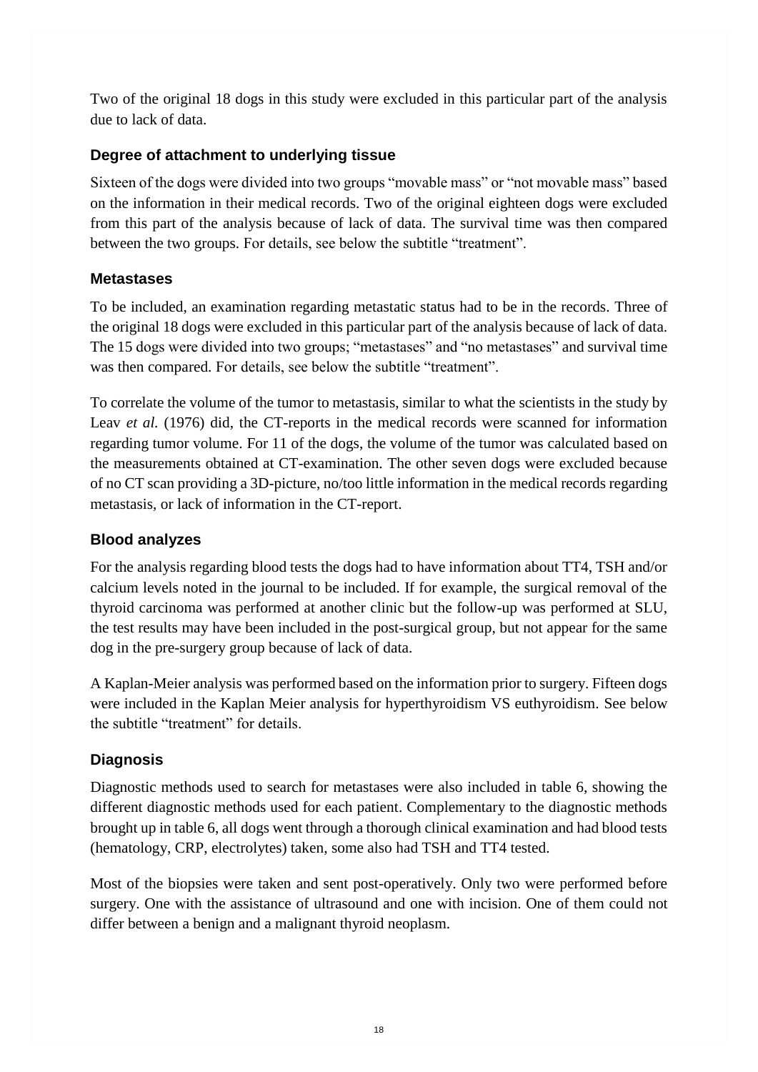Two of the original 18 dogs in this study were excluded in this particular part of the analysis due to lack of data.

### Degree of attachment to underlying tissue

Sixteen of the dogs were divided into two groups "movable mass" or "not movable mass" based on the information in their medical records. Two of the original eighteen dogs were excluded from this part of the analysis because of lack of data. The survival time was then compared between the two groups. For details, see below the subtitle "treatment".

### Metastases

To be included, an examination regarding metastatic status had to be in the records. Three of the original 18 dogs were excluded in this particular part of the analysis because of lack of data. The 15 dogs were divided into two groups; "metastases" and "no metastases" and survival time was then compared. For details, see below the subtitle "treatment".

To correlate the volume of the tumor to metastasis, similar to what the scientists in the study by Leav *et al.* (1976) did, the CT-reports in the medical records were scanned for information regarding tumor volume. For 11 of the dogs, the volume of the tumor was calculated based on the measurements obtained at CT-examination. The other seven dogs were excluded because of no CT scan providing a 3D-picture, no/too little information in the medical records regarding metastasis, or lack of information in the CT-report.

### Blood analyzes

For the analysis regarding blood tests the dogs had to have information about TT4, TSH and/or calcium levels noted in the journal to be included. If for example, the surgical removal of the thyroid carcinoma was performed at another clinic but the follow-up was performed at SLU, the test results may have been included in the post-surgical group, but not appear for the same dog in the pre-surgery group because of lack of data.

A Kaplan-Meier analysis was performed based on the information prior to surgery. Fifteen dogs were included in the Kaplan Meier analysis for hyperthyroidism VS euthyroidism. See below the subtitle "treatment" for details.

### Diagnosis

Diagnostic methods used to search for metastases were also included in table 6, showing the different diagnostic methods used for each patient. Complementary to the diagnostic methods brought up in table 6, all dogs went through a thorough clinical examination and had blood tests (hematology, CRP, electrolytes) taken, some also had TSH and TT4 tested.

Most of the biopsies were taken and sent post-operatively. Only two were performed before surgery. One with the assistance of ultrasound and one with incision. One of them could not differ between a benign and a malignant thyroid neoplasm.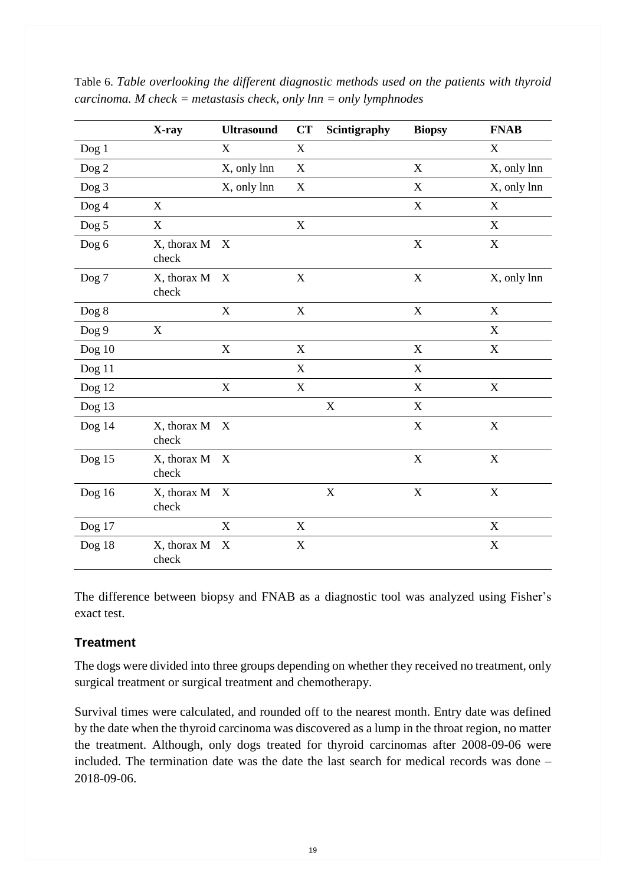Table 6. *Table overlooking the different diagnostic methods used on the patients with thyroid carcinoma. M check = metastasis check, only lnn = only lymphnodes*

| | X-ray | Ultrasound | CT | Scintigraphy | Biopsy | FNAB |
|---|---|---|---|---|---|---|
| Dog 1 | | X | X | | | X |
| Dog 2 | | X, only lnn | X | | X | X, only lnn |
| Dog 3 | | X, only lnn | X | | X | X, only lnn |
| Dog 4 | X | | | | X | X |
| Dog 5 | X | | X | | | X |
| Dog 6 | X, thorax M check | X | | | X | X |
| Dog 7 | X, thorax M check | X | X | | X | X, only lnn |
| Dog 8 | | X | X | | X | X |
| Dog 9 | X | | | | | X |
| Dog 10 | | X | X | | X | X |
| Dog 11 | | | X | | X | |
| Dog 12 | | X | X | | X | X |
| Dog 13 | | | | X | X | |
| Dog 14 | X, thorax M check | X | | | X | X |
| Dog 15 | X, thorax M check | X | | | X | X |
| Dog 16 | X, thorax M check | X | | X | X | X |
| Dog 17 | | X | X | | | X |
| Dog 18 | X, thorax M check | X | X | | | X |

The difference between biopsy and FNAB as a diagnostic tool was analyzed using Fisher's exact test.

### Treatment

The dogs were divided into three groups depending on whether they received no treatment, only surgical treatment or surgical treatment and chemotherapy.

Survival times were calculated, and rounded off to the nearest month. Entry date was defined by the date when the thyroid carcinoma was discovered as a lump in the throat region, no matter the treatment. Although, only dogs treated for thyroid carcinomas after 2008-09-06 were included. The termination date was the date the last search for medical records was done – 2018-09-06.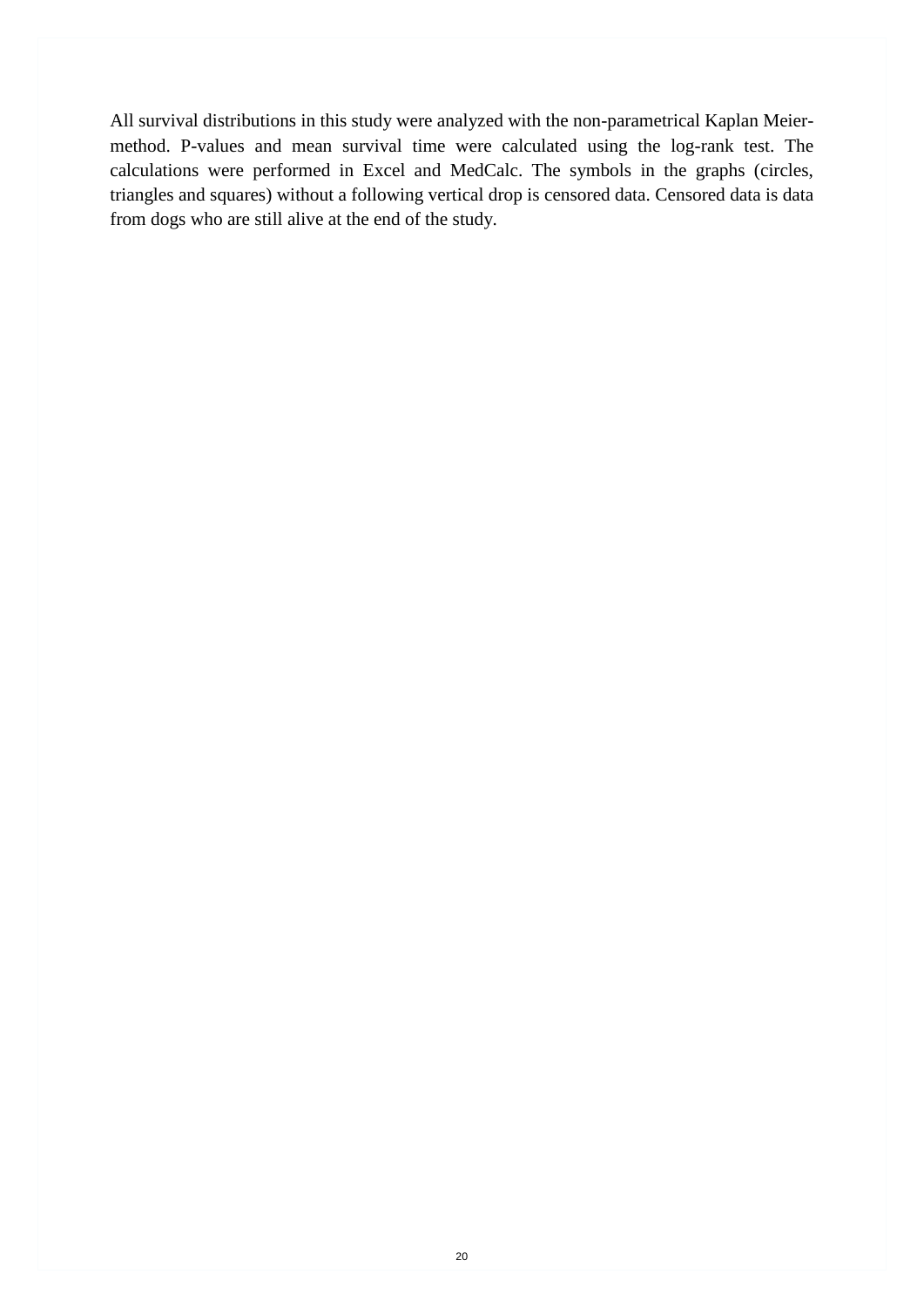All survival distributions in this study were analyzed with the non-parametrical Kaplan Meier-method. P-values and mean survival time were calculated using the log-rank test. The calculations were performed in Excel and MedCalc. The symbols in the graphs (circles, triangles and squares) without a following vertical drop is censored data. Censored data is data from dogs who are still alive at the end of the study.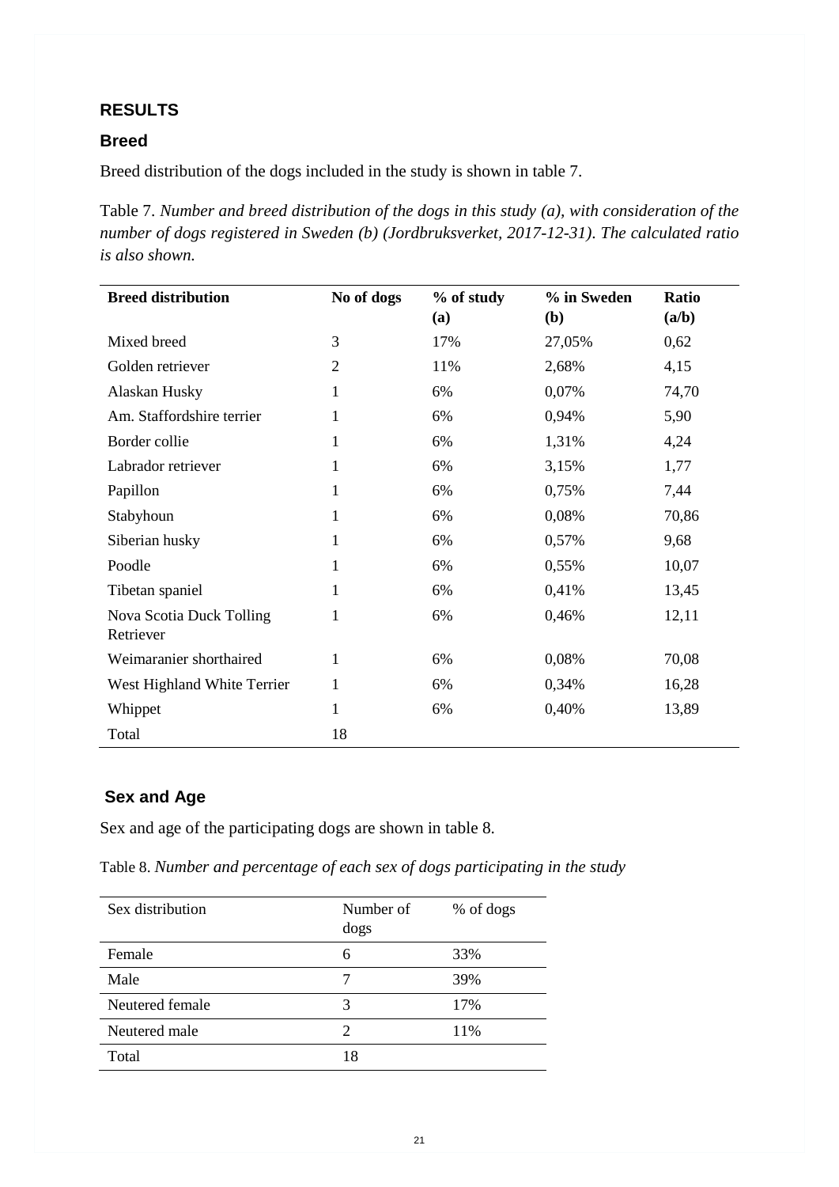# RESULTS

## Breed

Breed distribution of the dogs included in the study is shown in table 7.

Table 7. *Number and breed distribution of the dogs in this study (a), with consideration of the number of dogs registered in Sweden (b) (Jordbruksverket, 2017-12-31). The calculated ratio is also shown.*

| **Breed distribution** | **No of dogs** | **% of study (a)** | **% in Sweden (b)** | **Ratio (a/b)** |
|---|---|---|---|---|
| Mixed breed | 3 | 17% | 27,05% | 0,62 |
| Golden retriever | 2 | 11% | 2,68% | 4,15 |
| Alaskan Husky | 1 | 6% | 0,07% | 74,70 |
| Am. Staffordshire terrier | 1 | 6% | 0,94% | 5,90 |
| Border collie | 1 | 6% | 1,31% | 4,24 |
| Labrador retriever | 1 | 6% | 3,15% | 1,77 |
| Papillon | 1 | 6% | 0,75% | 7,44 |
| Stabyhoun | 1 | 6% | 0,08% | 70,86 |
| Siberian husky | 1 | 6% | 0,57% | 9,68 |
| Poodle | 1 | 6% | 0,55% | 10,07 |
| Tibetan spaniel | 1 | 6% | 0,41% | 13,45 |
| Nova Scotia Duck Tolling Retriever | 1 | 6% | 0,46% | 12,11 |
| Weimaranier shorthaired | 1 | 6% | 0,08% | 70,08 |
| West Highland White Terrier | 1 | 6% | 0,34% | 16,28 |
| Whippet | 1 | 6% | 0,40% | 13,89 |
| Total | 18 | | | |

## Sex and Age

Sex and age of the participating dogs are shown in table 8.

Table 8. *Number and percentage of each sex of dogs participating in the study*

| Sex distribution | Number of dogs | % of dogs |
|---|---|---|
| Female | 6 | 33% |
| Male | 7 | 39% |
| Neutered female | 3 | 17% |
| Neutered male | 2 | 11% |
| Total | 18 | |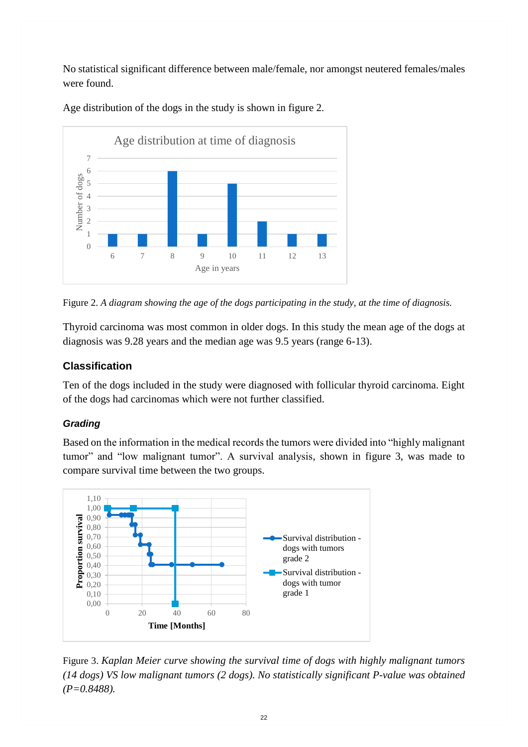No statistical significant difference between male/female, nor amongst neutered females/males were found.

Age distribution of the dogs in the study is shown in figure 2.

Figure 2. *A diagram showing the age of the dogs participating in the study, at the time of diagnosis.*

Thyroid carcinoma was most common in older dogs. In this study the mean age of the dogs at diagnosis was 9.28 years and the median age was 9.5 years (range 6-13).

## Classification

Ten of the dogs included in the study were diagnosed with follicular thyroid carcinoma. Eight of the dogs had carcinomas which were not further classified.

### *Grading*

Based on the information in the medical records the tumors were divided into "highly malignant tumor" and "low malignant tumor". A survival analysis, shown in figure 3, was made to compare survival time between the two groups.

Figure 3. *Kaplan Meier curve showing the survival time of dogs with highly malignant tumors (14 dogs) VS low malignant tumors (2 dogs). No statistically significant P-value was obtained (P=0.8488).*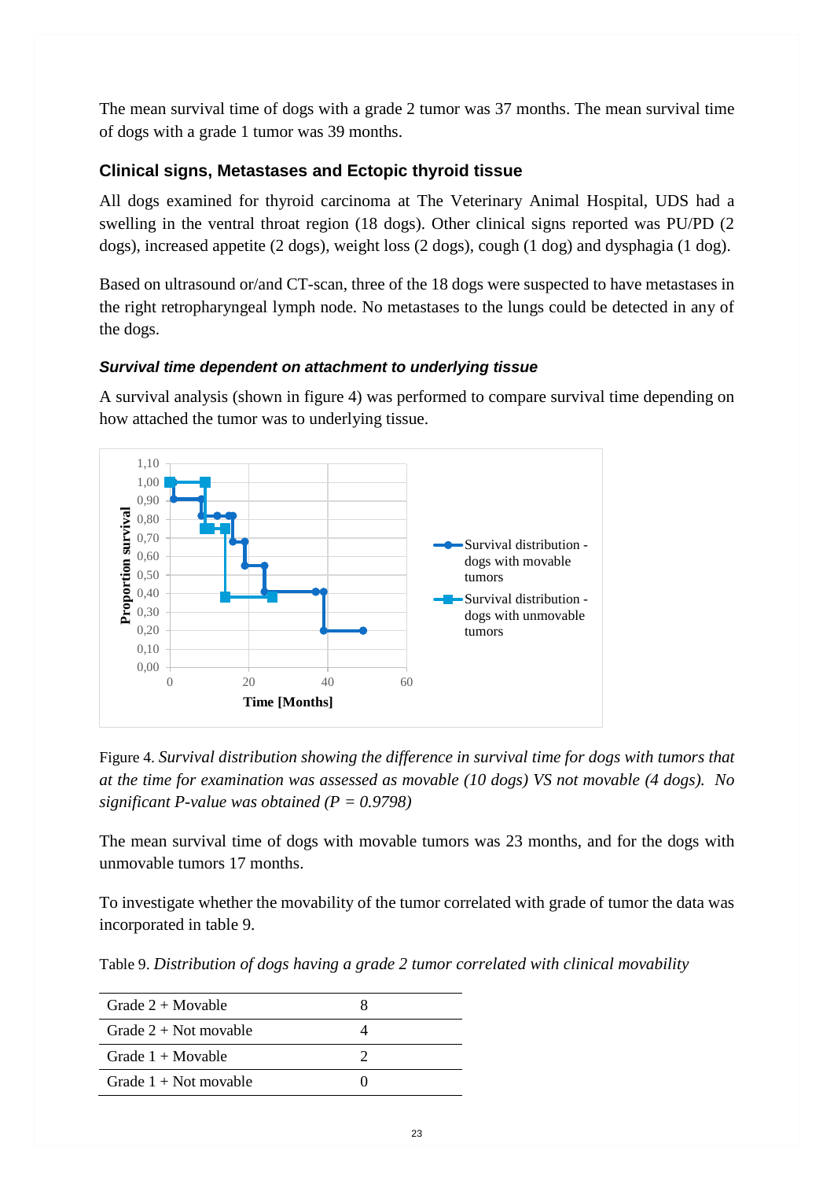The mean survival time of dogs with a grade 2 tumor was 37 months. The mean survival time of dogs with a grade 1 tumor was 39 months.

## Clinical signs, Metastases and Ectopic thyroid tissue

All dogs examined for thyroid carcinoma at The Veterinary Animal Hospital, UDS had a swelling in the ventral throat region (18 dogs). Other clinical signs reported was PU/PD (2 dogs), increased appetite (2 dogs), weight loss (2 dogs), cough (1 dog) and dysphagia (1 dog).

Based on ultrasound or/and CT-scan, three of the 18 dogs were suspected to have metastases in the right retropharyngeal lymph node. No metastases to the lungs could be detected in any of the dogs.

### *Survival time dependent on attachment to underlying tissue*

A survival analysis (shown in figure 4) was performed to compare survival time depending on how attached the tumor was to underlying tissue.

Figure 4. *Survival distribution showing the difference in survival time for dogs with tumors that at the time for examination was assessed as movable (10 dogs) VS not movable (4 dogs). No significant P-value was obtained (P = 0.9798)*

The mean survival time of dogs with movable tumors was 23 months, and for the dogs with unmovable tumors 17 months.

To investigate whether the movability of the tumor correlated with grade of tumor the data was incorporated in table 9.

Table 9. *Distribution of dogs having a grade 2 tumor correlated with clinical movability*

| | |
|---|---|
| Grade 2 + Movable | 8 |
| Grade 2 + Not movable | 4 |
| Grade 1 + Movable | 2 |
| Grade 1 + Not movable | 0 |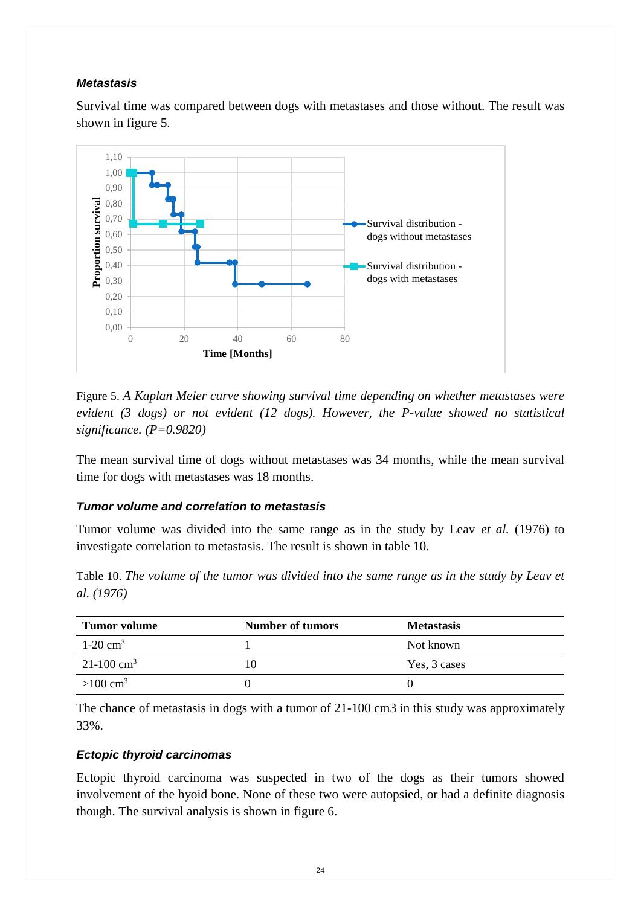### *Metastasis*

Survival time was compared between dogs with metastases and those without. The result was shown in figure 5.

Figure 5. *A Kaplan Meier curve showing survival time depending on whether metastases were evident (3 dogs) or not evident (12 dogs). However, the P-value showed no statistical significance. (P=0.9820)*

The mean survival time of dogs without metastases was 34 months, while the mean survival time for dogs with metastases was 18 months.

### *Tumor volume and correlation to metastasis*

Tumor volume was divided into the same range as in the study by Leav *et al.* (1976) to investigate correlation to metastasis. The result is shown in table 10.

Table 10. *The volume of the tumor was divided into the same range as in the study by Leav et al. (1976)*

| Tumor volume | Number of tumors | Metastasis |
|---|---|---|
| 1-20 $cm^3$ | 1 | Not known |
| 21-100 $cm^3$ | 10 | Yes, 3 cases |
| >100 $cm^3$ | 0 | 0 |

The chance of metastasis in dogs with a tumor of 21-100 cm3 in this study was approximately 33%.

### *Ectopic thyroid carcinomas*

Ectopic thyroid carcinoma was suspected in two of the dogs as their tumors showed involvement of the hyoid bone. None of these two were autopsied, or had a definite diagnosis though. The survival analysis is shown in figure 6.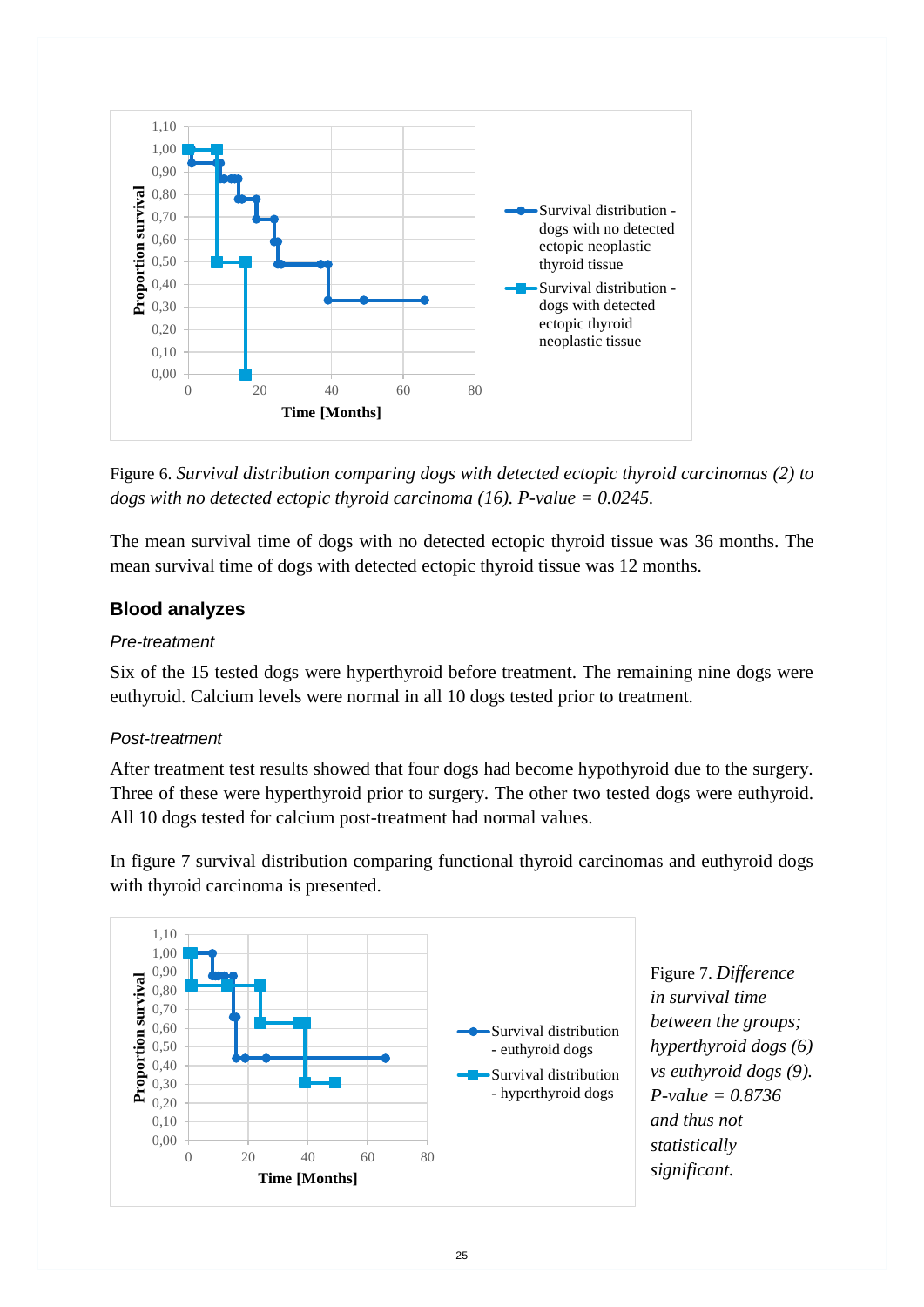Figure 6. *Survival distribution comparing dogs with detected ectopic thyroid carcinomas (2) to dogs with no detected ectopic thyroid carcinoma (16). P-value = 0.0245.*

The mean survival time of dogs with no detected ectopic thyroid tissue was 36 months. The mean survival time of dogs with detected ectopic thyroid tissue was 12 months.

## Blood analyzes

### *Pre-treatment*

Six of the 15 tested dogs were hyperthyroid before treatment. The remaining nine dogs were euthyroid. Calcium levels were normal in all 10 dogs tested prior to treatment.

### *Post-treatment*

After treatment test results showed that four dogs had become hypothyroid due to the surgery. Three of these were hyperthyroid prior to surgery. The other two tested dogs were euthyroid. All 10 dogs tested for calcium post-treatment had normal values.

In figure 7 survival distribution comparing functional thyroid carcinomas and euthyroid dogs with thyroid carcinoma is presented.

Figure 7. *Difference in survival time between the groups; hyperthyroid dogs (6) vs euthyroid dogs (9). P-value = 0.8736 and thus not statistically significant.*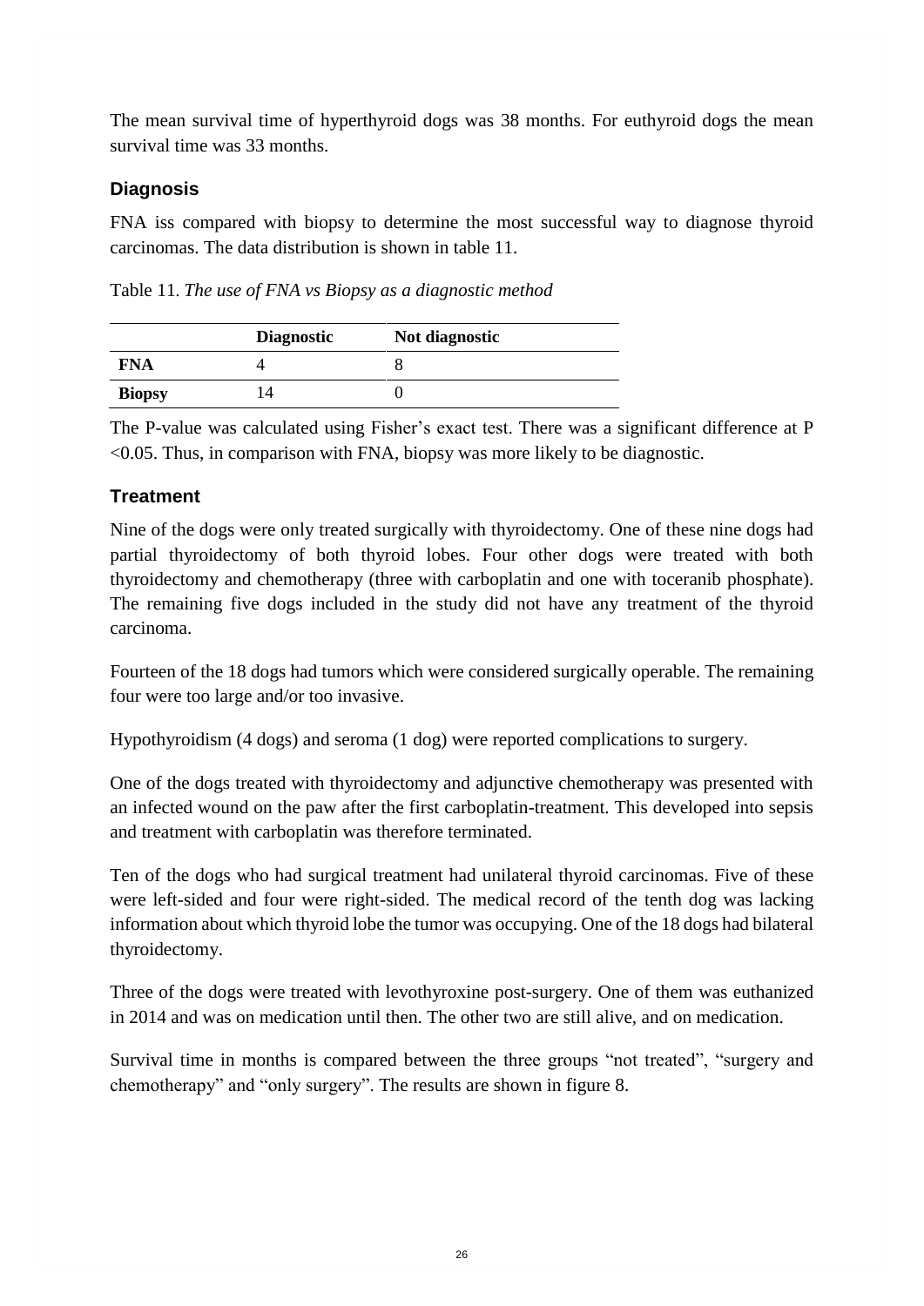The mean survival time of hyperthyroid dogs was 38 months. For euthyroid dogs the mean survival time was 33 months.

### Diagnosis

FNA iss compared with biopsy to determine the most successful way to diagnose thyroid carcinomas. The data distribution is shown in table 11.

Table 11. *The use of FNA vs Biopsy as a diagnostic method*

| | **Diagnostic** | **Not diagnostic** |
|---|---|---|
| **FNA** | 4 | 8 |
| **Biopsy** | 14 | 0 |

The P-value was calculated using Fisher's exact test. There was a significant difference at P <0.05. Thus, in comparison with FNA, biopsy was more likely to be diagnostic.

### Treatment

Nine of the dogs were only treated surgically with thyroidectomy. One of these nine dogs had partial thyroidectomy of both thyroid lobes. Four other dogs were treated with both thyroidectomy and chemotherapy (three with carboplatin and one with toceranib phosphate). The remaining five dogs included in the study did not have any treatment of the thyroid carcinoma.

Fourteen of the 18 dogs had tumors which were considered surgically operable. The remaining four were too large and/or too invasive.

Hypothyroidism (4 dogs) and seroma (1 dog) were reported complications to surgery.

One of the dogs treated with thyroidectomy and adjunctive chemotherapy was presented with an infected wound on the paw after the first carboplatin-treatment. This developed into sepsis and treatment with carboplatin was therefore terminated.

Ten of the dogs who had surgical treatment had unilateral thyroid carcinomas. Five of these were left-sided and four were right-sided. The medical record of the tenth dog was lacking information about which thyroid lobe the tumor was occupying. One of the 18 dogs had bilateral thyroidectomy.

Three of the dogs were treated with levothyroxine post-surgery. One of them was euthanized in 2014 and was on medication until then. The other two are still alive, and on medication.

Survival time in months is compared between the three groups "not treated", "surgery and chemotherapy" and "only surgery". The results are shown in figure 8.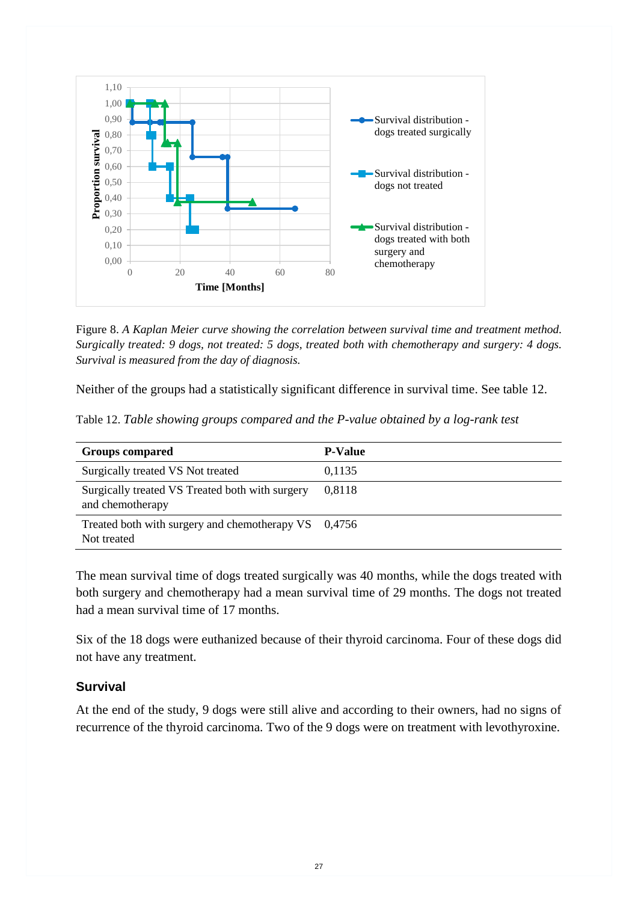Figure 8. *A Kaplan Meier curve showing the correlation between survival time and treatment method. Surgically treated: 9 dogs, not treated: 5 dogs, treated both with chemotherapy and surgery: 4 dogs. Survival is measured from the day of diagnosis.*

Neither of the groups had a statistically significant difference in survival time. See table 12.

Table 12. *Table showing groups compared and the P-value obtained by a log-rank test*

| Groups compared | P-Value |
|---|---|
| Surgically treated VS Not treated | 0,1135 |
| Surgically treated VS Treated both with surgery and chemotherapy | 0,8118 |
| Treated both with surgery and chemotherapy VS Not treated | 0,4756 |

The mean survival time of dogs treated surgically was 40 months, while the dogs treated with both surgery and chemotherapy had a mean survival time of 29 months. The dogs not treated had a mean survival time of 17 months.

Six of the 18 dogs were euthanized because of their thyroid carcinoma. Four of these dogs did not have any treatment.

### Survival

At the end of the study, 9 dogs were still alive and according to their owners, had no signs of recurrence of the thyroid carcinoma. Two of the 9 dogs were on treatment with levothyroxine.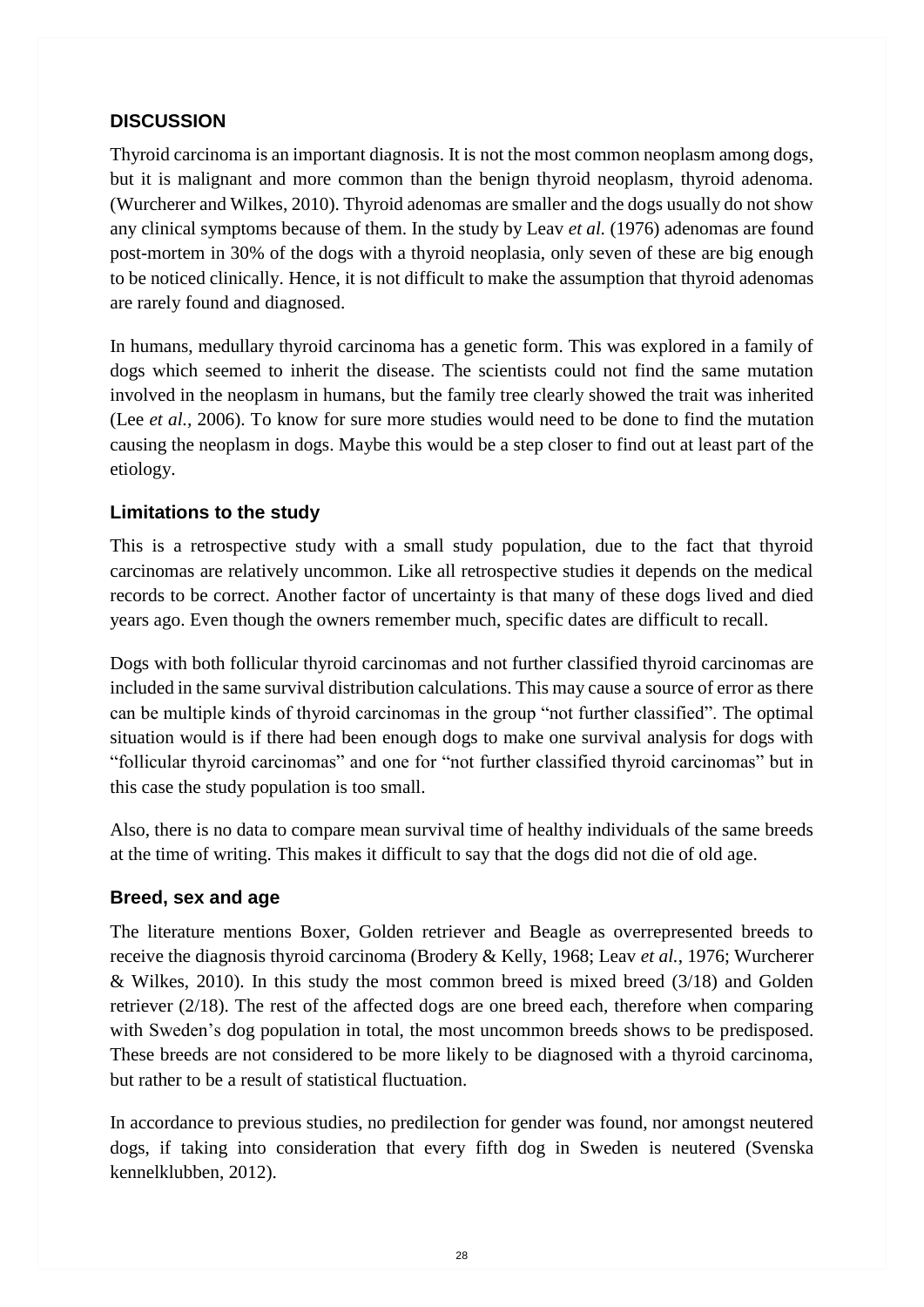## DISCUSSION

Thyroid carcinoma is an important diagnosis. It is not the most common neoplasm among dogs, but it is malignant and more common than the benign thyroid neoplasm, thyroid adenoma. (Wurcherer and Wilkes, 2010). Thyroid adenomas are smaller and the dogs usually do not show any clinical symptoms because of them. In the study by Leav *et al.* (1976) adenomas are found post-mortem in 30% of the dogs with a thyroid neoplasia, only seven of these are big enough to be noticed clinically. Hence, it is not difficult to make the assumption that thyroid adenomas are rarely found and diagnosed.

In humans, medullary thyroid carcinoma has a genetic form. This was explored in a family of dogs which seemed to inherit the disease. The scientists could not find the same mutation involved in the neoplasm in humans, but the family tree clearly showed the trait was inherited (Lee *et al.*, 2006). To know for sure more studies would need to be done to find the mutation causing the neoplasm in dogs. Maybe this would be a step closer to find out at least part of the etiology.

### Limitations to the study

This is a retrospective study with a small study population, due to the fact that thyroid carcinomas are relatively uncommon. Like all retrospective studies it depends on the medical records to be correct. Another factor of uncertainty is that many of these dogs lived and died years ago. Even though the owners remember much, specific dates are difficult to recall.

Dogs with both follicular thyroid carcinomas and not further classified thyroid carcinomas are included in the same survival distribution calculations. This may cause a source of error as there can be multiple kinds of thyroid carcinomas in the group "not further classified". The optimal situation would is if there had been enough dogs to make one survival analysis for dogs with "follicular thyroid carcinomas" and one for "not further classified thyroid carcinomas" but in this case the study population is too small.

Also, there is no data to compare mean survival time of healthy individuals of the same breeds at the time of writing. This makes it difficult to say that the dogs did not die of old age.

### Breed, sex and age

The literature mentions Boxer, Golden retriever and Beagle as overrepresented breeds to receive the diagnosis thyroid carcinoma (Brodery & Kelly, 1968; Leav *et al.*, 1976; Wurcherer & Wilkes, 2010). In this study the most common breed is mixed breed (3/18) and Golden retriever (2/18). The rest of the affected dogs are one breed each, therefore when comparing with Sweden's dog population in total, the most uncommon breeds shows to be predisposed. These breeds are not considered to be more likely to be diagnosed with a thyroid carcinoma, but rather to be a result of statistical fluctuation.

In accordance to previous studies, no predilection for gender was found, nor amongst neutered dogs, if taking into consideration that every fifth dog in Sweden is neutered (Svenska kennelklubben, 2012).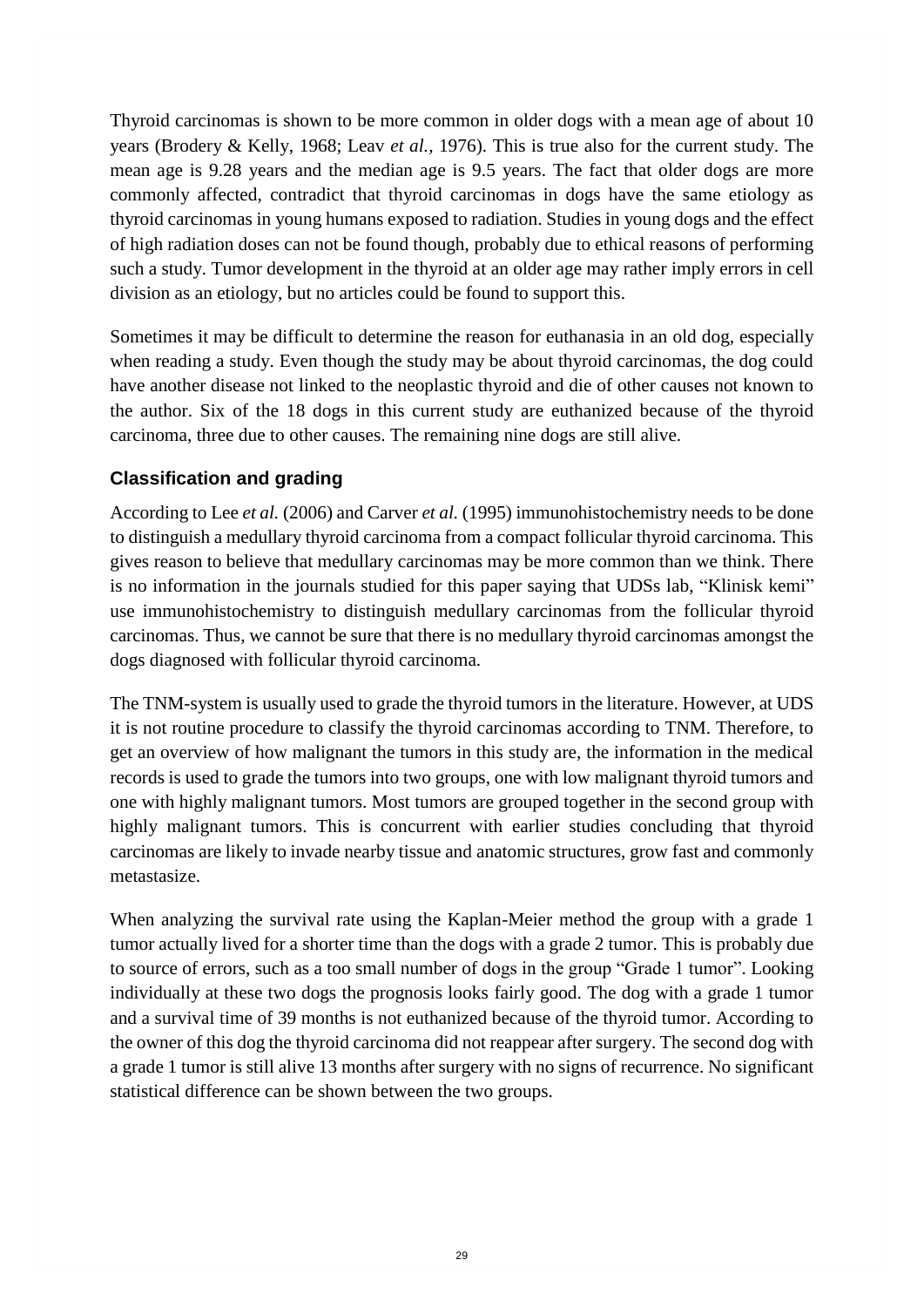Thyroid carcinomas is shown to be more common in older dogs with a mean age of about 10 years (Brodery & Kelly, 1968; Leav *et al.,* 1976). This is true also for the current study. The mean age is 9.28 years and the median age is 9.5 years. The fact that older dogs are more commonly affected, contradict that thyroid carcinomas in dogs have the same etiology as thyroid carcinomas in young humans exposed to radiation. Studies in young dogs and the effect of high radiation doses can not be found though, probably due to ethical reasons of performing such a study. Tumor development in the thyroid at an older age may rather imply errors in cell division as an etiology, but no articles could be found to support this.

Sometimes it may be difficult to determine the reason for euthanasia in an old dog, especially when reading a study. Even though the study may be about thyroid carcinomas, the dog could have another disease not linked to the neoplastic thyroid and die of other causes not known to the author. Six of the 18 dogs in this current study are euthanized because of the thyroid carcinoma, three due to other causes. The remaining nine dogs are still alive.

### Classification and grading

According to Lee *et al.* (2006) and Carver *et al.* (1995) immunohistochemistry needs to be done to distinguish a medullary thyroid carcinoma from a compact follicular thyroid carcinoma. This gives reason to believe that medullary carcinomas may be more common than we think. There is no information in the journals studied for this paper saying that UDSs lab, "Klinisk kemi" use immunohistochemistry to distinguish medullary carcinomas from the follicular thyroid carcinomas. Thus, we cannot be sure that there is no medullary thyroid carcinomas amongst the dogs diagnosed with follicular thyroid carcinoma.

The TNM-system is usually used to grade the thyroid tumors in the literature. However, at UDS it is not routine procedure to classify the thyroid carcinomas according to TNM. Therefore, to get an overview of how malignant the tumors in this study are, the information in the medical records is used to grade the tumors into two groups, one with low malignant thyroid tumors and one with highly malignant tumors. Most tumors are grouped together in the second group with highly malignant tumors. This is concurrent with earlier studies concluding that thyroid carcinomas are likely to invade nearby tissue and anatomic structures, grow fast and commonly metastasize.

When analyzing the survival rate using the Kaplan-Meier method the group with a grade 1 tumor actually lived for a shorter time than the dogs with a grade 2 tumor. This is probably due to source of errors, such as a too small number of dogs in the group "Grade 1 tumor". Looking individually at these two dogs the prognosis looks fairly good. The dog with a grade 1 tumor and a survival time of 39 months is not euthanized because of the thyroid tumor. According to the owner of this dog the thyroid carcinoma did not reappear after surgery. The second dog with a grade 1 tumor is still alive 13 months after surgery with no signs of recurrence. No significant statistical difference can be shown between the two groups.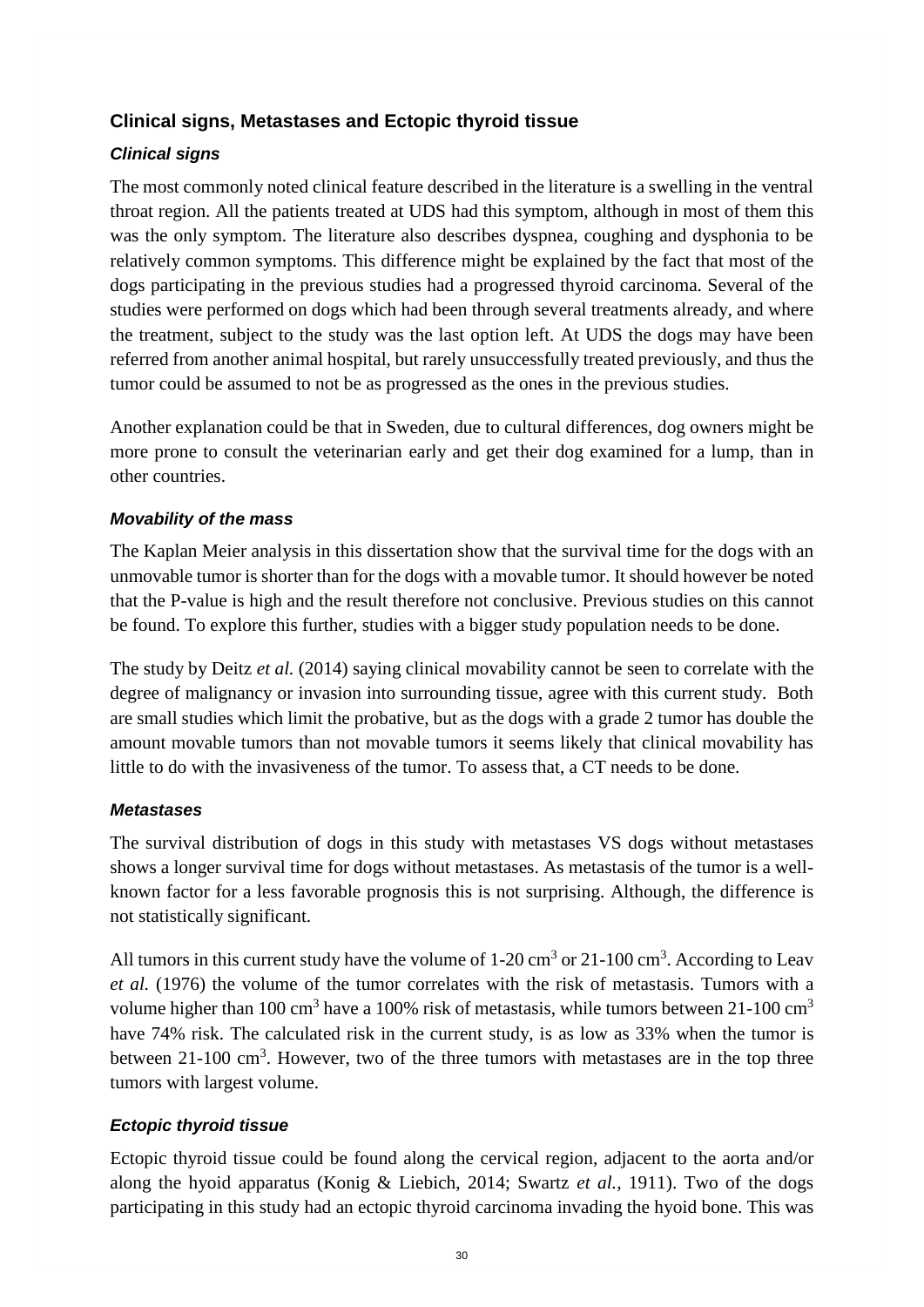## Clinical signs, Metastases and Ectopic thyroid tissue

### *Clinical signs*

The most commonly noted clinical feature described in the literature is a swelling in the ventral throat region. All the patients treated at UDS had this symptom, although in most of them this was the only symptom. The literature also describes dyspnea, coughing and dysphonia to be relatively common symptoms. This difference might be explained by the fact that most of the dogs participating in the previous studies had a progressed thyroid carcinoma. Several of the studies were performed on dogs which had been through several treatments already, and where the treatment, subject to the study was the last option left. At UDS the dogs may have been referred from another animal hospital, but rarely unsuccessfully treated previously, and thus the tumor could be assumed to not be as progressed as the ones in the previous studies.

Another explanation could be that in Sweden, due to cultural differences, dog owners might be more prone to consult the veterinarian early and get their dog examined for a lump, than in other countries.

### *Movability of the mass*

The Kaplan Meier analysis in this dissertation show that the survival time for the dogs with an unmovable tumor is shorter than for the dogs with a movable tumor. It should however be noted that the P-value is high and the result therefore not conclusive. Previous studies on this cannot be found. To explore this further, studies with a bigger study population needs to be done.

The study by Deitz *et al.* (2014) saying clinical movability cannot be seen to correlate with the degree of malignancy or invasion into surrounding tissue, agree with this current study. Both are small studies which limit the probative, but as the dogs with a grade 2 tumor has double the amount movable tumors than not movable tumors it seems likely that clinical movability has little to do with the invasiveness of the tumor. To assess that, a CT needs to be done.

### *Metastases*

The survival distribution of dogs in this study with metastases VS dogs without metastases shows a longer survival time for dogs without metastases. As metastasis of the tumor is a well-known factor for a less favorable prognosis this is not surprising. Although, the difference is not statistically significant.

All tumors in this current study have the volume of 1-20 $cm^3$ or 21-100 $cm^3$. According to Leav *et al.* (1976) the volume of the tumor correlates with the risk of metastasis. Tumors with a volume higher than 100 $cm^3$ have a 100% risk of metastasis, while tumors between 21-100 $cm^3$ have 74% risk. The calculated risk in the current study, is as low as 33% when the tumor is between 21-100 $cm^3$. However, two of the three tumors with metastases are in the top three tumors with largest volume.

### *Ectopic thyroid tissue*

Ectopic thyroid tissue could be found along the cervical region, adjacent to the aorta and/or along the hyoid apparatus (Konig & Liebich, 2014; Swartz *et al.,* 1911). Two of the dogs participating in this study had an ectopic thyroid carcinoma invading the hyoid bone. This was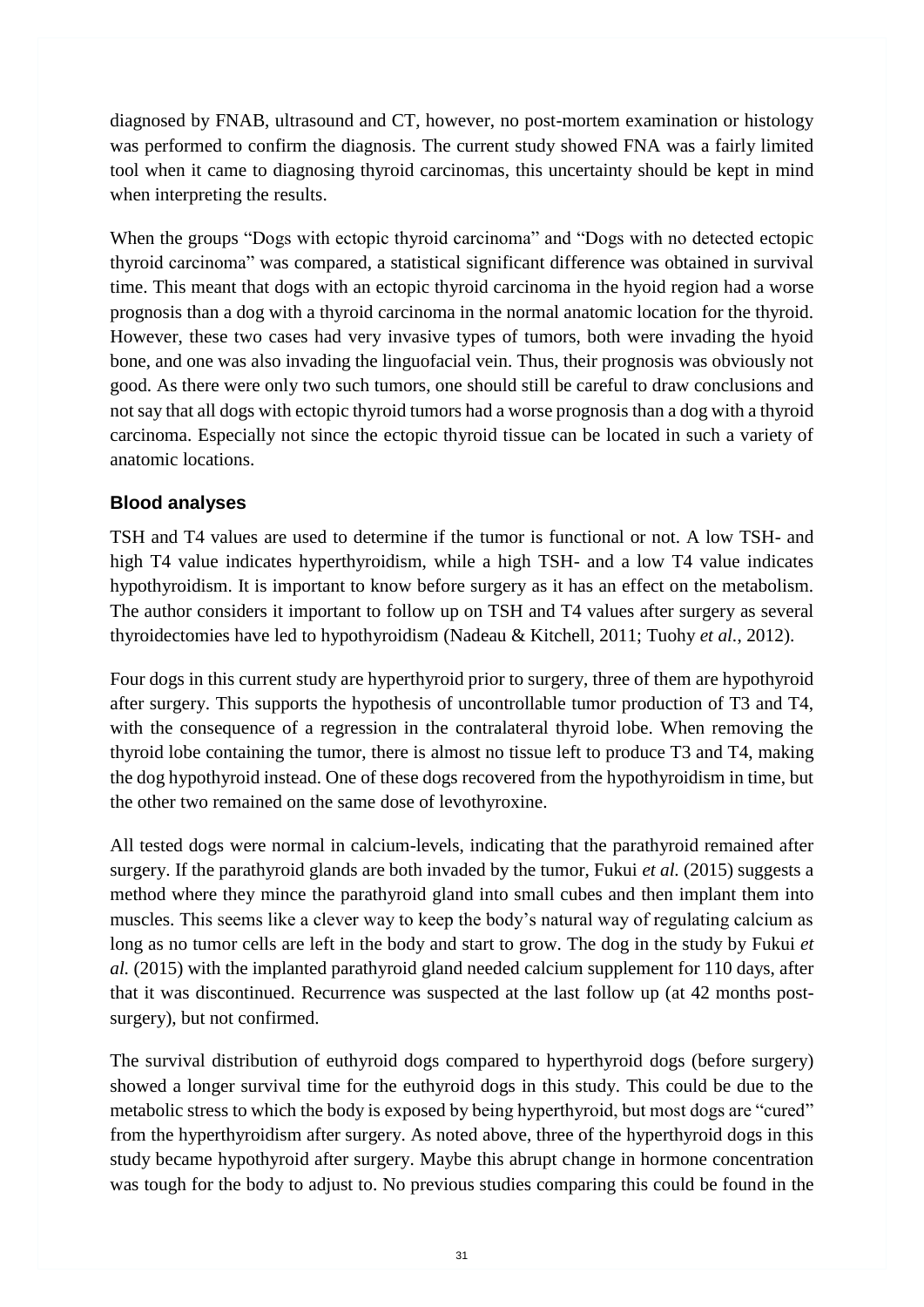diagnosed by FNAB, ultrasound and CT, however, no post-mortem examination or histology was performed to confirm the diagnosis. The current study showed FNA was a fairly limited tool when it came to diagnosing thyroid carcinomas, this uncertainty should be kept in mind when interpreting the results.

When the groups "Dogs with ectopic thyroid carcinoma" and "Dogs with no detected ectopic thyroid carcinoma" was compared, a statistical significant difference was obtained in survival time. This meant that dogs with an ectopic thyroid carcinoma in the hyoid region had a worse prognosis than a dog with a thyroid carcinoma in the normal anatomic location for the thyroid. However, these two cases had very invasive types of tumors, both were invading the hyoid bone, and one was also invading the linguofacial vein. Thus, their prognosis was obviously not good. As there were only two such tumors, one should still be careful to draw conclusions and not say that all dogs with ectopic thyroid tumors had a worse prognosis than a dog with a thyroid carcinoma. Especially not since the ectopic thyroid tissue can be located in such a variety of anatomic locations.

### Blood analyses

TSH and T4 values are used to determine if the tumor is functional or not. A low TSH- and high T4 value indicates hyperthyroidism, while a high TSH- and a low T4 value indicates hypothyroidism. It is important to know before surgery as it has an effect on the metabolism. The author considers it important to follow up on TSH and T4 values after surgery as several thyroidectomies have led to hypothyroidism (Nadeau & Kitchell, 2011; Tuohy *et al.*, 2012).

Four dogs in this current study are hyperthyroid prior to surgery, three of them are hypothyroid after surgery. This supports the hypothesis of uncontrollable tumor production of T3 and T4, with the consequence of a regression in the contralateral thyroid lobe. When removing the thyroid lobe containing the tumor, there is almost no tissue left to produce T3 and T4, making the dog hypothyroid instead. One of these dogs recovered from the hypothyroidism in time, but the other two remained on the same dose of levothyroxine.

All tested dogs were normal in calcium-levels, indicating that the parathyroid remained after surgery. If the parathyroid glands are both invaded by the tumor, Fukui *et al.* (2015) suggests a method where they mince the parathyroid gland into small cubes and then implant them into muscles. This seems like a clever way to keep the body's natural way of regulating calcium as long as no tumor cells are left in the body and start to grow. The dog in the study by Fukui *et al.* (2015) with the implanted parathyroid gland needed calcium supplement for 110 days, after that it was discontinued. Recurrence was suspected at the last follow up (at 42 months post-surgery), but not confirmed.

The survival distribution of euthyroid dogs compared to hyperthyroid dogs (before surgery) showed a longer survival time for the euthyroid dogs in this study. This could be due to the metabolic stress to which the body is exposed by being hyperthyroid, but most dogs are "cured" from the hyperthyroidism after surgery. As noted above, three of the hyperthyroid dogs in this study became hypothyroid after surgery. Maybe this abrupt change in hormone concentration was tough for the body to adjust to. No previous studies comparing this could be found in the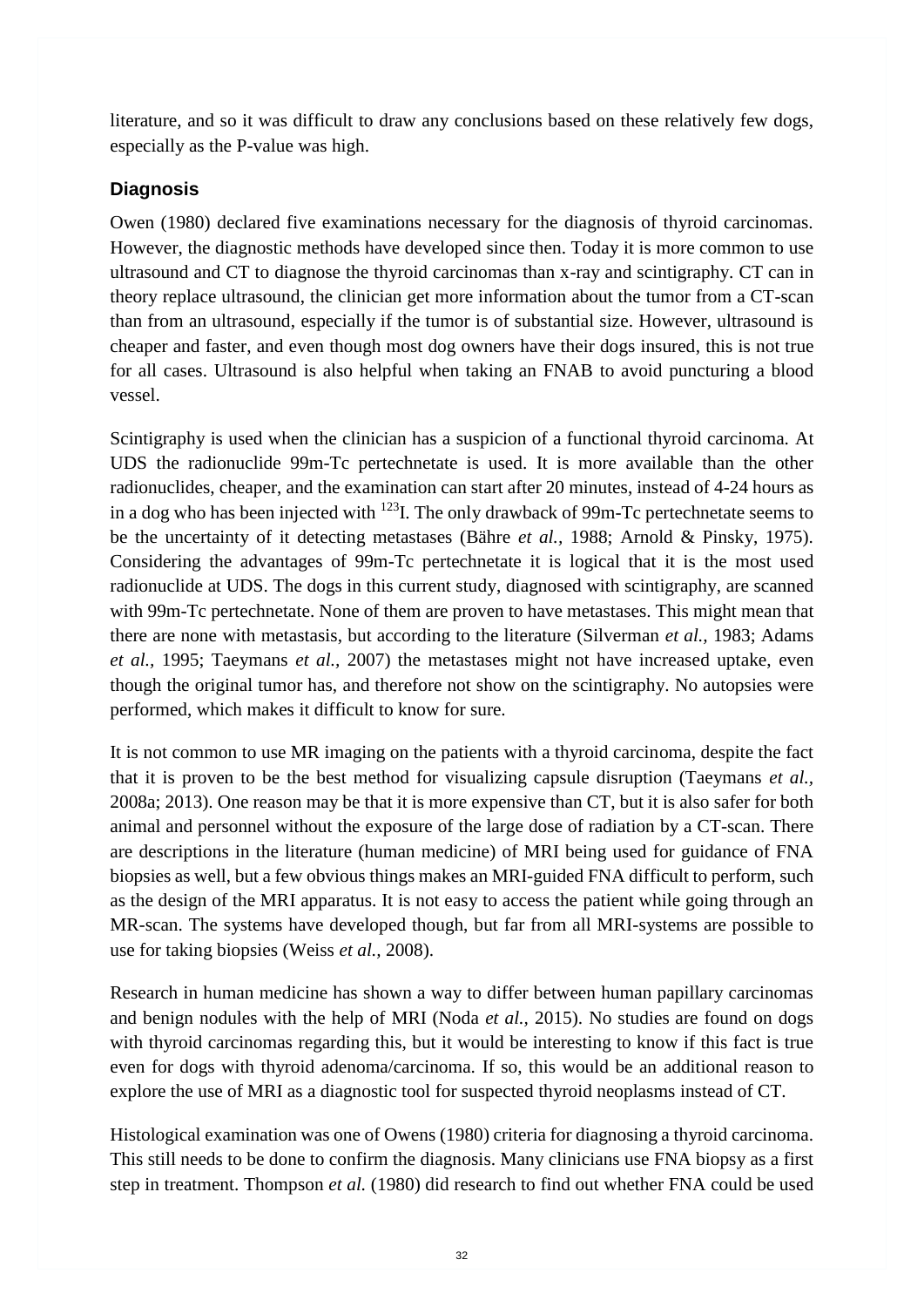literature, and so it was difficult to draw any conclusions based on these relatively few dogs, especially as the P-value was high.

## Diagnosis

Owen (1980) declared five examinations necessary for the diagnosis of thyroid carcinomas. However, the diagnostic methods have developed since then. Today it is more common to use ultrasound and CT to diagnose the thyroid carcinomas than x-ray and scintigraphy. CT can in theory replace ultrasound, the clinician get more information about the tumor from a CT-scan than from an ultrasound, especially if the tumor is of substantial size. However, ultrasound is cheaper and faster, and even though most dog owners have their dogs insured, this is not true for all cases. Ultrasound is also helpful when taking an FNAB to avoid puncturing a blood vessel.

Scintigraphy is used when the clinician has a suspicion of a functional thyroid carcinoma. At UDS the radionuclide 99m-Tc pertechnetate is used. It is more available than the other radionuclides, cheaper, and the examination can start after 20 minutes, instead of 4-24 hours as in a dog who has been injected with $^{123}$I. The only drawback of 99m-Tc pertechnetate seems to be the uncertainty of it detecting metastases (Bähre *et al.,* 1988; Arnold & Pinsky, 1975). Considering the advantages of 99m-Tc pertechnetate it is logical that it is the most used radionuclide at UDS. The dogs in this current study, diagnosed with scintigraphy, are scanned with 99m-Tc pertechnetate. None of them are proven to have metastases. This might mean that there are none with metastasis, but according to the literature (Silverman *et al.,* 1983; Adams *et al.,* 1995; Taeymans *et al.,* 2007) the metastases might not have increased uptake, even though the original tumor has, and therefore not show on the scintigraphy. No autopsies were performed, which makes it difficult to know for sure.

It is not common to use MR imaging on the patients with a thyroid carcinoma, despite the fact that it is proven to be the best method for visualizing capsule disruption (Taeymans *et al.,* 2008a; 2013). One reason may be that it is more expensive than CT, but it is also safer for both animal and personnel without the exposure of the large dose of radiation by a CT-scan. There are descriptions in the literature (human medicine) of MRI being used for guidance of FNA biopsies as well, but a few obvious things makes an MRI-guided FNA difficult to perform, such as the design of the MRI apparatus. It is not easy to access the patient while going through an MR-scan. The systems have developed though, but far from all MRI-systems are possible to use for taking biopsies (Weiss *et al.,* 2008).

Research in human medicine has shown a way to differ between human papillary carcinomas and benign nodules with the help of MRI (Noda *et al.,* 2015). No studies are found on dogs with thyroid carcinomas regarding this, but it would be interesting to know if this fact is true even for dogs with thyroid adenoma/carcinoma. If so, this would be an additional reason to explore the use of MRI as a diagnostic tool for suspected thyroid neoplasms instead of CT.

Histological examination was one of Owens (1980) criteria for diagnosing a thyroid carcinoma. This still needs to be done to confirm the diagnosis. Many clinicians use FNA biopsy as a first step in treatment. Thompson *et al.* (1980) did research to find out whether FNA could be used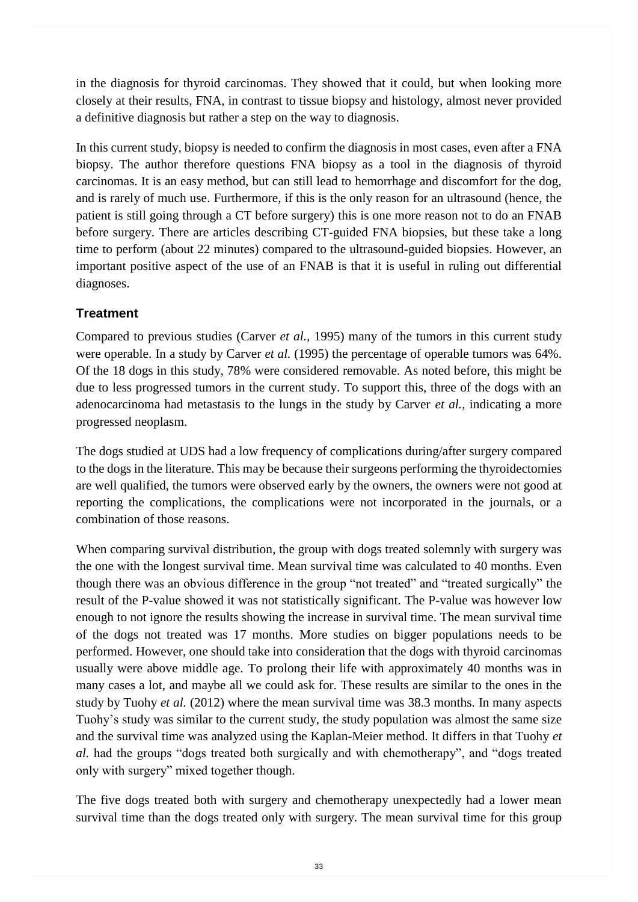in the diagnosis for thyroid carcinomas. They showed that it could, but when looking more closely at their results, FNA, in contrast to tissue biopsy and histology, almost never provided a definitive diagnosis but rather a step on the way to diagnosis.

In this current study, biopsy is needed to confirm the diagnosis in most cases, even after a FNA biopsy. The author therefore questions FNA biopsy as a tool in the diagnosis of thyroid carcinomas. It is an easy method, but can still lead to hemorrhage and discomfort for the dog, and is rarely of much use. Furthermore, if this is the only reason for an ultrasound (hence, the patient is still going through a CT before surgery) this is one more reason not to do an FNAB before surgery. There are articles describing CT-guided FNA biopsies, but these take a long time to perform (about 22 minutes) compared to the ultrasound-guided biopsies. However, an important positive aspect of the use of an FNAB is that it is useful in ruling out differential diagnoses.

### Treatment

Compared to previous studies (Carver *et al.*, 1995) many of the tumors in this current study were operable. In a study by Carver *et al.* (1995) the percentage of operable tumors was 64%. Of the 18 dogs in this study, 78% were considered removable. As noted before, this might be due to less progressed tumors in the current study. To support this, three of the dogs with an adenocarcinoma had metastasis to the lungs in the study by Carver *et al.*, indicating a more progressed neoplasm.

The dogs studied at UDS had a low frequency of complications during/after surgery compared to the dogs in the literature. This may be because their surgeons performing the thyroidectomies are well qualified, the tumors were observed early by the owners, the owners were not good at reporting the complications, the complications were not incorporated in the journals, or a combination of those reasons.

When comparing survival distribution, the group with dogs treated solemnly with surgery was the one with the longest survival time. Mean survival time was calculated to 40 months. Even though there was an obvious difference in the group "not treated" and "treated surgically" the result of the P-value showed it was not statistically significant. The P-value was however low enough to not ignore the results showing the increase in survival time. The mean survival time of the dogs not treated was 17 months. More studies on bigger populations needs to be performed. However, one should take into consideration that the dogs with thyroid carcinomas usually were above middle age. To prolong their life with approximately 40 months was in many cases a lot, and maybe all we could ask for. These results are similar to the ones in the study by Tuohy *et al.* (2012) where the mean survival time was 38.3 months. In many aspects Tuohy's study was similar to the current study, the study population was almost the same size and the survival time was analyzed using the Kaplan-Meier method. It differs in that Tuohy *et al.* had the groups "dogs treated both surgically and with chemotherapy", and "dogs treated only with surgery" mixed together though.

The five dogs treated both with surgery and chemotherapy unexpectedly had a lower mean survival time than the dogs treated only with surgery. The mean survival time for this group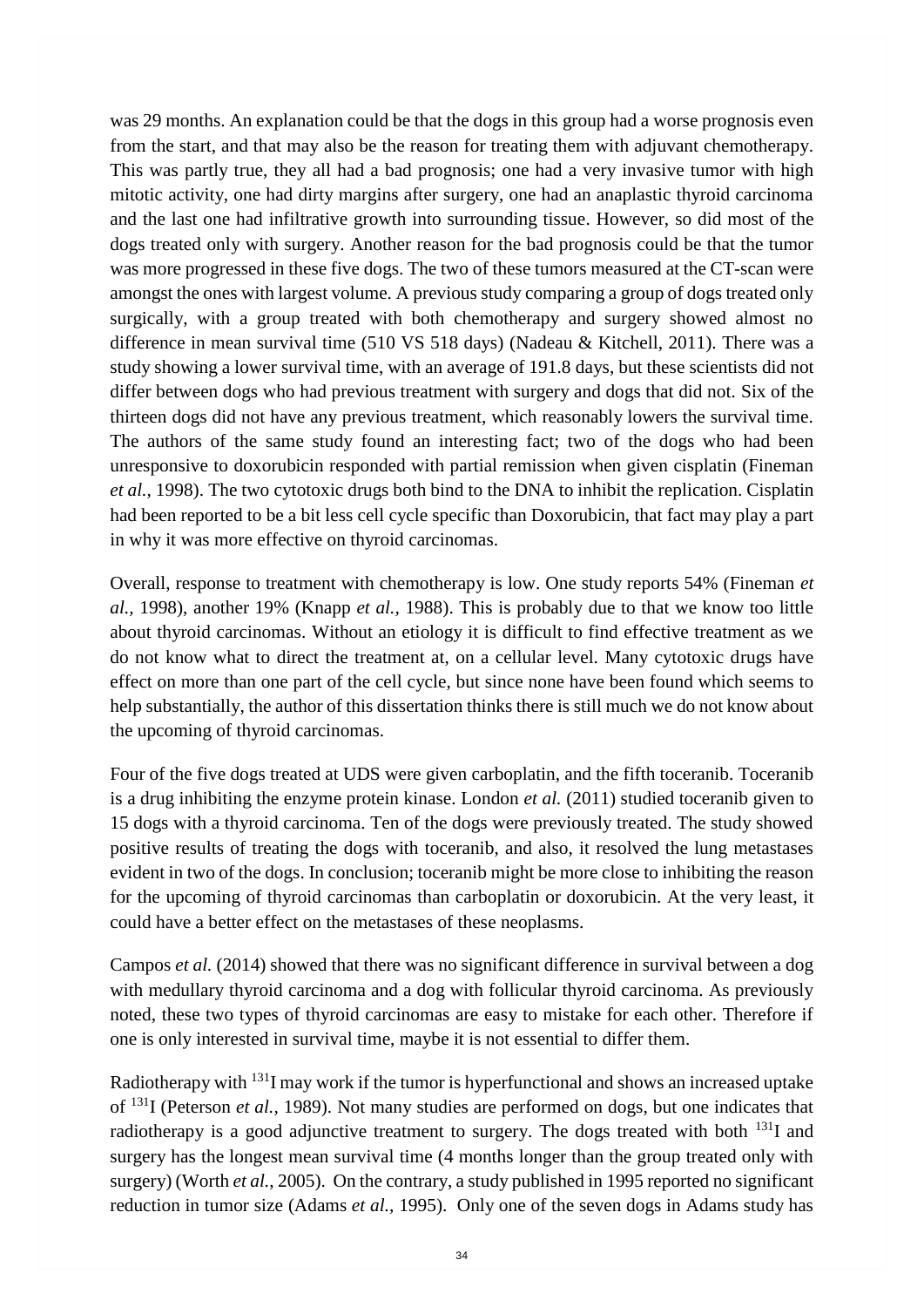was 29 months. An explanation could be that the dogs in this group had a worse prognosis even from the start, and that may also be the reason for treating them with adjuvant chemotherapy. This was partly true, they all had a bad prognosis; one had a very invasive tumor with high mitotic activity, one had dirty margins after surgery, one had an anaplastic thyroid carcinoma and the last one had infiltrative growth into surrounding tissue. However, so did most of the dogs treated only with surgery. Another reason for the bad prognosis could be that the tumor was more progressed in these five dogs. The two of these tumors measured at the CT-scan were amongst the ones with largest volume. A previous study comparing a group of dogs treated only surgically, with a group treated with both chemotherapy and surgery showed almost no difference in mean survival time (510 VS 518 days) (Nadeau & Kitchell, 2011). There was a study showing a lower survival time, with an average of 191.8 days, but these scientists did not differ between dogs who had previous treatment with surgery and dogs that did not. Six of the thirteen dogs did not have any previous treatment, which reasonably lowers the survival time. The authors of the same study found an interesting fact; two of the dogs who had been unresponsive to doxorubicin responded with partial remission when given cisplatin (Fineman *et al.,* 1998). The two cytotoxic drugs both bind to the DNA to inhibit the replication. Cisplatin had been reported to be a bit less cell cycle specific than Doxorubicin, that fact may play a part in why it was more effective on thyroid carcinomas.

Overall, response to treatment with chemotherapy is low. One study reports 54% (Fineman *et al.,* 1998), another 19% (Knapp *et al.,* 1988). This is probably due to that we know too little about thyroid carcinomas. Without an etiology it is difficult to find effective treatment as we do not know what to direct the treatment at, on a cellular level. Many cytotoxic drugs have effect on more than one part of the cell cycle, but since none have been found which seems to help substantially, the author of this dissertation thinks there is still much we do not know about the upcoming of thyroid carcinomas.

Four of the five dogs treated at UDS were given carboplatin, and the fifth toceranib. Toceranib is a drug inhibiting the enzyme protein kinase. London *et al.* (2011) studied toceranib given to 15 dogs with a thyroid carcinoma. Ten of the dogs were previously treated. The study showed positive results of treating the dogs with toceranib, and also, it resolved the lung metastases evident in two of the dogs. In conclusion; toceranib might be more close to inhibiting the reason for the upcoming of thyroid carcinomas than carboplatin or doxorubicin. At the very least, it could have a better effect on the metastases of these neoplasms.

Campos *et al.* (2014) showed that there was no significant difference in survival between a dog with medullary thyroid carcinoma and a dog with follicular thyroid carcinoma. As previously noted, these two types of thyroid carcinomas are easy to mistake for each other. Therefore if one is only interested in survival time, maybe it is not essential to differ them.

Radiotherapy with $^{131}$I may work if the tumor is hyperfunctional and shows an increased uptake of $^{131}$I (Peterson *et al.,* 1989). Not many studies are performed on dogs, but one indicates that radiotherapy is a good adjunctive treatment to surgery. The dogs treated with both $^{131}$I and surgery has the longest mean survival time (4 months longer than the group treated only with surgery) (Worth *et al.*, 2005). On the contrary, a study published in 1995 reported no significant reduction in tumor size (Adams *et al.,* 1995). Only one of the seven dogs in Adams study has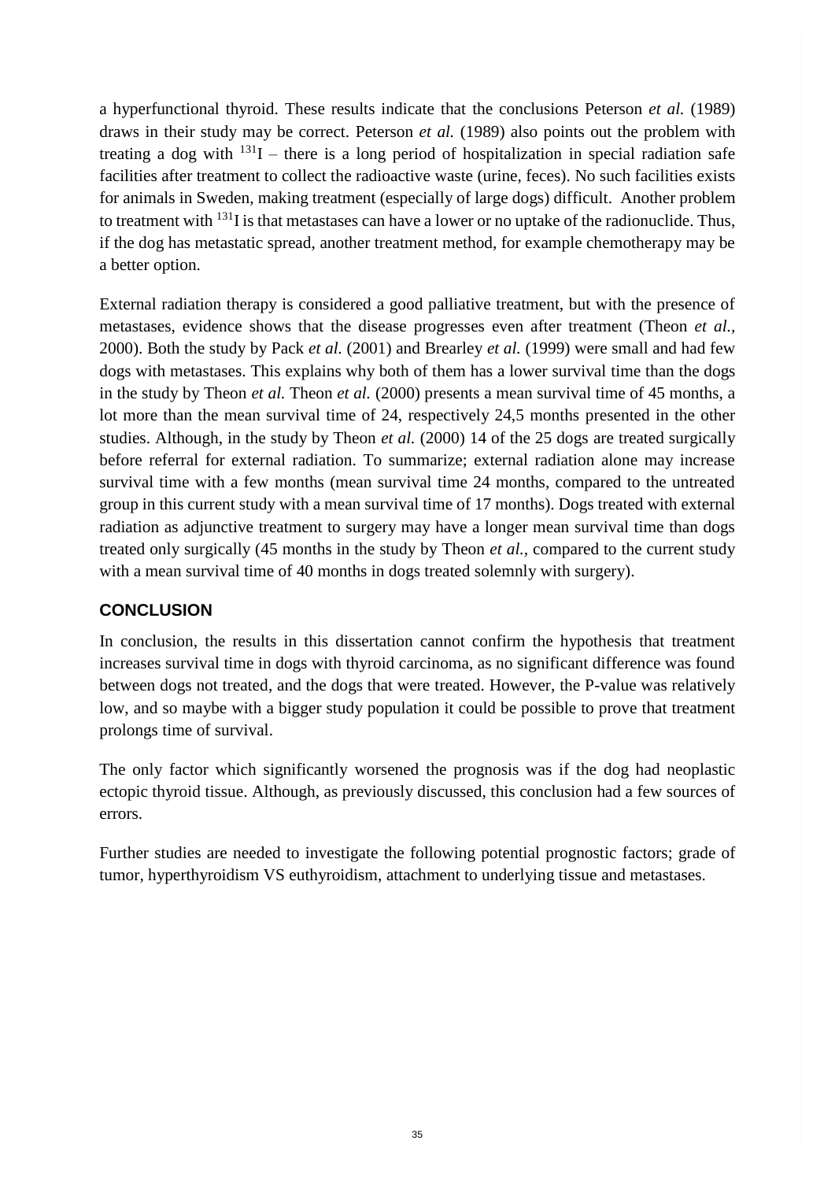a hyperfunctional thyroid. These results indicate that the conclusions Peterson *et al.* (1989) draws in their study may be correct. Peterson *et al.* (1989) also points out the problem with treating a dog with $^{131}I$ – there is a long period of hospitalization in special radiation safe facilities after treatment to collect the radioactive waste (urine, feces). No such facilities exists for animals in Sweden, making treatment (especially of large dogs) difficult. Another problem to treatment with $^{131}I$ is that metastases can have a lower or no uptake of the radionuclide. Thus, if the dog has metastatic spread, another treatment method, for example chemotherapy may be a better option.

External radiation therapy is considered a good palliative treatment, but with the presence of metastases, evidence shows that the disease progresses even after treatment (Theon *et al.*, 2000). Both the study by Pack *et al.* (2001) and Brearley *et al.* (1999) were small and had few dogs with metastases. This explains why both of them has a lower survival time than the dogs in the study by Theon *et al.* Theon *et al.* (2000) presents a mean survival time of 45 months, a lot more than the mean survival time of 24, respectively 24,5 months presented in the other studies. Although, in the study by Theon *et al.* (2000) 14 of the 25 dogs are treated surgically before referral for external radiation. To summarize; external radiation alone may increase survival time with a few months (mean survival time 24 months, compared to the untreated group in this current study with a mean survival time of 17 months). Dogs treated with external radiation as adjunctive treatment to surgery may have a longer mean survival time than dogs treated only surgically (45 months in the study by Theon *et al.*, compared to the current study with a mean survival time of 40 months in dogs treated solemnly with surgery).

## CONCLUSION

In conclusion, the results in this dissertation cannot confirm the hypothesis that treatment increases survival time in dogs with thyroid carcinoma, as no significant difference was found between dogs not treated, and the dogs that were treated. However, the P-value was relatively low, and so maybe with a bigger study population it could be possible to prove that treatment prolongs time of survival.

The only factor which significantly worsened the prognosis was if the dog had neoplastic ectopic thyroid tissue. Although, as previously discussed, this conclusion had a few sources of errors.

Further studies are needed to investigate the following potential prognostic factors; grade of tumor, hyperthyroidism VS euthyroidism, attachment to underlying tissue and metastases.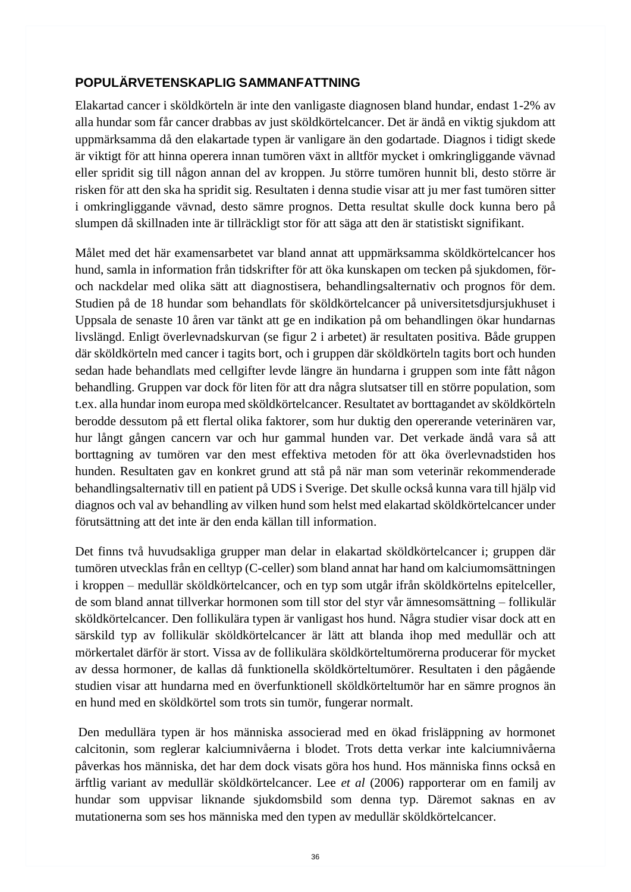## POPULÄRVETENSKAPLIG SAMMANFATTNING

Elakartad cancer i sköldkörteln är inte den vanligaste diagnosen bland hundar, endast 1-2% av alla hundar som får cancer drabbas av just sköldkörtelcancer. Det är ändå en viktig sjukdom att uppmärksamma då den elakartade typen är vanligare än den godartade. Diagnos i tidigt skede är viktigt för att hinna operera innan tumören växt in alltför mycket i omkringliggande vävnad eller spridit sig till någon annan del av kroppen. Ju större tumören hunnit bli, desto större är risken för att den ska ha spridit sig. Resultaten i denna studie visar att ju mer fast tumören sitter i omkringliggande vävnad, desto sämre prognos. Detta resultat skulle dock kunna bero på slumpen då skillnaden inte är tillräckligt stor för att säga att den är statistiskt signifikant.

Målet med det här examensarbetet var bland annat att uppmärksamma sköldkörtelcancer hos hund, samla in information från tidskrifter för att öka kunskapen om tecken på sjukdomen, för- och nackdelar med olika sätt att diagnostisera, behandlingsalternativ och prognos för dem. Studien på de 18 hundar som behandlats för sköldkörtelcancer på universitetsdjursjukhuset i Uppsala de senaste 10 åren var tänkt att ge en indikation på om behandlingen ökar hundarnas livslängd. Enligt överlevnadskurvan (se figur 2 i arbetet) är resultaten positiva. Både gruppen där sköldkörteln med cancer i tagits bort, och i gruppen där sköldkörteln tagits bort och hunden sedan hade behandlats med cellgifter levde längre än hundarna i gruppen som inte fått någon behandling. Gruppen var dock för liten för att dra några slutsatser till en större population, som t.ex. alla hundar inom europa med sköldkörtelcancer. Resultatet av borttagandet av sköldkörteln berodde dessutom på ett flertal olika faktorer, som hur duktig den opererande veterinären var, hur långt gången cancern var och hur gammal hunden var. Det verkade ändå vara så att borttagning av tumören var den mest effektiva metoden för att öka överlevnadstiden hos hunden. Resultaten gav en konkret grund att stå på när man som veterinär rekommenderade behandlingsalternativ till en patient på UDS i Sverige. Det skulle också kunna vara till hjälp vid diagnos och val av behandling av vilken hund som helst med elakartad sköldkörtelcancer under förutsättning att det inte är den enda källan till information.

Det finns två huvudsakliga grupper man delar in elakartad sköldkörtelcancer i; gruppen där tumören utvecklas från en celltyp (C-celler) som bland annat har hand om kalciumomsättningen i kroppen – medullär sköldkörtelcancer, och en typ som utgår ifrån sköldkörtelns epitelceller, de som bland annat tillverkar hormonen som till stor del styr vår ämnesomsättning – follikulär sköldkörtelcancer. Den follikulära typen är vanligast hos hund. Några studier visar dock att en särskild typ av follikulär sköldkörtelcancer är lätt att blanda ihop med medullär och att mörkertalet därför är stort. Vissa av de follikulära sköldkörteltumörerna producerar för mycket av dessa hormoner, de kallas då funktionella sköldkörteltumörer. Resultaten i den pågående studien visar att hundarna med en överfunktionell sköldkörteltumör har en sämre prognos än en hund med en sköldkörtel som trots sin tumör, fungerar normalt.

Den medullära typen är hos människa associerad med en ökad frisläppning av hormonet calcitonin, som reglerar kalciumnivåerna i blodet. Trots detta verkar inte kalciumnivåerna påverkas hos människa, det har dem dock visats göra hos hund. Hos människa finns också en ärftlig variant av medullär sköldkörtelcancer. Lee *et al* (2006) rapporterar om en familj av hundar som uppvisar liknande sjukdomsbild som denna typ. Däremot saknas en av mutationerna som ses hos människa med den typen av medullär sköldkörtelcancer.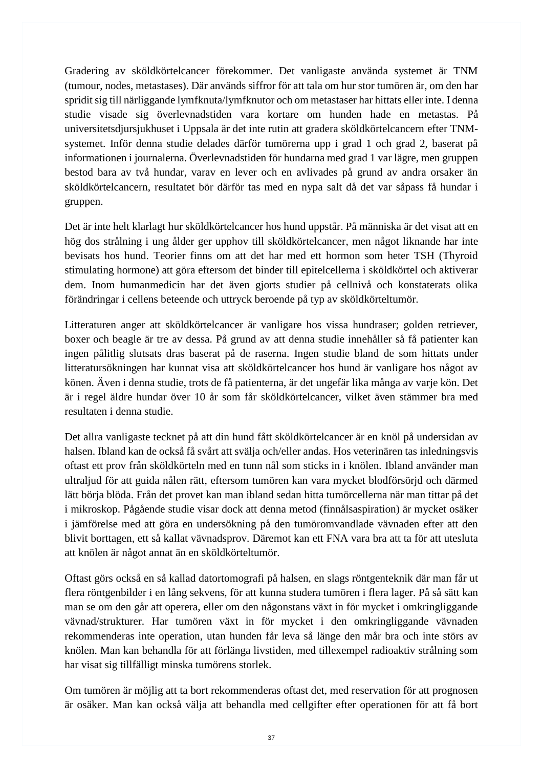Gradering av sköldkörtelcancer förekommer. Det vanligaste använda systemet är TNM (tumour, nodes, metastases). Där används siffror för att tala om hur stor tumören är, om den har spridit sig till närliggande lymfknuta/lymfknutor och om metastaser har hittats eller inte. I denna studie visade sig överlevnadstiden vara kortare om hunden hade en metastas. På universitetsdjursjukhuset i Uppsala är det inte rutin att gradera sköldkörtelcancern efter TNM-systemet. Inför denna studie delades därför tumörerna upp i grad 1 och grad 2, baserat på informationen i journalerna. Överlevnadstiden för hundarna med grad 1 var lägre, men gruppen bestod bara av två hundar, varav en lever och en avlivades på grund av andra orsaker än sköldkörtelcancern, resultatet bör därför tas med en nypa salt då det var såpass få hundar i gruppen.

Det är inte helt klarlagt hur sköldkörtelcancer hos hund uppstår. På människa är det visat att en hög dos strålning i ung ålder ger upphov till sköldkörtelcancer, men något liknande har inte bevisats hos hund. Teorier finns om att det har med ett hormon som heter TSH (Thyroid stimulating hormone) att göra eftersom det binder till epitelcellerna i sköldkörtel och aktiverar dem. Inom humanmedicin har det även gjorts studier på cellnivå och konstaterats olika förändringar i cellens beteende och uttryck beroende på typ av sköldkörteltumör.

Litteraturen anger att sköldkörtelcancer är vanligare hos vissa hundraser; golden retriever, boxer och beagle är tre av dessa. På grund av att denna studie innehåller så få patienter kan ingen pålitlig slutsats dras baserat på de raserna. Ingen studie bland de som hittats under litteratursökningen har kunnat visa att sköldkörtelcancer hos hund är vanligare hos något av könen. Även i denna studie, trots de få patienterna, är det ungefär lika många av varje kön. Det är i regel äldre hundar över 10 år som får sköldkörtelcancer, vilket även stämmer bra med resultaten i denna studie.

Det allra vanligaste tecknet på att din hund fått sköldkörtelcancer är en knöl på undersidan av halsen. Ibland kan de också få svårt att svälja och/eller andas. Hos veterinären tas inledningsvis oftast ett prov från sköldkörteln med en tunn nål som sticks in i knölen. Ibland använder man ultraljud för att guida nålen rätt, eftersom tumören kan vara mycket blodförsörjd och därmed lätt börja blöda. Från det provet kan man ibland sedan hitta tumörcellerna när man tittar på det i mikroskop. Pågående studie visar dock att denna metod (finnålsaspiration) är mycket osäker i jämförelse med att göra en undersökning på den tumöromvandlade vävnaden efter att den blivit borttagen, ett så kallat vävnadsprov. Däremot kan ett FNA vara bra att ta för att utesluta att knölen är något annat än en sköldkörteltumör.

Oftast görs också en så kallad datortomografi på halsen, en slags röntgenteknik där man får ut flera röntgenbilder i en lång sekvens, för att kunna studera tumören i flera lager. På så sätt kan man se om den går att operera, eller om den någonstans växt in för mycket i omkringliggande vävnad/strukturer. Har tumören växt in för mycket i den omkringliggande vävnaden rekommenderas inte operation, utan hunden får leva så länge den mår bra och inte störs av knölen. Man kan behandla för att förlänga livstiden, med tillexempel radioaktiv strålning som har visat sig tillfälligt minska tumörens storlek.

Om tumören är möjlig att ta bort rekommenderas oftast det, med reservation för att prognosen är osäker. Man kan också välja att behandla med cellgifter efter operationen för att få bort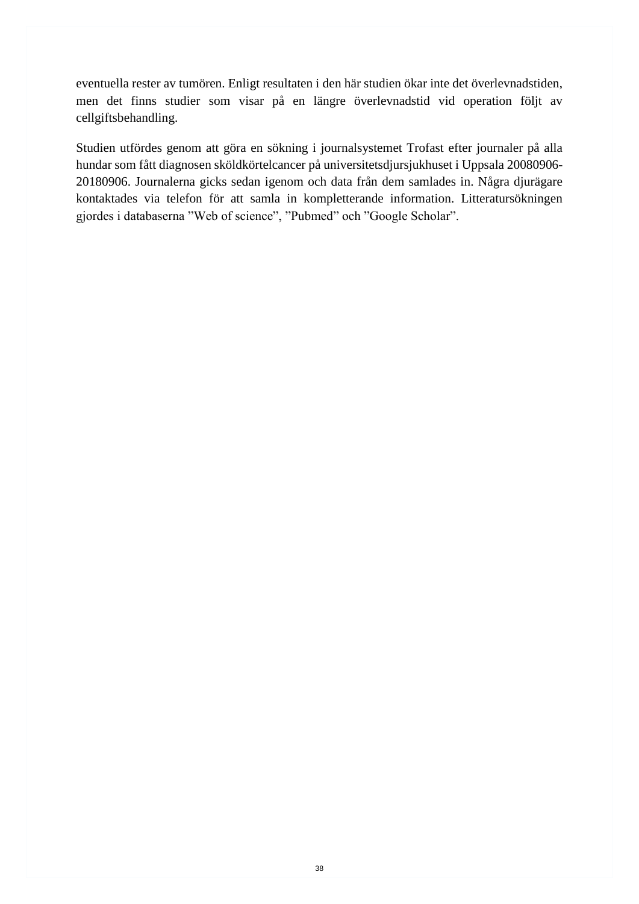eventuella rester av tumören. Enligt resultaten i den här studien ökar inte det överlevnadstiden, men det finns studier som visar på en längre överlevnadstid vid operation följt av cellgiftsbehandling.

Studien utfördes genom att göra en sökning i journalsystemet Trofast efter journaler på alla hundar som fått diagnosen sköldkörtelcancer på universitetsdjursjukhuset i Uppsala 20080906-20180906. Journalerna gicks sedan igenom och data från dem samlades in. Några djurägare kontaktades via telefon för att samla in kompletterande information. Litteratursökningen gjordes i databaserna ”Web of science”, ”Pubmed” och ”Google Scholar”.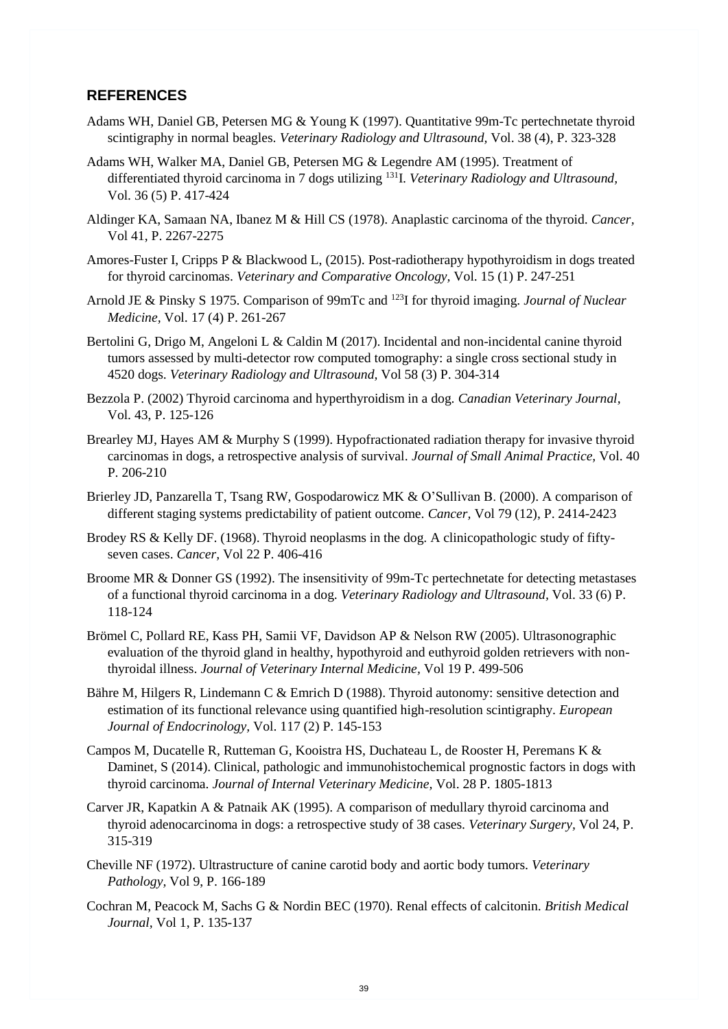## REFERENCES

Adams WH, Daniel GB, Petersen MG & Young K (1997). Quantitative 99m-Tc pertechnetate thyroid scintigraphy in normal beagles. *Veterinary Radiology and Ultrasound*, Vol. 38 (4), P. 323-328

Adams WH, Walker MA, Daniel GB, Petersen MG & Legendre AM (1995). Treatment of differentiated thyroid carcinoma in 7 dogs utilizing $^{131}$I. *Veterinary Radiology and Ultrasound*, Vol. 36 (5) P. 417-424

Aldinger KA, Samaan NA, Ibanez M & Hill CS (1978). Anaplastic carcinoma of the thyroid. *Cancer*, Vol 41, P. 2267-2275

Amores-Fuster I, Cripps P & Blackwood L, (2015). Post-radiotherapy hypothyroidism in dogs treated for thyroid carcinomas. *Veterinary and Comparative Oncology*, Vol. 15 (1) P. 247-251

Arnold JE & Pinsky S 1975. Comparison of 99mTc and $^{123}$I for thyroid imaging. *Journal of Nuclear Medicine*, Vol. 17 (4) P. 261-267

Bertolini G, Drigo M, Angeloni L & Caldin M (2017). Incidental and non-incidental canine thyroid tumors assessed by multi-detector row computed tomography: a single cross sectional study in 4520 dogs. *Veterinary Radiology and Ultrasound*, Vol 58 (3) P. 304-314

Bezzola P. (2002) Thyroid carcinoma and hyperthyroidism in a dog. *Canadian Veterinary Journal*, Vol. 43, P. 125-126

Brearley MJ, Hayes AM & Murphy S (1999). Hypofractionated radiation therapy for invasive thyroid carcinomas in dogs, a retrospective analysis of survival. *Journal of Small Animal Practice*, Vol. 40 P. 206-210

Brierley JD, Panzarella T, Tsang RW, Gospodarowicz MK & O'Sullivan B. (2000). A comparison of different staging systems predictability of patient outcome. *Cancer*, Vol 79 (12), P. 2414-2423

Brodey RS & Kelly DF. (1968). Thyroid neoplasms in the dog. A clinicopathologic study of fifty-seven cases. *Cancer*, Vol 22 P. 406-416

Broome MR & Donner GS (1992). The insensitivity of 99m-Tc pertechnetate for detecting metastases of a functional thyroid carcinoma in a dog. *Veterinary Radiology and Ultrasound*, Vol. 33 (6) P. 118-124

Brömel C, Pollard RE, Kass PH, Samii VF, Davidson AP & Nelson RW (2005). Ultrasonographic evaluation of the thyroid gland in healthy, hypothyroid and euthyroid golden retrievers with non-thyroidal illness. *Journal of Veterinary Internal Medicine*, Vol 19 P. 499-506

Bähre M, Hilgers R, Lindemann C & Emrich D (1988). Thyroid autonomy: sensitive detection and estimation of its functional relevance using quantified high-resolution scintigraphy. *European Journal of Endocrinology*, Vol. 117 (2) P. 145-153

Campos M, Ducatelle R, Rutteman G, Kooistra HS, Duchateau L, de Rooster H, Peremans K & Daminet, S (2014). Clinical, pathologic and immunohistochemical prognostic factors in dogs with thyroid carcinoma. *Journal of Internal Veterinary Medicine*, Vol. 28 P. 1805-1813

Carver JR, Kapatkin A & Patnaik AK (1995). A comparison of medullary thyroid carcinoma and thyroid adenocarcinoma in dogs: a retrospective study of 38 cases. *Veterinary Surgery*, Vol 24, P. 315-319

Cheville NF (1972). Ultrastructure of canine carotid body and aortic body tumors. *Veterinary Pathology*, Vol 9, P. 166-189

Cochran M, Peacock M, Sachs G & Nordin BEC (1970). Renal effects of calcitonin. *British Medical Journal*, Vol 1, P. 135-137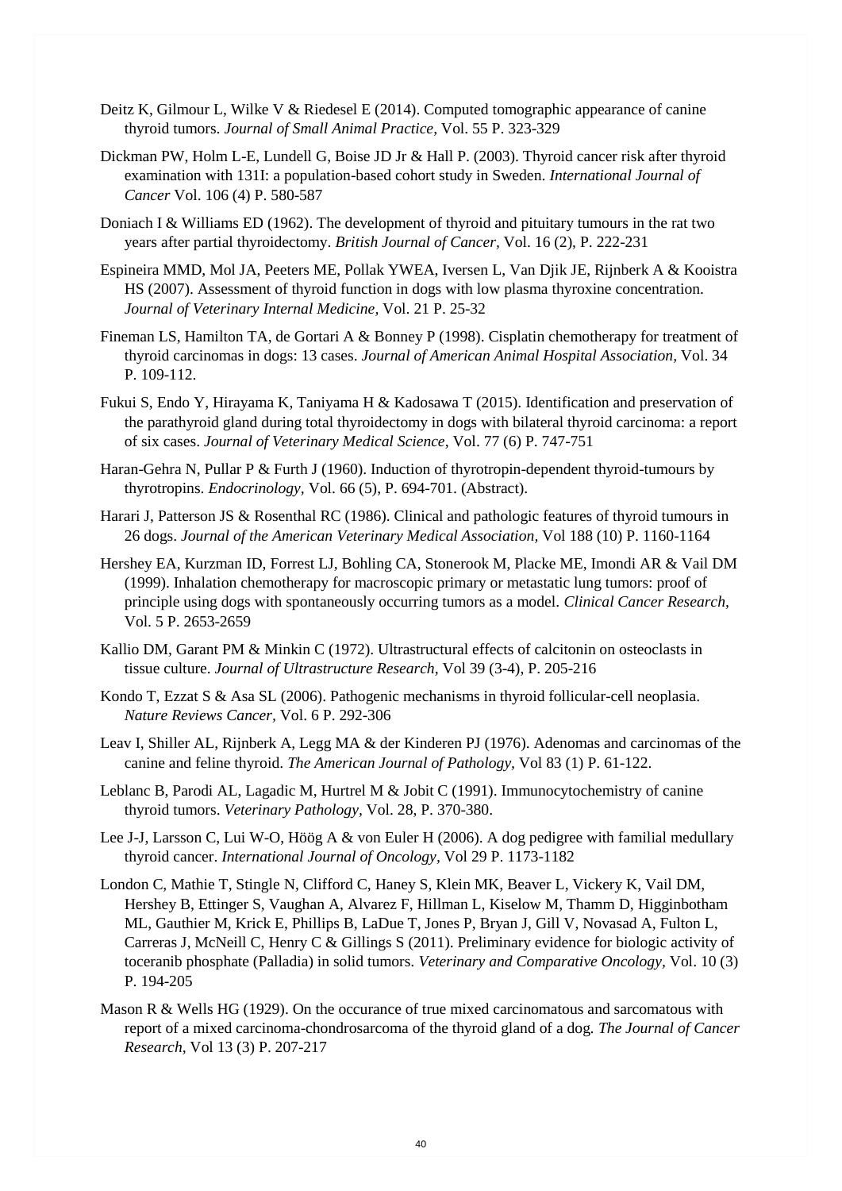Deitz K, Gilmour L, Wilke V & Riedesel E (2014). Computed tomographic appearance of canine thyroid tumors. *Journal of Small Animal Practice*, Vol. 55 P. 323-329

Dickman PW, Holm L-E, Lundell G, Boise JD Jr & Hall P. (2003). Thyroid cancer risk after thyroid examination with 131I: a population-based cohort study in Sweden. *International Journal of Cancer* Vol. 106 (4) P. 580-587

Doniach I & Williams ED (1962). The development of thyroid and pituitary tumours in the rat two years after partial thyroidectomy. *British Journal of Cancer*, Vol. 16 (2), P. 222-231

Espineira MMD, Mol JA, Peeters ME, Pollak YWEA, Iversen L, Van Djik JE, Rijnberk A & Kooistra HS (2007). Assessment of thyroid function in dogs with low plasma thyroxine concentration. *Journal of Veterinary Internal Medicine*, Vol. 21 P. 25-32

Fineman LS, Hamilton TA, de Gortari A & Bonney P (1998). Cisplatin chemotherapy for treatment of thyroid carcinomas in dogs: 13 cases. *Journal of American Animal Hospital Association*, Vol. 34 P. 109-112.

Fukui S, Endo Y, Hirayama K, Taniyama H & Kadosawa T (2015). Identification and preservation of the parathyroid gland during total thyroidectomy in dogs with bilateral thyroid carcinoma: a report of six cases. *Journal of Veterinary Medical Science*, Vol. 77 (6) P. 747-751

Haran-Gehra N, Pullar P & Furth J (1960). Induction of thyrotropin-dependent thyroid-tumours by thyrotropins. *Endocrinology*, Vol. 66 (5), P. 694-701. (Abstract).

Harari J, Patterson JS & Rosenthal RC (1986). Clinical and pathologic features of thyroid tumours in 26 dogs. *Journal of the American Veterinary Medical Association*, Vol 188 (10) P. 1160-1164

Hershey EA, Kurzman ID, Forrest LJ, Bohling CA, Stonerook M, Placke ME, Imondi AR & Vail DM (1999). Inhalation chemotherapy for macroscopic primary or metastatic lung tumors: proof of principle using dogs with spontaneously occurring tumors as a model. *Clinical Cancer Research*, Vol. 5 P. 2653-2659

Kallio DM, Garant PM & Minkin C (1972). Ultrastructural effects of calcitonin on osteoclasts in tissue culture. *Journal of Ultrastructure Research*, Vol 39 (3-4), P. 205-216

Kondo T, Ezzat S & Asa SL (2006). Pathogenic mechanisms in thyroid follicular-cell neoplasia. *Nature Reviews Cancer*, Vol. 6 P. 292-306

Leav I, Shiller AL, Rijnberk A, Legg MA & der Kinderen PJ (1976). Adenomas and carcinomas of the canine and feline thyroid. *The American Journal of Pathology*, Vol 83 (1) P. 61-122.

Leblanc B, Parodi AL, Lagadic M, Hurtrel M & Jobit C (1991). Immunocytochemistry of canine thyroid tumors. *Veterinary Pathology*, Vol. 28, P. 370-380.

Lee J-J, Larsson C, Lui W-O, Höög A & von Euler H (2006). A dog pedigree with familial medullary thyroid cancer. *International Journal of Oncology*, Vol 29 P. 1173-1182

London C, Mathie T, Stingle N, Clifford C, Haney S, Klein MK, Beaver L, Vickery K, Vail DM, Hershey B, Ettinger S, Vaughan A, Alvarez F, Hillman L, Kiselow M, Thamm D, Higginbotham ML, Gauthier M, Krick E, Phillips B, LaDue T, Jones P, Bryan J, Gill V, Novasad A, Fulton L, Carreras J, McNeill C, Henry C & Gillings S (2011). Preliminary evidence for biologic activity of toceranib phosphate (Palladia) in solid tumors. *Veterinary and Comparative Oncology*, Vol. 10 (3) P. 194-205

Mason R & Wells HG (1929). On the occurance of true mixed carcinomatous and sarcomatous with report of a mixed carcinoma-chondrosarcoma of the thyroid gland of a dog. *The Journal of Cancer Research*, Vol 13 (3) P. 207-217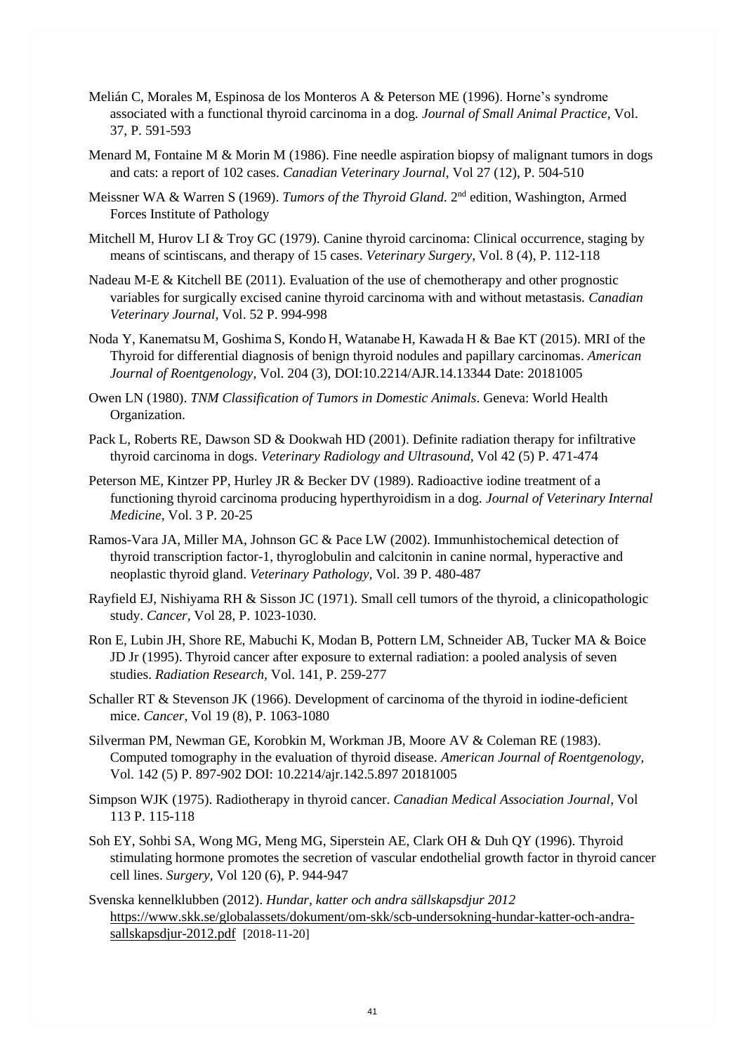Melián C, Morales M, Espinosa de los Monteros A & Peterson ME (1996). Horne's syndrome associated with a functional thyroid carcinoma in a dog. *Journal of Small Animal Practice*, Vol. 37, P. 591-593

Menard M, Fontaine M & Morin M (1986). Fine needle aspiration biopsy of malignant tumors in dogs and cats: a report of 102 cases. *Canadian Veterinary Journal*, Vol 27 (12), P. 504-510

Meissner WA & Warren S (1969). *Tumors of the Thyroid Gland.* 2nd edition, Washington, Armed Forces Institute of Pathology

Mitchell M, Hurov LI & Troy GC (1979). Canine thyroid carcinoma: Clinical occurrence, staging by means of scintiscans, and therapy of 15 cases. *Veterinary Surgery*, Vol. 8 (4), P. 112-118

Nadeau M-E & Kitchell BE (2011). Evaluation of the use of chemotherapy and other prognostic variables for surgically excised canine thyroid carcinoma with and without metastasis. *Canadian Veterinary Journal*, Vol. 52 P. 994-998

Noda Y, Kanematsu M, Goshima S, Kondo H, Watanabe H, Kawada H & Bae KT (2015). MRI of the Thyroid for differential diagnosis of benign thyroid nodules and papillary carcinomas. *American Journal of Roentgenology*, Vol. 204 (3), DOI:10.2214/AJR.14.13344 Date: 20181005

Owen LN (1980). *TNM Classification of Tumors in Domestic Animals*. Geneva: World Health Organization.

Pack L, Roberts RE, Dawson SD & Dookwah HD (2001). Definite radiation therapy for infiltrative thyroid carcinoma in dogs. *Veterinary Radiology and Ultrasound*, Vol 42 (5) P. 471-474

Peterson ME, Kintzer PP, Hurley JR & Becker DV (1989). Radioactive iodine treatment of a functioning thyroid carcinoma producing hyperthyroidism in a dog. *Journal of Veterinary Internal Medicine*, Vol. 3 P. 20-25

Ramos-Vara JA, Miller MA, Johnson GC & Pace LW (2002). Immunhistochemical detection of thyroid transcription factor-1, thyroglobulin and calcitonin in canine normal, hyperactive and neoplastic thyroid gland. *Veterinary Pathology*, Vol. 39 P. 480-487

Rayfield EJ, Nishiyama RH & Sisson JC (1971). Small cell tumors of the thyroid, a clinicopathologic study. *Cancer*, Vol 28, P. 1023-1030.

Ron E, Lubin JH, Shore RE, Mabuchi K, Modan B, Pottern LM, Schneider AB, Tucker MA & Boice JD Jr (1995). Thyroid cancer after exposure to external radiation: a pooled analysis of seven studies. *Radiation Research*, Vol. 141, P. 259-277

Schaller RT & Stevenson JK (1966). Development of carcinoma of the thyroid in iodine-deficient mice. *Cancer*, Vol 19 (8), P. 1063-1080

Silverman PM, Newman GE, Korobkin M, Workman JB, Moore AV & Coleman RE (1983). Computed tomography in the evaluation of thyroid disease. *American Journal of Roentgenology*, Vol. 142 (5) P. 897-902 DOI: 10.2214/ajr.142.5.897 20181005

Simpson WJK (1975). Radiotherapy in thyroid cancer. *Canadian Medical Association Journal*, Vol 113 P. 115-118

Soh EY, Sohbi SA, Wong MG, Meng MG, Siperstein AE, Clark OH & Duh QY (1996). Thyroid stimulating hormone promotes the secretion of vascular endothelial growth factor in thyroid cancer cell lines. *Surgery*, Vol 120 (6), P. 944-947

Svenska kennelklubben (2012). *Hundar, katter och andra sällskapsdjur 2012* https://www.skk.se/globalassets/dokument/om-skk/scb-undersokning-hundar-katter-och-andra-sallskapsdjur-2012.pdf [2018-11-20]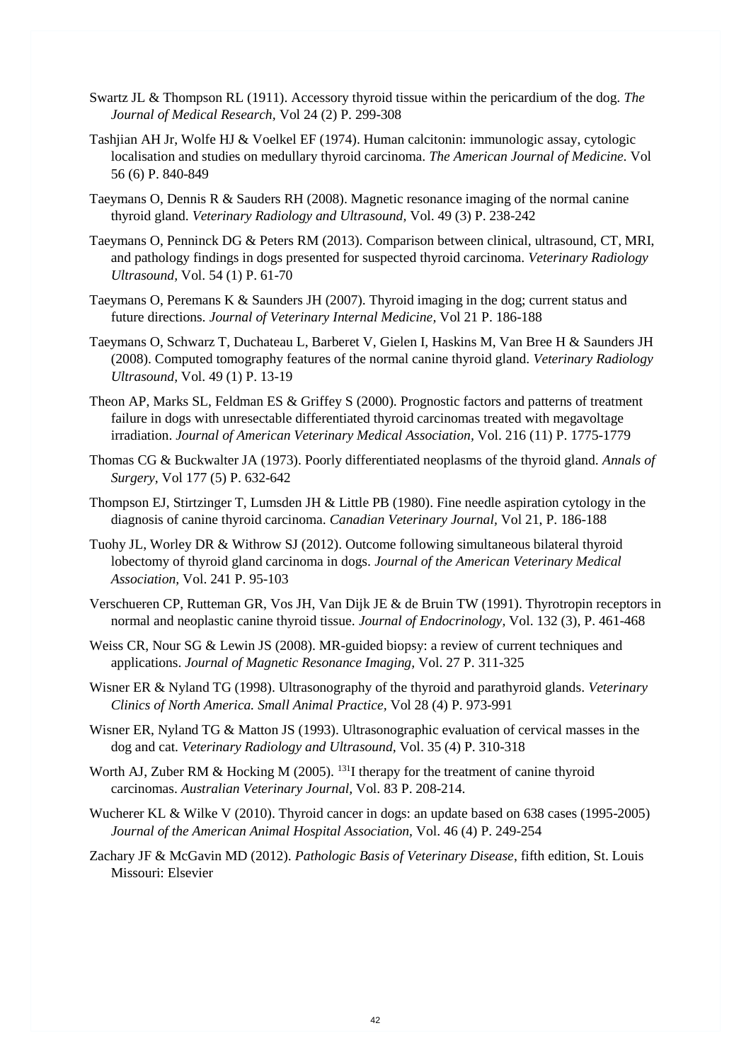Swartz JL & Thompson RL (1911). Accessory thyroid tissue within the pericardium of the dog. *The Journal of Medical Research,* Vol 24 (2) P. 299-308

Tashjian AH Jr, Wolfe HJ & Voelkel EF (1974). Human calcitonin: immunologic assay, cytologic localisation and studies on medullary thyroid carcinoma. *The American Journal of Medicine.* Vol 56 (6) P. 840-849

Taeymans O, Dennis R & Sauders RH (2008). Magnetic resonance imaging of the normal canine thyroid gland. *Veterinary Radiology and Ultrasound,* Vol. 49 (3) P. 238-242

Taeymans O, Penninck DG & Peters RM (2013). Comparison between clinical, ultrasound, CT, MRI, and pathology findings in dogs presented for suspected thyroid carcinoma. *Veterinary Radiology Ultrasound,* Vol. 54 (1) P. 61-70

Taeymans O, Peremans K & Saunders JH (2007). Thyroid imaging in the dog; current status and future directions. *Journal of Veterinary Internal Medicine,* Vol 21 P. 186-188

Taeymans O, Schwarz T, Duchateau L, Barberet V, Gielen I, Haskins M, Van Bree H & Saunders JH (2008). Computed tomography features of the normal canine thyroid gland. *Veterinary Radiology Ultrasound,* Vol. 49 (1) P. 13-19

Theon AP, Marks SL, Feldman ES & Griffey S (2000). Prognostic factors and patterns of treatment failure in dogs with unresectable differentiated thyroid carcinomas treated with megavoltage irradiation. *Journal of American Veterinary Medical Association,* Vol. 216 (11) P. 1775-1779

Thomas CG & Buckwalter JA (1973). Poorly differentiated neoplasms of the thyroid gland. *Annals of Surgery,* Vol 177 (5) P. 632-642

Thompson EJ, Stirtzinger T, Lumsden JH & Little PB (1980). Fine needle aspiration cytology in the diagnosis of canine thyroid carcinoma. *Canadian Veterinary Journal,* Vol 21, P. 186-188

Tuohy JL, Worley DR & Withrow SJ (2012). Outcome following simultaneous bilateral thyroid lobectomy of thyroid gland carcinoma in dogs. *Journal of the American Veterinary Medical Association,* Vol. 241 P. 95-103

Verschueren CP, Rutteman GR, Vos JH, Van Dijk JE & de Bruin TW (1991). Thyrotropin receptors in normal and neoplastic canine thyroid tissue. *Journal of Endocrinology,* Vol. 132 (3), P. 461-468

Weiss CR, Nour SG & Lewin JS (2008). MR-guided biopsy: a review of current techniques and applications. *Journal of Magnetic Resonance Imaging,* Vol. 27 P. 311-325

Wisner ER & Nyland TG (1998). Ultrasonography of the thyroid and parathyroid glands. *Veterinary Clinics of North America. Small Animal Practice,* Vol 28 (4) P. 973-991

Wisner ER, Nyland TG & Matton JS (1993). Ultrasonographic evaluation of cervical masses in the dog and cat. *Veterinary Radiology and Ultrasound,* Vol. 35 (4) P. 310-318

Worth AJ, Zuber RM & Hocking M (2005). $^{131}$I therapy for the treatment of canine thyroid carcinomas. *Australian Veterinary Journal,* Vol. 83 P. 208-214.

Wucherer KL & Wilke V (2010). Thyroid cancer in dogs: an update based on 638 cases (1995-2005) *Journal of the American Animal Hospital Association,* Vol. 46 (4) P. 249-254

Zachary JF & McGavin MD (2012). *Pathologic Basis of Veterinary Disease,* fifth edition, St. Louis Missouri: Elsevier